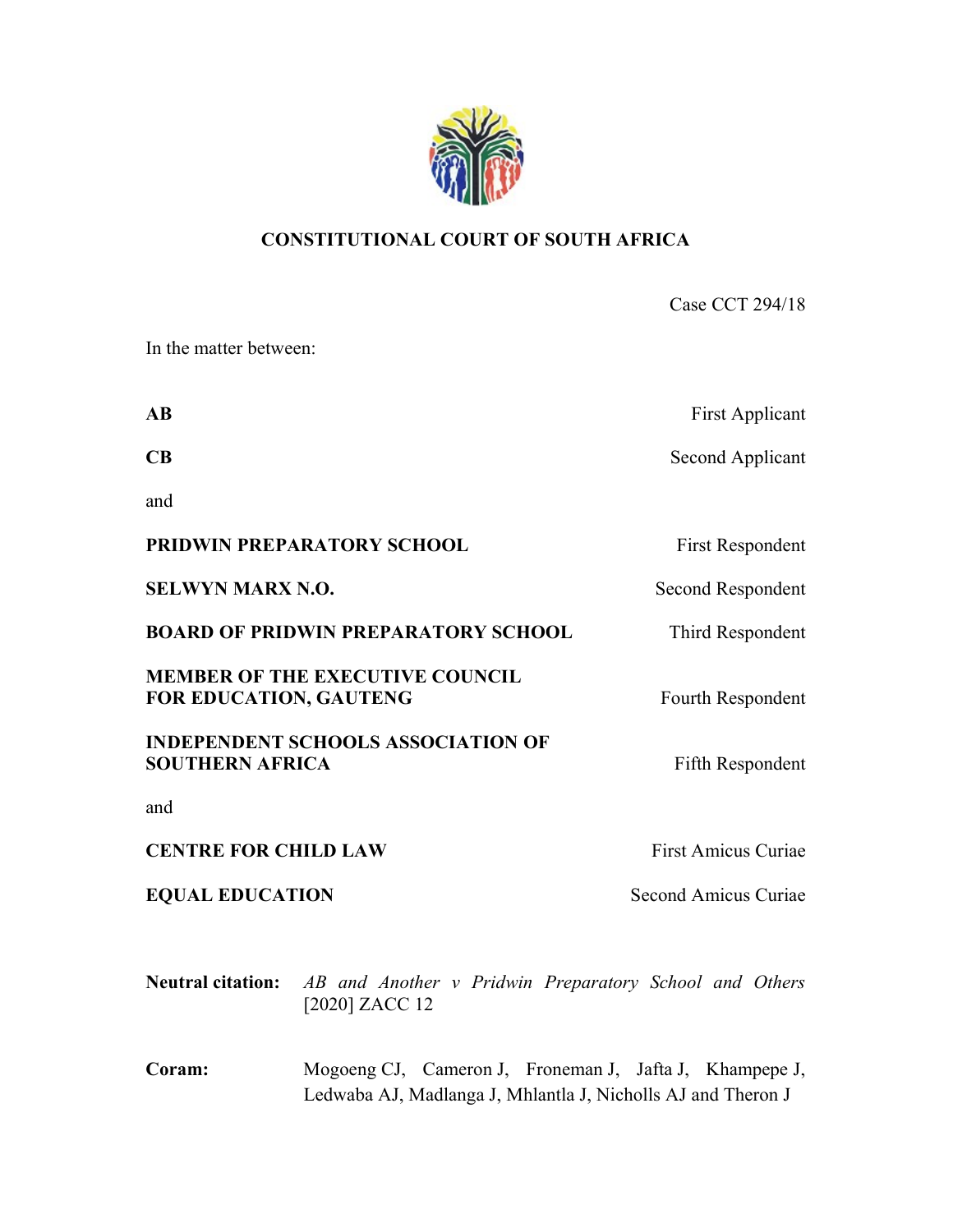**CONSTITUTIONAL COURT OF SOUTH AFRICA**

Case CCT 294/18

In the matter between:

| | |
|---|---|
| **AB** | First Applicant |
| **CB** | Second Applicant |
| and | |
| **PRIDWIN PREPARATORY SCHOOL** | First Respondent |
| **SELWYN MARX N.O.** | Second Respondent |
| **BOARD OF PRIDWIN PREPARATORY SCHOOL** | Third Respondent |
| **MEMBER OF THE EXECUTIVE COUNCIL FOR EDUCATION, GAUTENG** | Fourth Respondent |
| **INDEPENDENT SCHOOLS ASSOCIATION OF SOUTHERN AFRICA** | Fifth Respondent |
| and | |
| **CENTRE FOR CHILD LAW** | First Amicus Curiae |
| **EQUAL EDUCATION** | Second Amicus Curiae |

**Neutral citation:** *AB and Another v Pridwin Preparatory School and Others* [2020] ZACC 12

**Coram:** Mogoeng CJ, Cameron J, Froneman J, Jafta J, Khampepe J, Ledwaba AJ, Madlanga J, Mhlantla J, Nicholls AJ and Theron J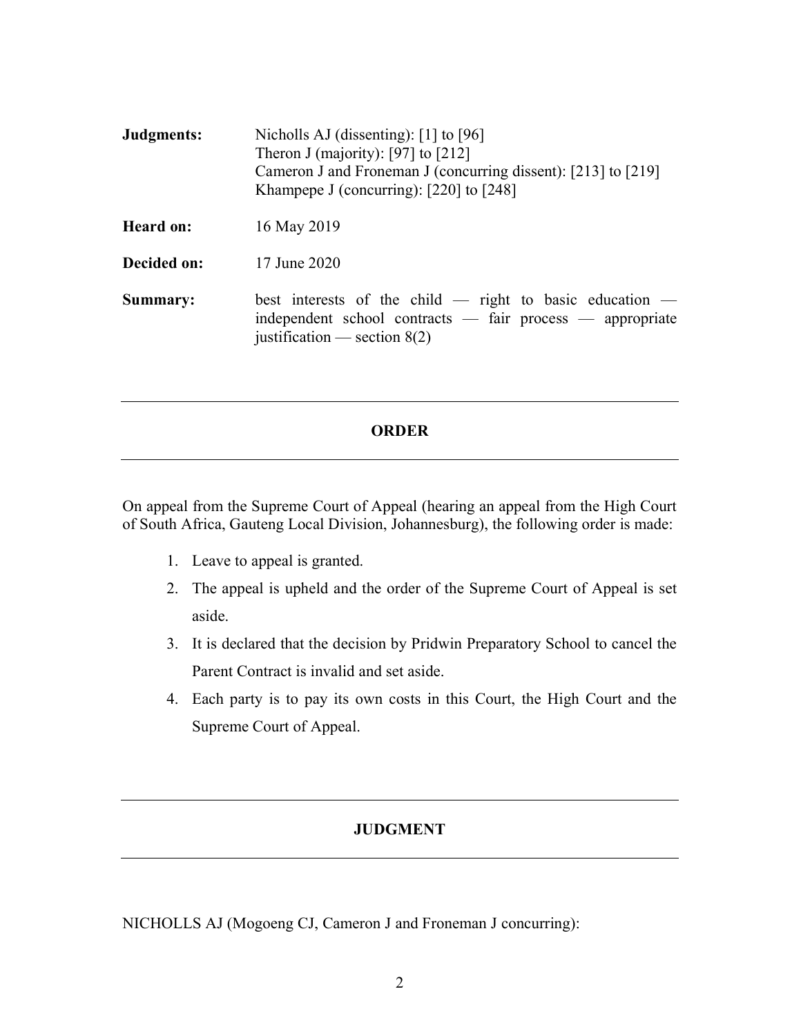**Judgments:** Nicholls AJ (dissenting): [1] to [96]
Theron J (majority): [97] to [212]
Cameron J and Froneman J (concurring dissent): [213] to [219]
Khampepe J (concurring): [220] to [248]

**Heard on:** 16 May 2019

**Decided on:** 17 June 2020

**Summary:** best interests of the child — right to basic education — independent school contracts — fair process — appropriate justification — section 8(2)

---

**ORDER**

---

On appeal from the Supreme Court of Appeal (hearing an appeal from the High Court of South Africa, Gauteng Local Division, Johannesburg), the following order is made:

1. Leave to appeal is granted.
2. The appeal is upheld and the order of the Supreme Court of Appeal is set aside.
3. It is declared that the decision by Pridwin Preparatory School to cancel the Parent Contract is invalid and set aside.
4. Each party is to pay its own costs in this Court, the High Court and the Supreme Court of Appeal.

---

**JUDGMENT**

---

NICHOLLS AJ (Mogoeng CJ, Cameron J and Froneman J concurring):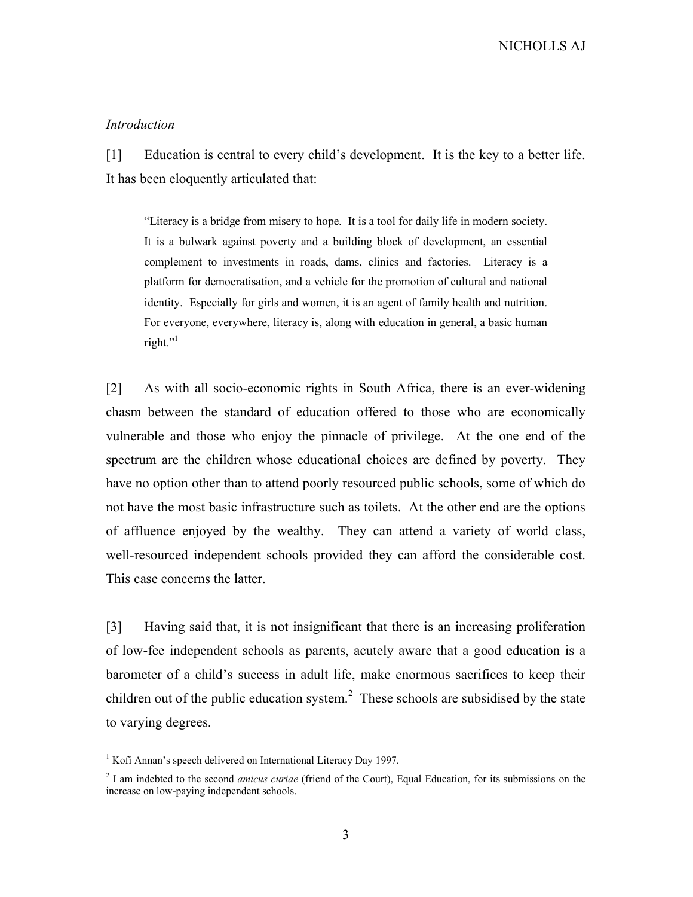*Introduction*

[1] Education is central to every child's development. It is the key to a better life. It has been eloquently articulated that:

> "Literacy is a bridge from misery to hope. It is a tool for daily life in modern society. It is a bulwark against poverty and a building block of development, an essential complement to investments in roads, dams, clinics and factories. Literacy is a platform for democratisation, and a vehicle for the promotion of cultural and national identity. Especially for girls and women, it is an agent of family health and nutrition. For everyone, everywhere, literacy is, along with education in general, a basic human right."[1]

[2] As with all socio-economic rights in South Africa, there is an ever-widening chasm between the standard of education offered to those who are economically vulnerable and those who enjoy the pinnacle of privilege. At the one end of the spectrum are the children whose educational choices are defined by poverty. They have no option other than to attend poorly resourced public schools, some of which do not have the most basic infrastructure such as toilets. At the other end are the options of affluence enjoyed by the wealthy. They can attend a variety of world class, well-resourced independent schools provided they can afford the considerable cost. This case concerns the latter.

[3] Having said that, it is not insignificant that there is an increasing proliferation of low-fee independent schools as parents, acutely aware that a good education is a barometer of a child's success in adult life, make enormous sacrifices to keep their children out of the public education system.[2] These schools are subsidised by the state to varying degrees.

---

[1] Kofi Annan's speech delivered on International Literacy Day 1997.

[2] I am indebted to the second *amicus curiae* (friend of the Court), Equal Education, for its submissions on the increase on low-paying independent schools.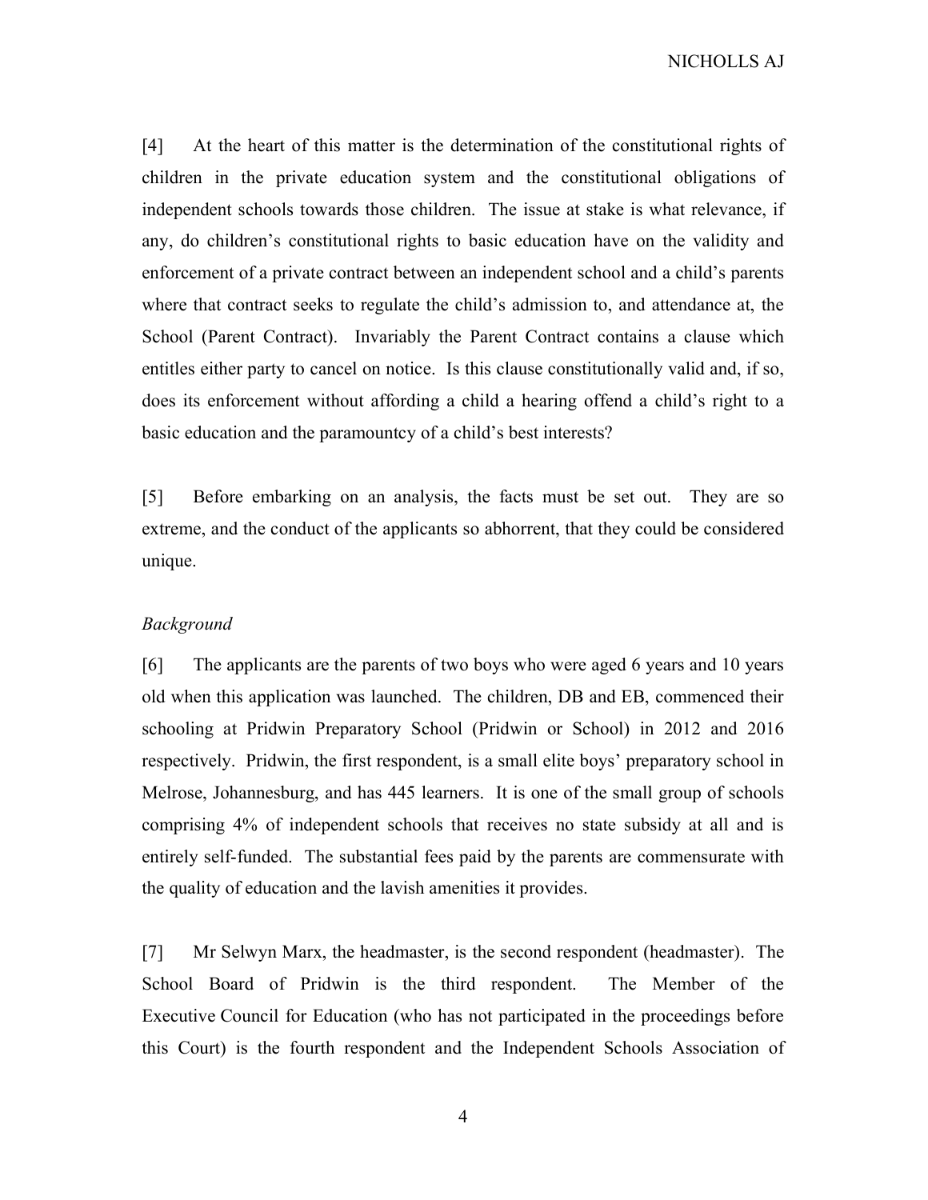[4] At the heart of this matter is the determination of the constitutional rights of children in the private education system and the constitutional obligations of independent schools towards those children. The issue at stake is what relevance, if any, do children's constitutional rights to basic education have on the validity and enforcement of a private contract between an independent school and a child's parents where that contract seeks to regulate the child's admission to, and attendance at, the School (Parent Contract). Invariably the Parent Contract contains a clause which entitles either party to cancel on notice. Is this clause constitutionally valid and, if so, does its enforcement without affording a child a hearing offend a child's right to a basic education and the paramountcy of a child's best interests?

[5] Before embarking on an analysis, the facts must be set out. They are so extreme, and the conduct of the applicants so abhorrent, that they could be considered unique.

*Background*

[6] The applicants are the parents of two boys who were aged 6 years and 10 years old when this application was launched. The children, DB and EB, commenced their schooling at Pridwin Preparatory School (Pridwin or School) in 2012 and 2016 respectively. Pridwin, the first respondent, is a small elite boys' preparatory school in Melrose, Johannesburg, and has 445 learners. It is one of the small group of schools comprising 4% of independent schools that receives no state subsidy at all and is entirely self-funded. The substantial fees paid by the parents are commensurate with the quality of education and the lavish amenities it provides.

[7] Mr Selwyn Marx, the headmaster, is the second respondent (headmaster). The School Board of Pridwin is the third respondent. The Member of the Executive Council for Education (who has not participated in the proceedings before this Court) is the fourth respondent and the Independent Schools Association of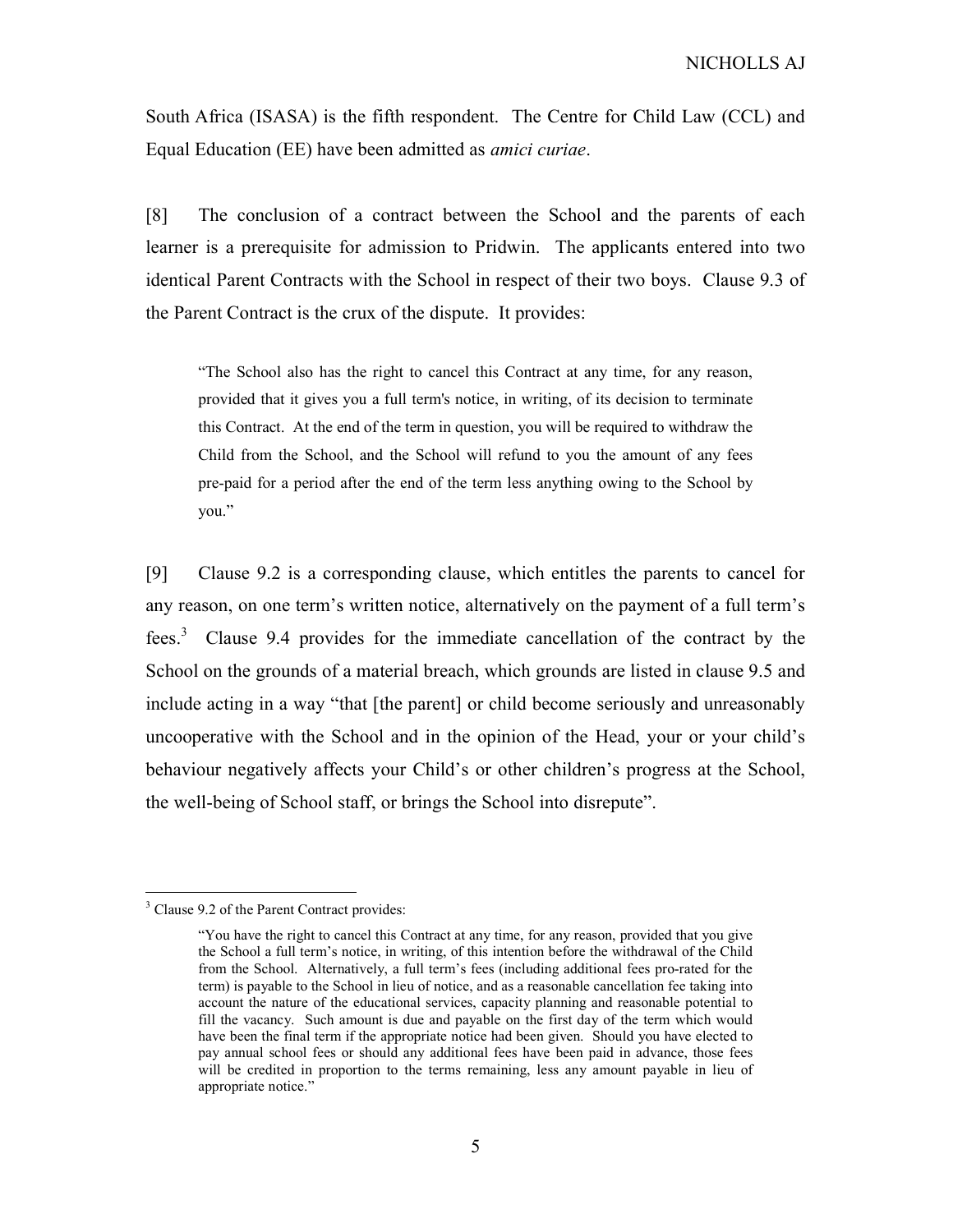South Africa (ISASA) is the fifth respondent. The Centre for Child Law (CCL) and Equal Education (EE) have been admitted as *amici curiae*.

[8] The conclusion of a contract between the School and the parents of each learner is a prerequisite for admission to Pridwin. The applicants entered into two identical Parent Contracts with the School in respect of their two boys. Clause 9.3 of the Parent Contract is the crux of the dispute. It provides:

> "The School also has the right to cancel this Contract at any time, for any reason, provided that it gives you a full term's notice, in writing, of its decision to terminate this Contract. At the end of the term in question, you will be required to withdraw the Child from the School, and the School will refund to you the amount of any fees pre-paid for a period after the end of the term less anything owing to the School by you."

[9] Clause 9.2 is a corresponding clause, which entitles the parents to cancel for any reason, on one term's written notice, alternatively on the payment of a full term's fees.[3] Clause 9.4 provides for the immediate cancellation of the contract by the School on the grounds of a material breach, which grounds are listed in clause 9.5 and include acting in a way "that [the parent] or child become seriously and unreasonably uncooperative with the School and in the opinion of the Head, your or your child's behaviour negatively affects your Child's or other children's progress at the School, the well-being of School staff, or brings the School into disrepute".

---

[3] Clause 9.2 of the Parent Contract provides:

> "You have the right to cancel this Contract at any time, for any reason, provided that you give the School a full term's notice, in writing, of this intention before the withdrawal of the Child from the School. Alternatively, a full term's fees (including additional fees pro-rated for the term) is payable to the School in lieu of notice, and as a reasonable cancellation fee taking into account the nature of the educational services, capacity planning and reasonable potential to fill the vacancy. Such amount is due and payable on the first day of the term which would have been the final term if the appropriate notice had been given. Should you have elected to pay annual school fees or should any additional fees have been paid in advance, those fees will be credited in proportion to the terms remaining, less any amount payable in lieu of appropriate notice."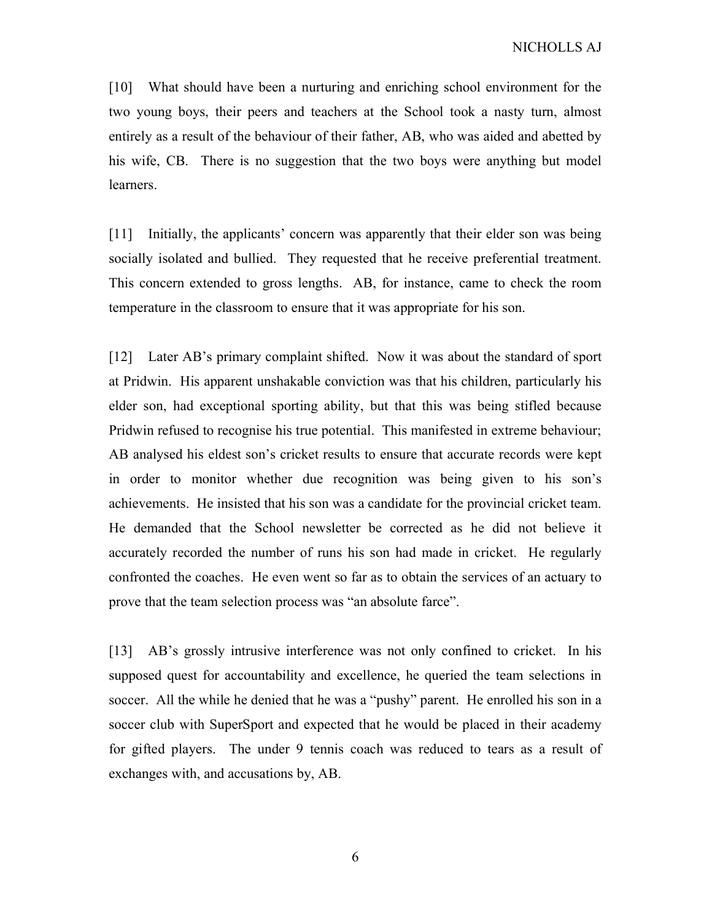[10] What should have been a nurturing and enriching school environment for the two young boys, their peers and teachers at the School took a nasty turn, almost entirely as a result of the behaviour of their father, AB, who was aided and abetted by his wife, CB. There is no suggestion that the two boys were anything but model learners.

[11] Initially, the applicants' concern was apparently that their elder son was being socially isolated and bullied. They requested that he receive preferential treatment. This concern extended to gross lengths. AB, for instance, came to check the room temperature in the classroom to ensure that it was appropriate for his son.

[12] Later AB's primary complaint shifted. Now it was about the standard of sport at Pridwin. His apparent unshakable conviction was that his children, particularly his elder son, had exceptional sporting ability, but that this was being stifled because Pridwin refused to recognise his true potential. This manifested in extreme behaviour; AB analysed his eldest son's cricket results to ensure that accurate records were kept in order to monitor whether due recognition was being given to his son's achievements. He insisted that his son was a candidate for the provincial cricket team. He demanded that the School newsletter be corrected as he did not believe it accurately recorded the number of runs his son had made in cricket. He regularly confronted the coaches. He even went so far as to obtain the services of an actuary to prove that the team selection process was "an absolute farce".

[13] AB's grossly intrusive interference was not only confined to cricket. In his supposed quest for accountability and excellence, he queried the team selections in soccer. All the while he denied that he was a "pushy" parent. He enrolled his son in a soccer club with SuperSport and expected that he would be placed in their academy for gifted players. The under 9 tennis coach was reduced to tears as a result of exchanges with, and accusations by, AB.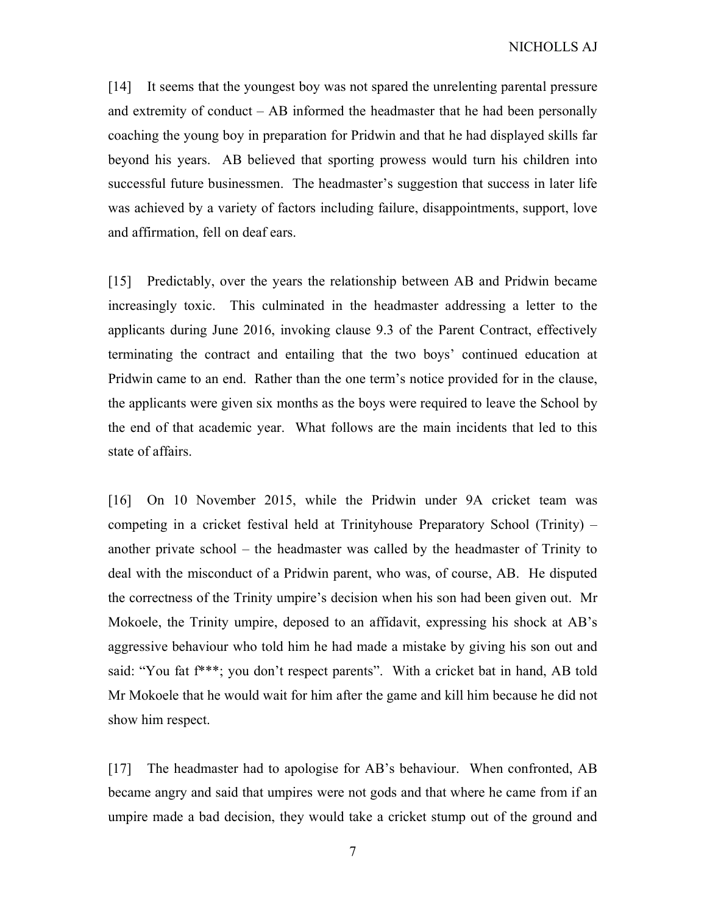[14] It seems that the youngest boy was not spared the unrelenting parental pressure and extremity of conduct – AB informed the headmaster that he had been personally coaching the young boy in preparation for Pridwin and that he had displayed skills far beyond his years. AB believed that sporting prowess would turn his children into successful future businessmen. The headmaster's suggestion that success in later life was achieved by a variety of factors including failure, disappointments, support, love and affirmation, fell on deaf ears.

[15] Predictably, over the years the relationship between AB and Pridwin became increasingly toxic. This culminated in the headmaster addressing a letter to the applicants during June 2016, invoking clause 9.3 of the Parent Contract, effectively terminating the contract and entailing that the two boys' continued education at Pridwin came to an end. Rather than the one term's notice provided for in the clause, the applicants were given six months as the boys were required to leave the School by the end of that academic year. What follows are the main incidents that led to this state of affairs.

[16] On 10 November 2015, while the Pridwin under 9A cricket team was competing in a cricket festival held at Trinityhouse Preparatory School (Trinity) – another private school – the headmaster was called by the headmaster of Trinity to deal with the misconduct of a Pridwin parent, who was, of course, AB. He disputed the correctness of the Trinity umpire's decision when his son had been given out. Mr Mokoele, the Trinity umpire, deposed to an affidavit, expressing his shock at AB's aggressive behaviour who told him he had made a mistake by giving his son out and said: "You fat f***; you don't respect parents". With a cricket bat in hand, AB told Mr Mokoele that he would wait for him after the game and kill him because he did not show him respect.

[17] The headmaster had to apologise for AB's behaviour. When confronted, AB became angry and said that umpires were not gods and that where he came from if an umpire made a bad decision, they would take a cricket stump out of the ground and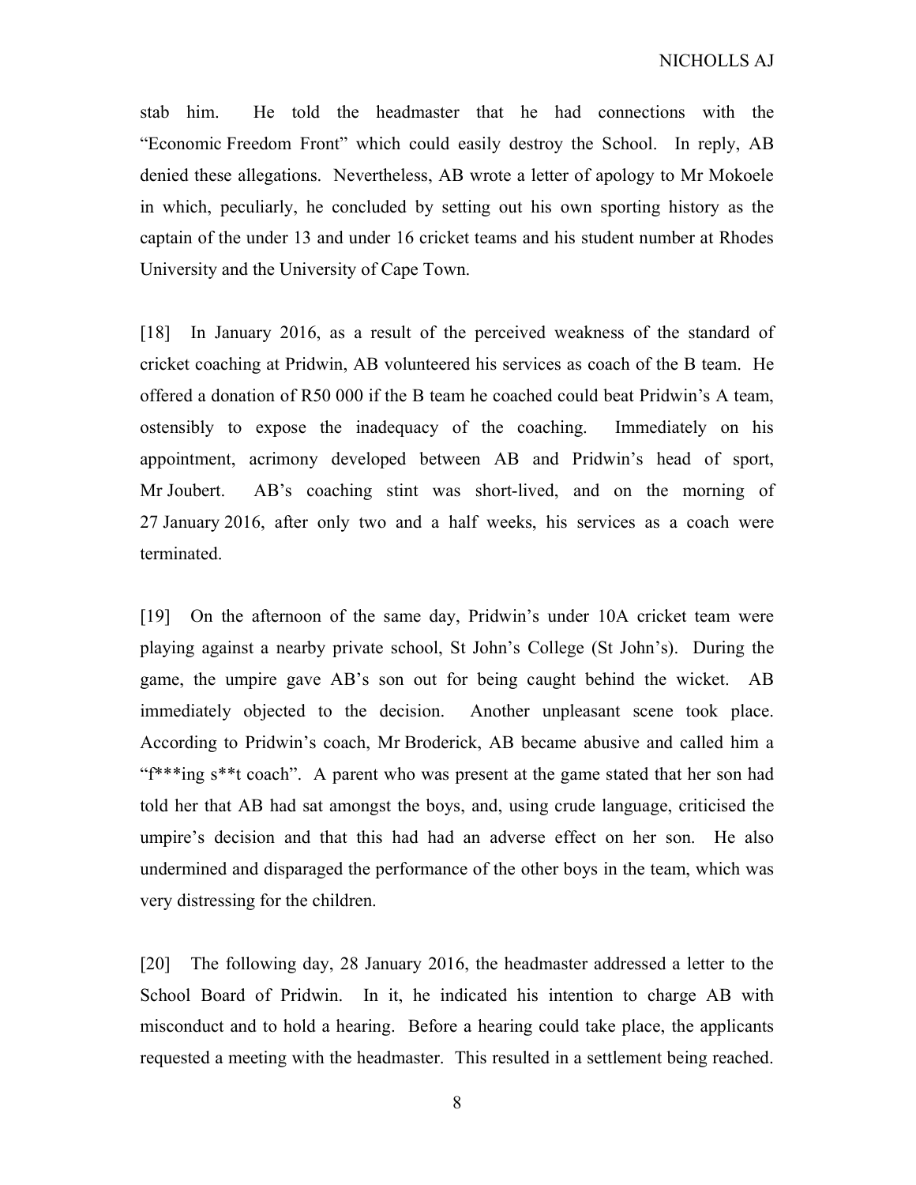stab him. He told the headmaster that he had connections with the "Economic Freedom Front" which could easily destroy the School. In reply, AB denied these allegations. Nevertheless, AB wrote a letter of apology to Mr Mokoele in which, peculiarly, he concluded by setting out his own sporting history as the captain of the under 13 and under 16 cricket teams and his student number at Rhodes University and the University of Cape Town.

[18] In January 2016, as a result of the perceived weakness of the standard of cricket coaching at Pridwin, AB volunteered his services as coach of the B team. He offered a donation of R50 000 if the B team he coached could beat Pridwin's A team, ostensibly to expose the inadequacy of the coaching. Immediately on his appointment, acrimony developed between AB and Pridwin's head of sport, Mr Joubert. AB's coaching stint was short-lived, and on the morning of 27 January 2016, after only two and a half weeks, his services as a coach were terminated.

[19] On the afternoon of the same day, Pridwin's under 10A cricket team were playing against a nearby private school, St John's College (St John's). During the game, the umpire gave AB's son out for being caught behind the wicket. AB immediately objected to the decision. Another unpleasant scene took place. According to Pridwin's coach, Mr Broderick, AB became abusive and called him a "f***ing s**t coach". A parent who was present at the game stated that her son had told her that AB had sat amongst the boys, and, using crude language, criticised the umpire's decision and that this had had an adverse effect on her son. He also undermined and disparaged the performance of the other boys in the team, which was very distressing for the children.

[20] The following day, 28 January 2016, the headmaster addressed a letter to the School Board of Pridwin. In it, he indicated his intention to charge AB with misconduct and to hold a hearing. Before a hearing could take place, the applicants requested a meeting with the headmaster. This resulted in a settlement being reached.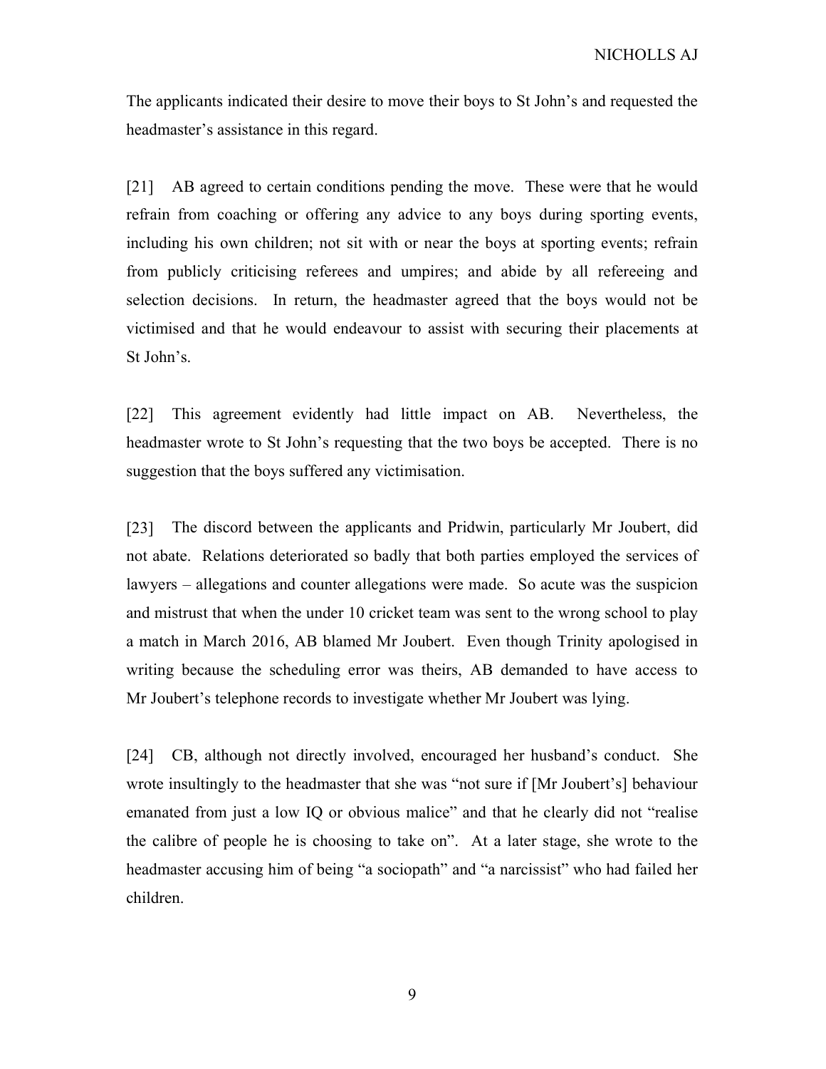The applicants indicated their desire to move their boys to St John's and requested the headmaster's assistance in this regard.

[21] AB agreed to certain conditions pending the move. These were that he would refrain from coaching or offering any advice to any boys during sporting events, including his own children; not sit with or near the boys at sporting events; refrain from publicly criticising referees and umpires; and abide by all refereeing and selection decisions. In return, the headmaster agreed that the boys would not be victimised and that he would endeavour to assist with securing their placements at St John's.

[22] This agreement evidently had little impact on AB. Nevertheless, the headmaster wrote to St John's requesting that the two boys be accepted. There is no suggestion that the boys suffered any victimisation.

[23] The discord between the applicants and Pridwin, particularly Mr Joubert, did not abate. Relations deteriorated so badly that both parties employed the services of lawyers – allegations and counter allegations were made. So acute was the suspicion and mistrust that when the under 10 cricket team was sent to the wrong school to play a match in March 2016, AB blamed Mr Joubert. Even though Trinity apologised in writing because the scheduling error was theirs, AB demanded to have access to Mr Joubert's telephone records to investigate whether Mr Joubert was lying.

[24] CB, although not directly involved, encouraged her husband's conduct. She wrote insultingly to the headmaster that she was "not sure if [Mr Joubert's] behaviour emanated from just a low IQ or obvious malice" and that he clearly did not "realise the calibre of people he is choosing to take on". At a later stage, she wrote to the headmaster accusing him of being "a sociopath" and "a narcissist" who had failed her children.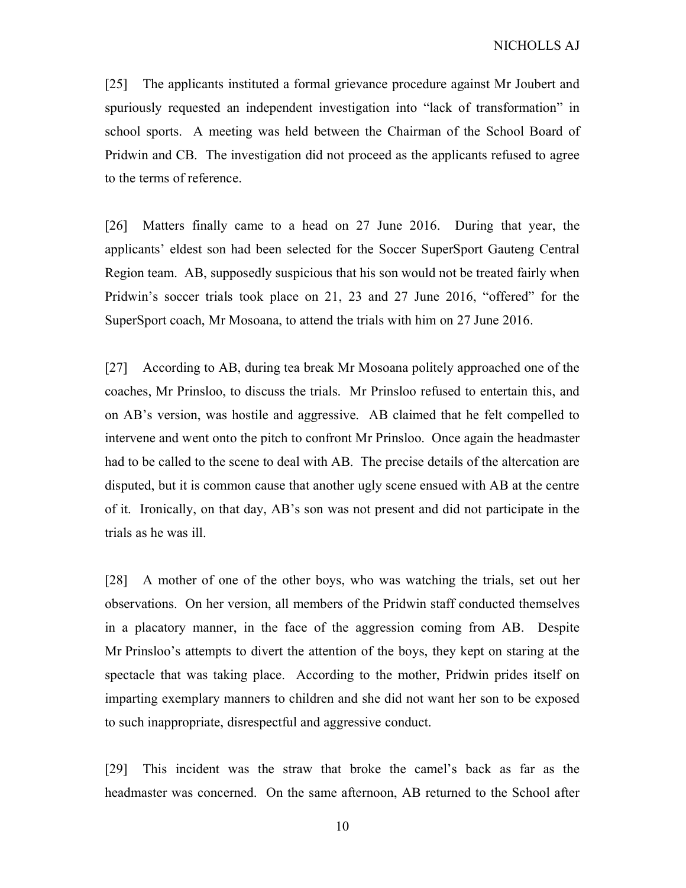[25] The applicants instituted a formal grievance procedure against Mr Joubert and spuriously requested an independent investigation into "lack of transformation" in school sports. A meeting was held between the Chairman of the School Board of Pridwin and CB. The investigation did not proceed as the applicants refused to agree to the terms of reference.

[26] Matters finally came to a head on 27 June 2016. During that year, the applicants' eldest son had been selected for the Soccer SuperSport Gauteng Central Region team. AB, supposedly suspicious that his son would not be treated fairly when Pridwin's soccer trials took place on 21, 23 and 27 June 2016, "offered" for the SuperSport coach, Mr Mosoana, to attend the trials with him on 27 June 2016.

[27] According to AB, during tea break Mr Mosoana politely approached one of the coaches, Mr Prinsloo, to discuss the trials. Mr Prinsloo refused to entertain this, and on AB's version, was hostile and aggressive. AB claimed that he felt compelled to intervene and went onto the pitch to confront Mr Prinsloo. Once again the headmaster had to be called to the scene to deal with AB. The precise details of the altercation are disputed, but it is common cause that another ugly scene ensued with AB at the centre of it. Ironically, on that day, AB's son was not present and did not participate in the trials as he was ill.

[28] A mother of one of the other boys, who was watching the trials, set out her observations. On her version, all members of the Pridwin staff conducted themselves in a placatory manner, in the face of the aggression coming from AB. Despite Mr Prinsloo's attempts to divert the attention of the boys, they kept on staring at the spectacle that was taking place. According to the mother, Pridwin prides itself on imparting exemplary manners to children and she did not want her son to be exposed to such inappropriate, disrespectful and aggressive conduct.

[29] This incident was the straw that broke the camel's back as far as the headmaster was concerned. On the same afternoon, AB returned to the School after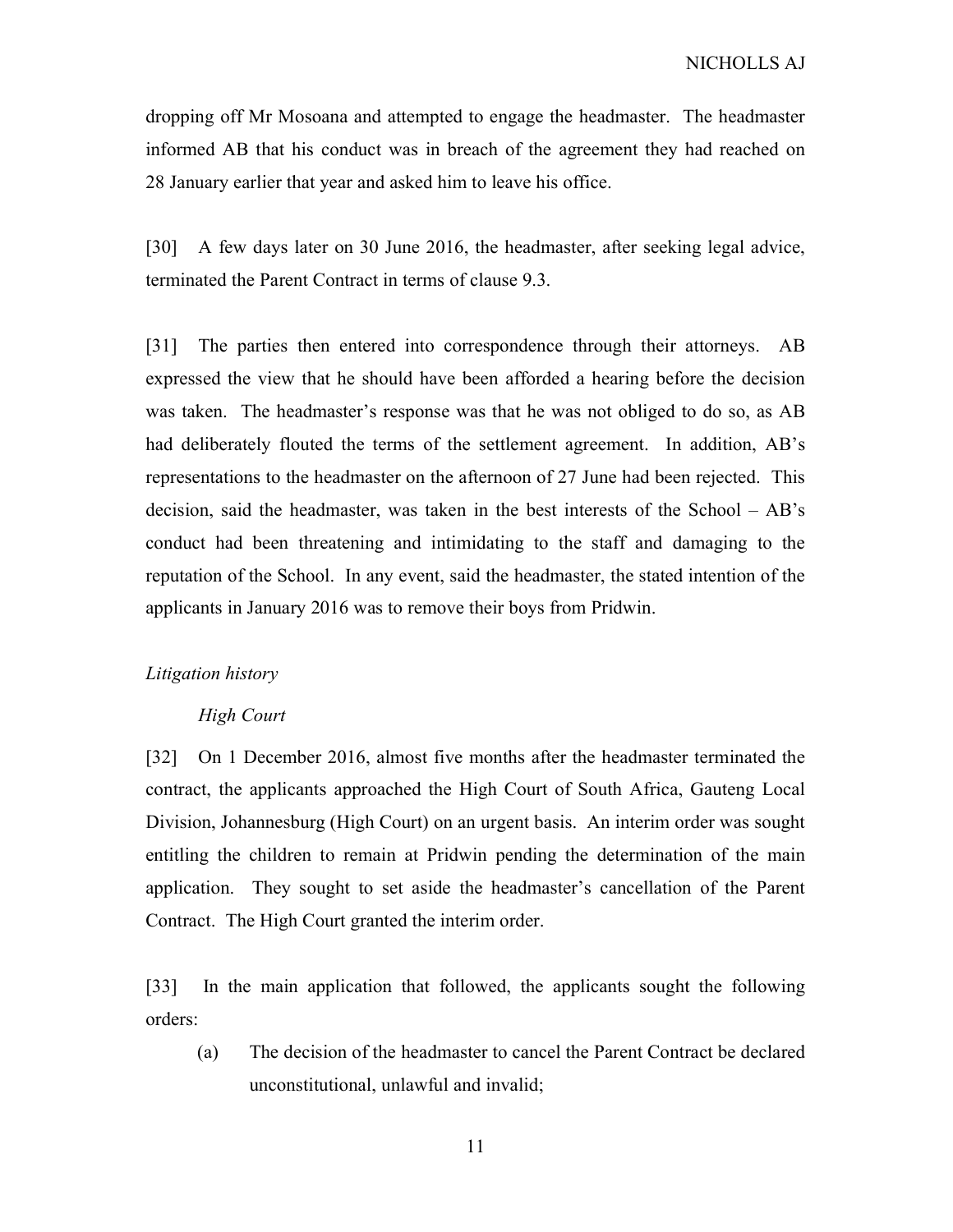dropping off Mr Mosoana and attempted to engage the headmaster. The headmaster informed AB that his conduct was in breach of the agreement they had reached on 28 January earlier that year and asked him to leave his office.

[30] A few days later on 30 June 2016, the headmaster, after seeking legal advice, terminated the Parent Contract in terms of clause 9.3.

[31] The parties then entered into correspondence through their attorneys. AB expressed the view that he should have been afforded a hearing before the decision was taken. The headmaster's response was that he was not obliged to do so, as AB had deliberately flouted the terms of the settlement agreement. In addition, AB's representations to the headmaster on the afternoon of 27 June had been rejected. This decision, said the headmaster, was taken in the best interests of the School – AB's conduct had been threatening and intimidating to the staff and damaging to the reputation of the School. In any event, said the headmaster, the stated intention of the applicants in January 2016 was to remove their boys from Pridwin.

*Litigation history*

*High Court*

[32] On 1 December 2016, almost five months after the headmaster terminated the contract, the applicants approached the High Court of South Africa, Gauteng Local Division, Johannesburg (High Court) on an urgent basis. An interim order was sought entitling the children to remain at Pridwin pending the determination of the main application. They sought to set aside the headmaster's cancellation of the Parent Contract. The High Court granted the interim order.

[33] In the main application that followed, the applicants sought the following orders:

(a) The decision of the headmaster to cancel the Parent Contract be declared unconstitutional, unlawful and invalid;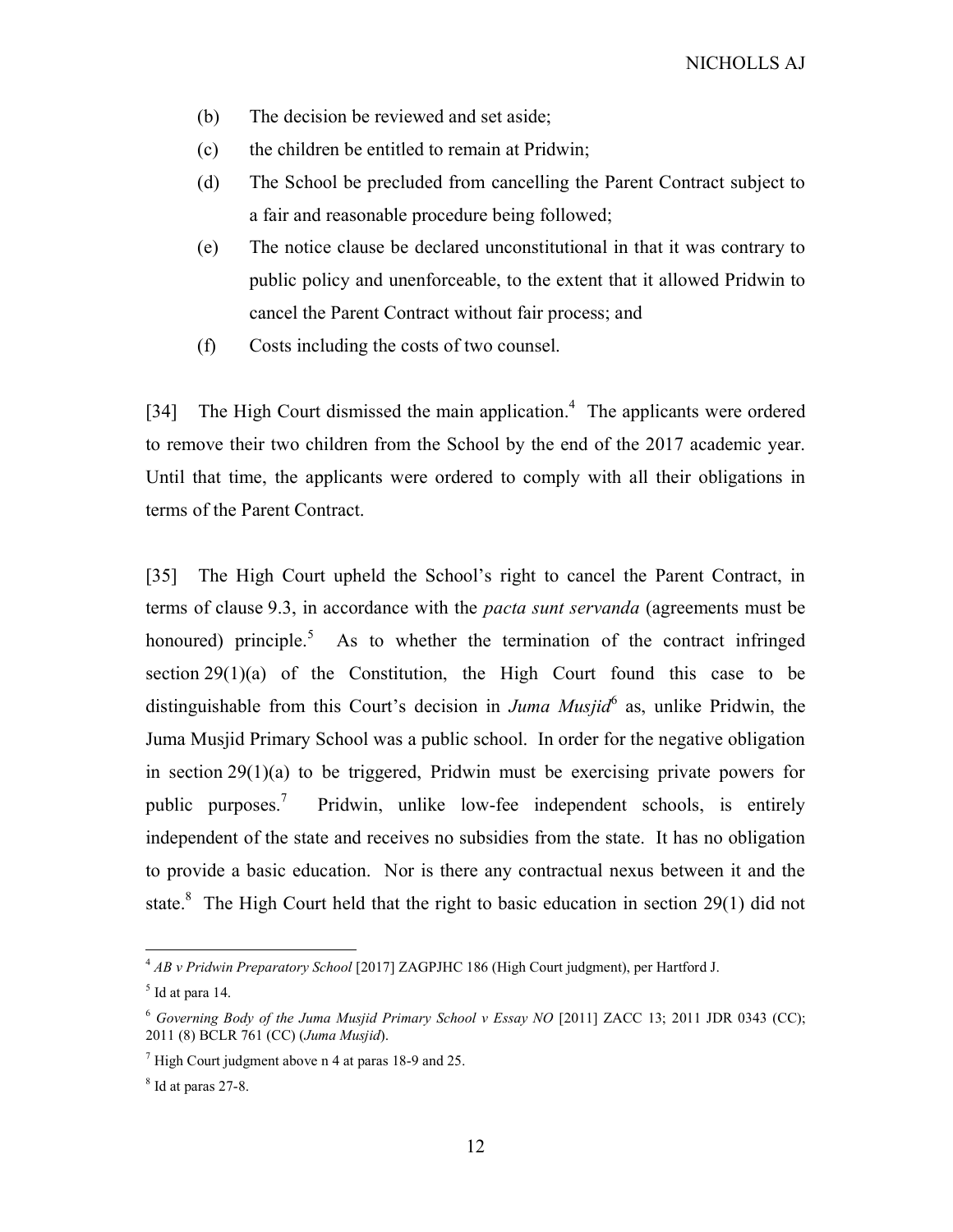(b) The decision be reviewed and set aside;

(c) the children be entitled to remain at Pridwin;

(d) The School be precluded from cancelling the Parent Contract subject to a fair and reasonable procedure being followed;

(e) The notice clause be declared unconstitutional in that it was contrary to public policy and unenforceable, to the extent that it allowed Pridwin to cancel the Parent Contract without fair process; and

(f) Costs including the costs of two counsel.

[34] The High Court dismissed the main application.[4] The applicants were ordered to remove their two children from the School by the end of the 2017 academic year. Until that time, the applicants were ordered to comply with all their obligations in terms of the Parent Contract.

[35] The High Court upheld the School's right to cancel the Parent Contract, in terms of clause 9.3, in accordance with the *pacta sunt servanda* (agreements must be honoured) principle.[5] As to whether the termination of the contract infringed section 29(1)(a) of the Constitution, the High Court found this case to be distinguishable from this Court's decision in *Juma Musjid*[6] as, unlike Pridwin, the Juma Musjid Primary School was a public school. In order for the negative obligation in section 29(1)(a) to be triggered, Pridwin must be exercising private powers for public purposes.[7] Pridwin, unlike low-fee independent schools, is entirely independent of the state and receives no subsidies from the state. It has no obligation to provide a basic education. Nor is there any contractual nexus between it and the state.[8] The High Court held that the right to basic education in section 29(1) did not

---

[4] *AB v Pridwin Preparatory School* [2017] ZAGPJHC 186 (High Court judgment), per Hartford J.

[5] Id at para 14.

[6] *Governing Body of the Juma Musjid Primary School v Essay NO* [2011] ZACC 13; 2011 JDR 0343 (CC); 2011 (8) BCLR 761 (CC) (*Juma Musjid*).

[7] High Court judgment above n 4 at paras 18-9 and 25.

[8] Id at paras 27-8.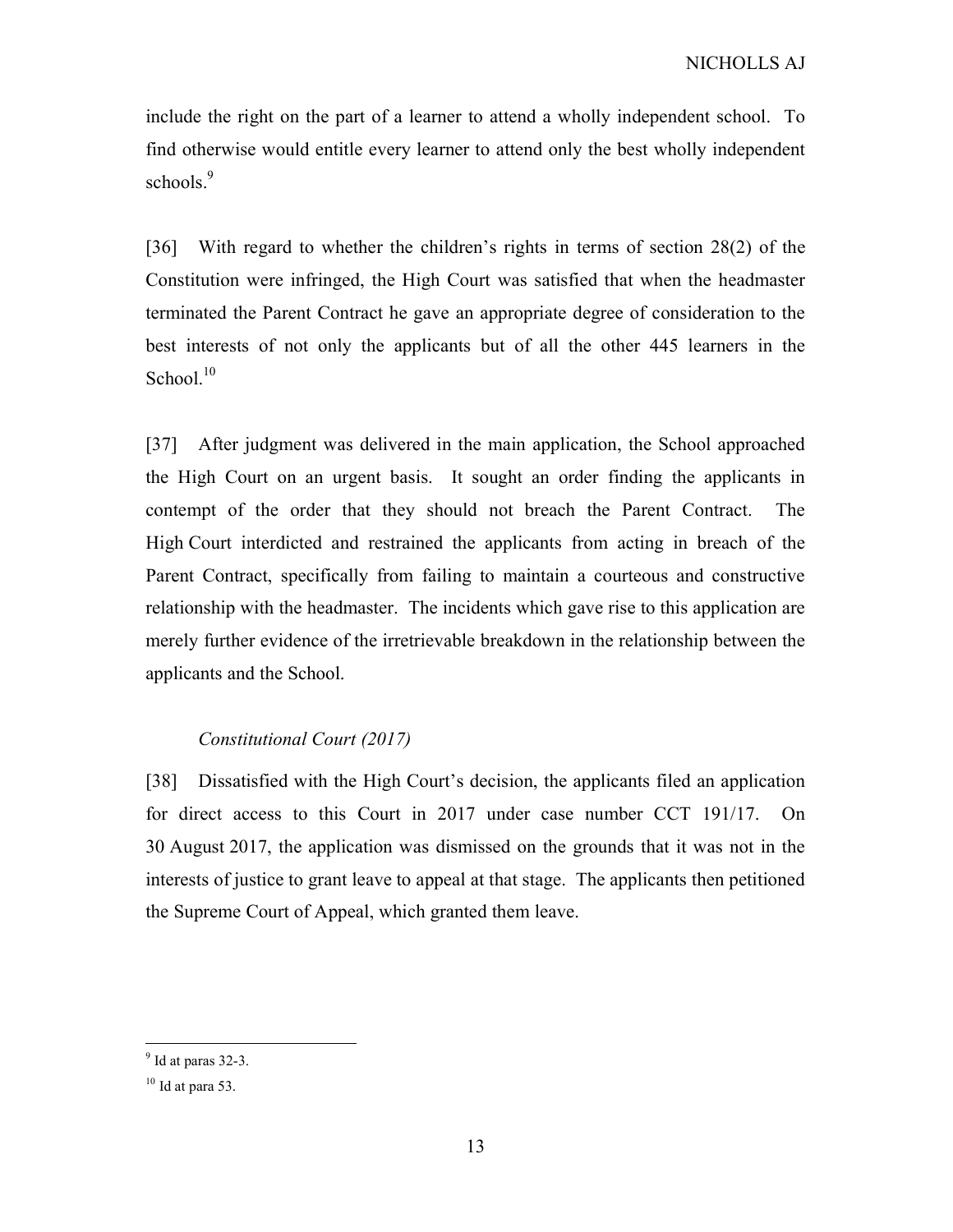include the right on the part of a learner to attend a wholly independent school. To find otherwise would entitle every learner to attend only the best wholly independent schools.[9]

[36] With regard to whether the children's rights in terms of section 28(2) of the Constitution were infringed, the High Court was satisfied that when the headmaster terminated the Parent Contract he gave an appropriate degree of consideration to the best interests of not only the applicants but of all the other 445 learners in the School.[10]

[37] After judgment was delivered in the main application, the School approached the High Court on an urgent basis. It sought an order finding the applicants in contempt of the order that they should not breach the Parent Contract. The High Court interdicted and restrained the applicants from acting in breach of the Parent Contract, specifically from failing to maintain a courteous and constructive relationship with the headmaster. The incidents which gave rise to this application are merely further evidence of the irretrievable breakdown in the relationship between the applicants and the School.

*Constitutional Court (2017)*

[38] Dissatisfied with the High Court's decision, the applicants filed an application for direct access to this Court in 2017 under case number CCT 191/17. On 30 August 2017, the application was dismissed on the grounds that it was not in the interests of justice to grant leave to appeal at that stage. The applicants then petitioned the Supreme Court of Appeal, which granted them leave.

---

[9] Id at paras 32-3.

[10] Id at para 53.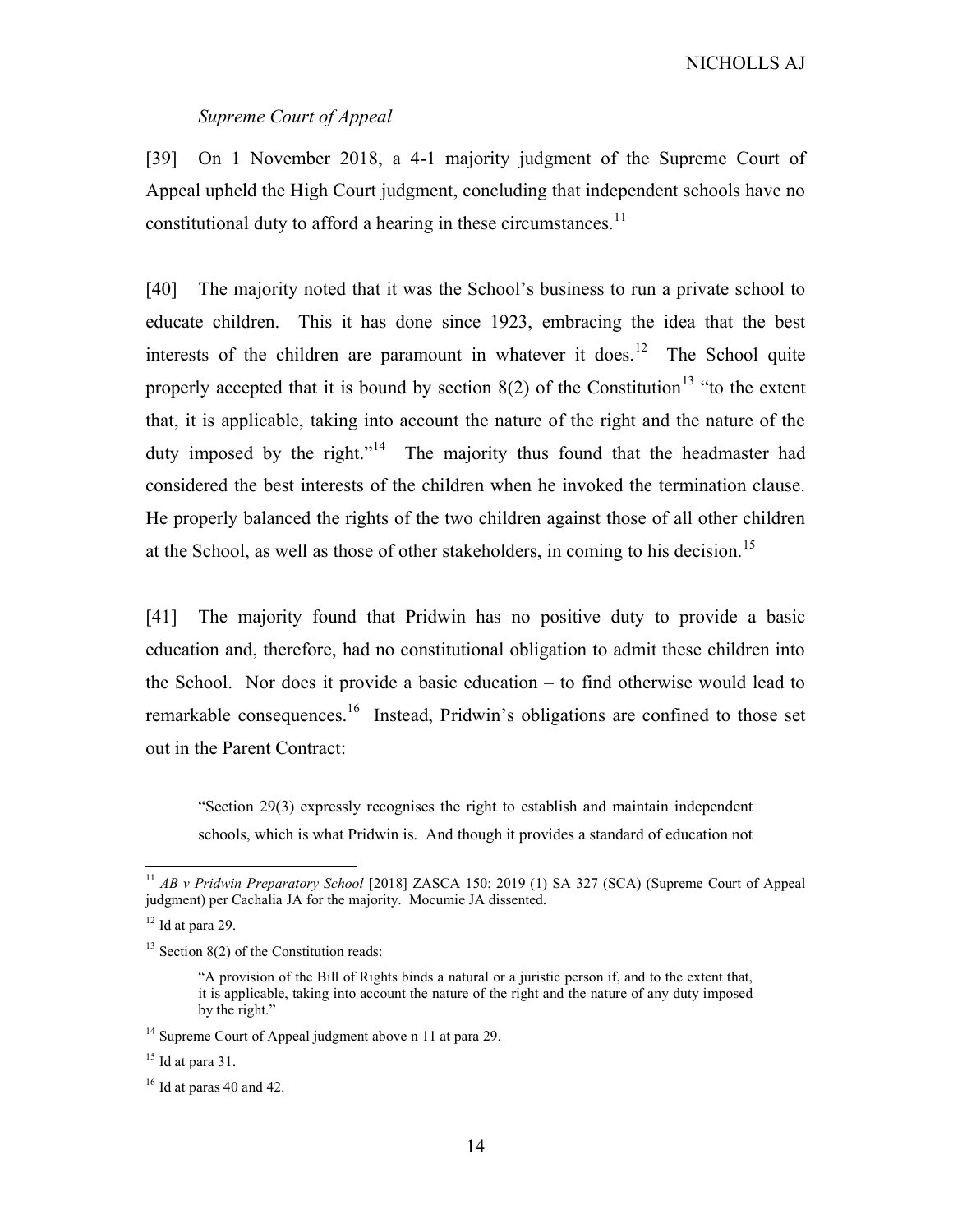*Supreme Court of Appeal*

[39] On 1 November 2018, a 4-1 majority judgment of the Supreme Court of Appeal upheld the High Court judgment, concluding that independent schools have no constitutional duty to afford a hearing in these circumstances.[11]

[40] The majority noted that it was the School's business to run a private school to educate children. This it has done since 1923, embracing the idea that the best interests of the children are paramount in whatever it does.[12] The School quite properly accepted that it is bound by section 8(2) of the Constitution[13] "to the extent that, it is applicable, taking into account the nature of the right and the nature of the duty imposed by the right."[14] The majority thus found that the headmaster had considered the best interests of the children when he invoked the termination clause. He properly balanced the rights of the two children against those of all other children at the School, as well as those of other stakeholders, in coming to his decision.[15]

[41] The majority found that Pridwin has no positive duty to provide a basic education and, therefore, had no constitutional obligation to admit these children into the School. Nor does it provide a basic education – to find otherwise would lead to remarkable consequences.[16] Instead, Pridwin's obligations are confined to those set out in the Parent Contract:

> "Section 29(3) expressly recognises the right to establish and maintain independent schools, which is what Pridwin is. And though it provides a standard of education not

---

[11] *AB v Pridwin Preparatory School* [2018] ZASCA 150; 2019 (1) SA 327 (SCA) (Supreme Court of Appeal judgment) per Cachalia JA for the majority. Mocumie JA dissented.

[12] Id at para 29.

[13] Section 8(2) of the Constitution reads:

> "A provision of the Bill of Rights binds a natural or a juristic person if, and to the extent that, it is applicable, taking into account the nature of the right and the nature of any duty imposed by the right."

[14] Supreme Court of Appeal judgment above n 11 at para 29.

[15] Id at para 31.

[16] Id at paras 40 and 42.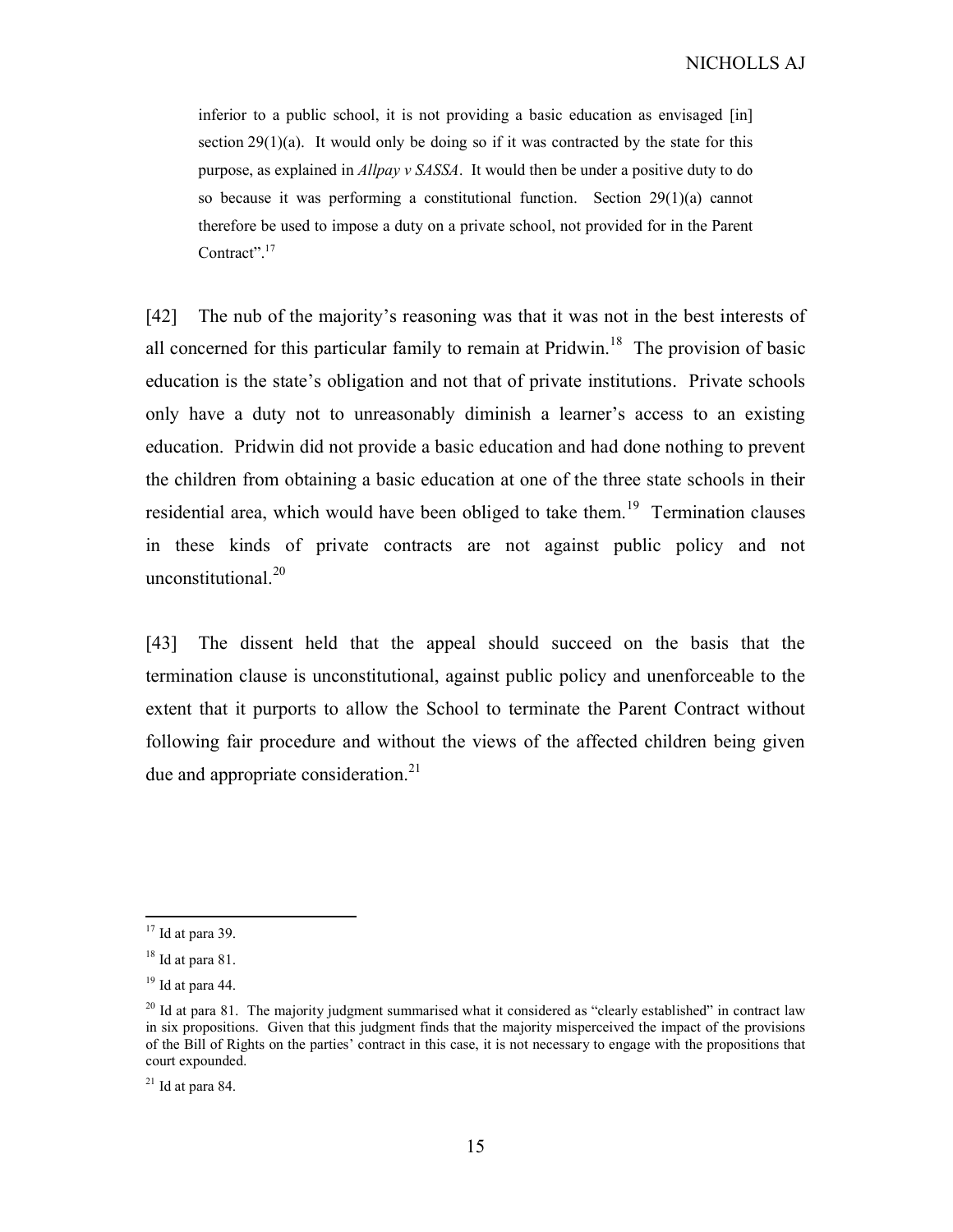inferior to a public school, it is not providing a basic education as envisaged [in] section 29(1)(a). It would only be doing so if it was contracted by the state for this purpose, as explained in *Allpay v SASSA*. It would then be under a positive duty to do so because it was performing a constitutional function. Section 29(1)(a) cannot therefore be used to impose a duty on a private school, not provided for in the Parent Contract".[17]

[42] The nub of the majority's reasoning was that it was not in the best interests of all concerned for this particular family to remain at Pridwin.[18] The provision of basic education is the state's obligation and not that of private institutions. Private schools only have a duty not to unreasonably diminish a learner's access to an existing education. Pridwin did not provide a basic education and had done nothing to prevent the children from obtaining a basic education at one of the three state schools in their residential area, which would have been obliged to take them.[19] Termination clauses in these kinds of private contracts are not against public policy and not unconstitutional.[20]

[43] The dissent held that the appeal should succeed on the basis that the termination clause is unconstitutional, against public policy and unenforceable to the extent that it purports to allow the School to terminate the Parent Contract without following fair procedure and without the views of the affected children being given due and appropriate consideration.[21]

---

[17] Id at para 39.

[18] Id at para 81.

[19] Id at para 44.

[20] Id at para 81. The majority judgment summarised what it considered as "clearly established" in contract law in six propositions. Given that this judgment finds that the majority misperceived the impact of the provisions of the Bill of Rights on the parties' contract in this case, it is not necessary to engage with the propositions that court expounded.

[21] Id at para 84.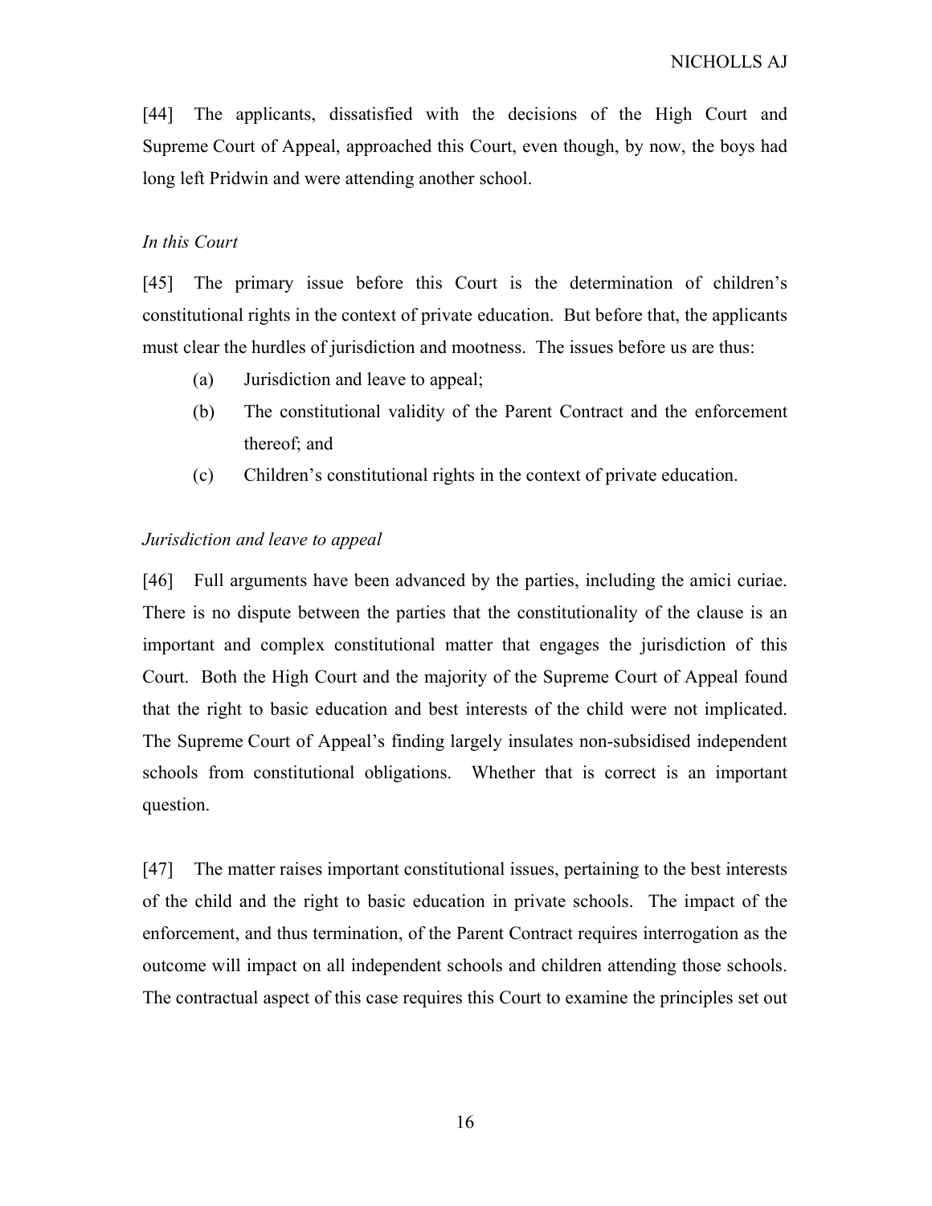[44] The applicants, dissatisfied with the decisions of the High Court and Supreme Court of Appeal, approached this Court, even though, by now, the boys had long left Pridwin and were attending another school.

*In this Court*

[45] The primary issue before this Court is the determination of children's constitutional rights in the context of private education. But before that, the applicants must clear the hurdles of jurisdiction and mootness. The issues before us are thus:

(a) Jurisdiction and leave to appeal;

(b) The constitutional validity of the Parent Contract and the enforcement thereof; and

(c) Children's constitutional rights in the context of private education.

*Jurisdiction and leave to appeal*

[46] Full arguments have been advanced by the parties, including the amici curiae. There is no dispute between the parties that the constitutionality of the clause is an important and complex constitutional matter that engages the jurisdiction of this Court. Both the High Court and the majority of the Supreme Court of Appeal found that the right to basic education and best interests of the child were not implicated. The Supreme Court of Appeal's finding largely insulates non-subsidised independent schools from constitutional obligations. Whether that is correct is an important question.

[47] The matter raises important constitutional issues, pertaining to the best interests of the child and the right to basic education in private schools. The impact of the enforcement, and thus termination, of the Parent Contract requires interrogation as the outcome will impact on all independent schools and children attending those schools. The contractual aspect of this case requires this Court to examine the principles set out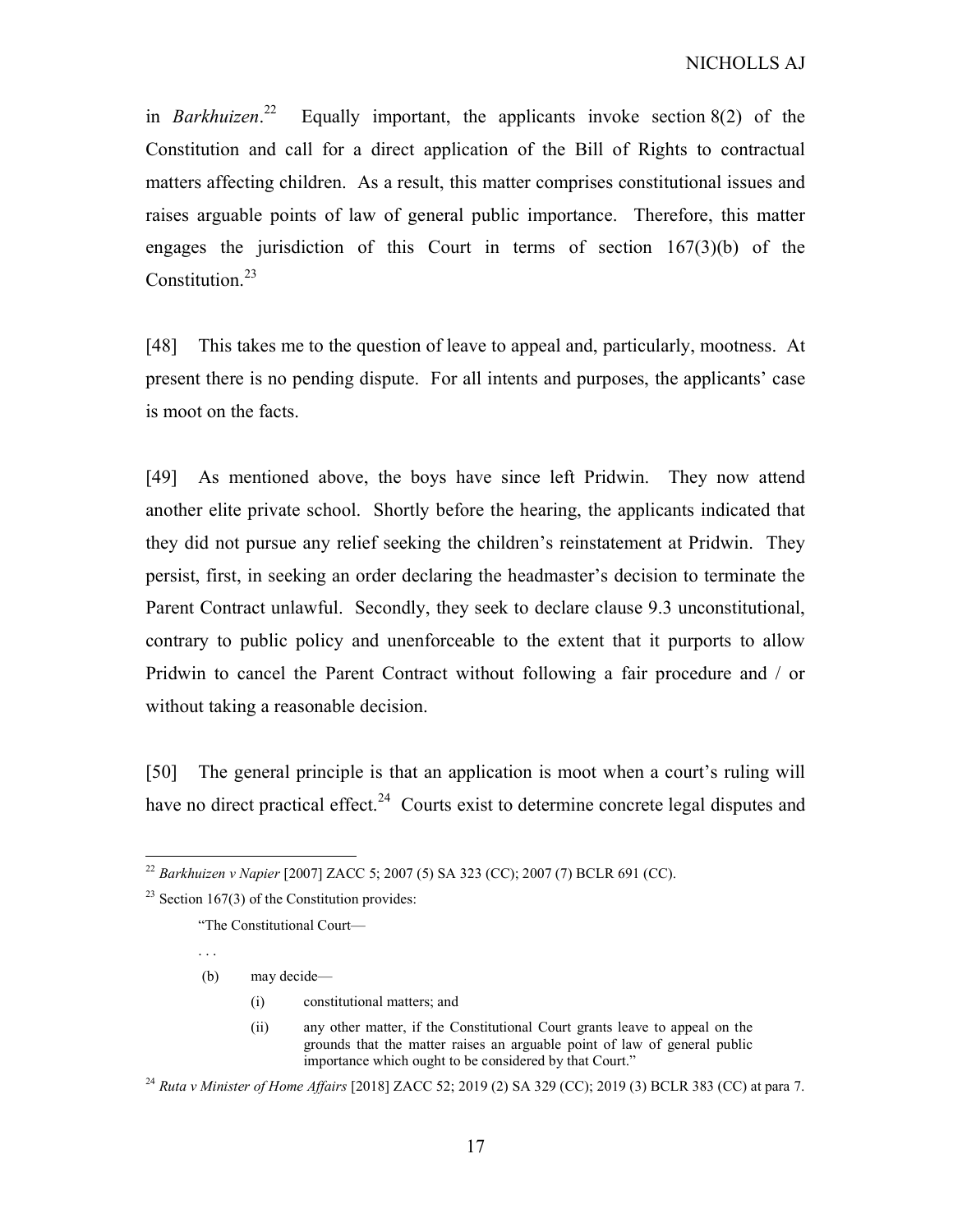in *Barkhuizen*.[22] Equally important, the applicants invoke section 8(2) of the Constitution and call for a direct application of the Bill of Rights to contractual matters affecting children. As a result, this matter comprises constitutional issues and raises arguable points of law of general public importance. Therefore, this matter engages the jurisdiction of this Court in terms of section 167(3)(b) of the Constitution.[23]

[48] This takes me to the question of leave to appeal and, particularly, mootness. At present there is no pending dispute. For all intents and purposes, the applicants' case is moot on the facts.

[49] As mentioned above, the boys have since left Pridwin. They now attend another elite private school. Shortly before the hearing, the applicants indicated that they did not pursue any relief seeking the children's reinstatement at Pridwin. They persist, first, in seeking an order declaring the headmaster's decision to terminate the Parent Contract unlawful. Secondly, they seek to declare clause 9.3 unconstitutional, contrary to public policy and unenforceable to the extent that it purports to allow Pridwin to cancel the Parent Contract without following a fair procedure and / or without taking a reasonable decision.

[50] The general principle is that an application is moot when a court's ruling will have no direct practical effect.[24] Courts exist to determine concrete legal disputes and

---

[22] *Barkhuizen v Napier* [2007] ZACC 5; 2007 (5) SA 323 (CC); 2007 (7) BCLR 691 (CC).

[23] Section 167(3) of the Constitution provides:

> "The Constitutional Court—
>
> . . .
>
> (b) may decide—
>
> (i) constitutional matters; and
>
> (ii) any other matter, if the Constitutional Court grants leave to appeal on the grounds that the matter raises an arguable point of law of general public importance which ought to be considered by that Court."

[24] *Ruta v Minister of Home Affairs* [2018] ZACC 52; 2019 (2) SA 329 (CC); 2019 (3) BCLR 383 (CC) at para 7.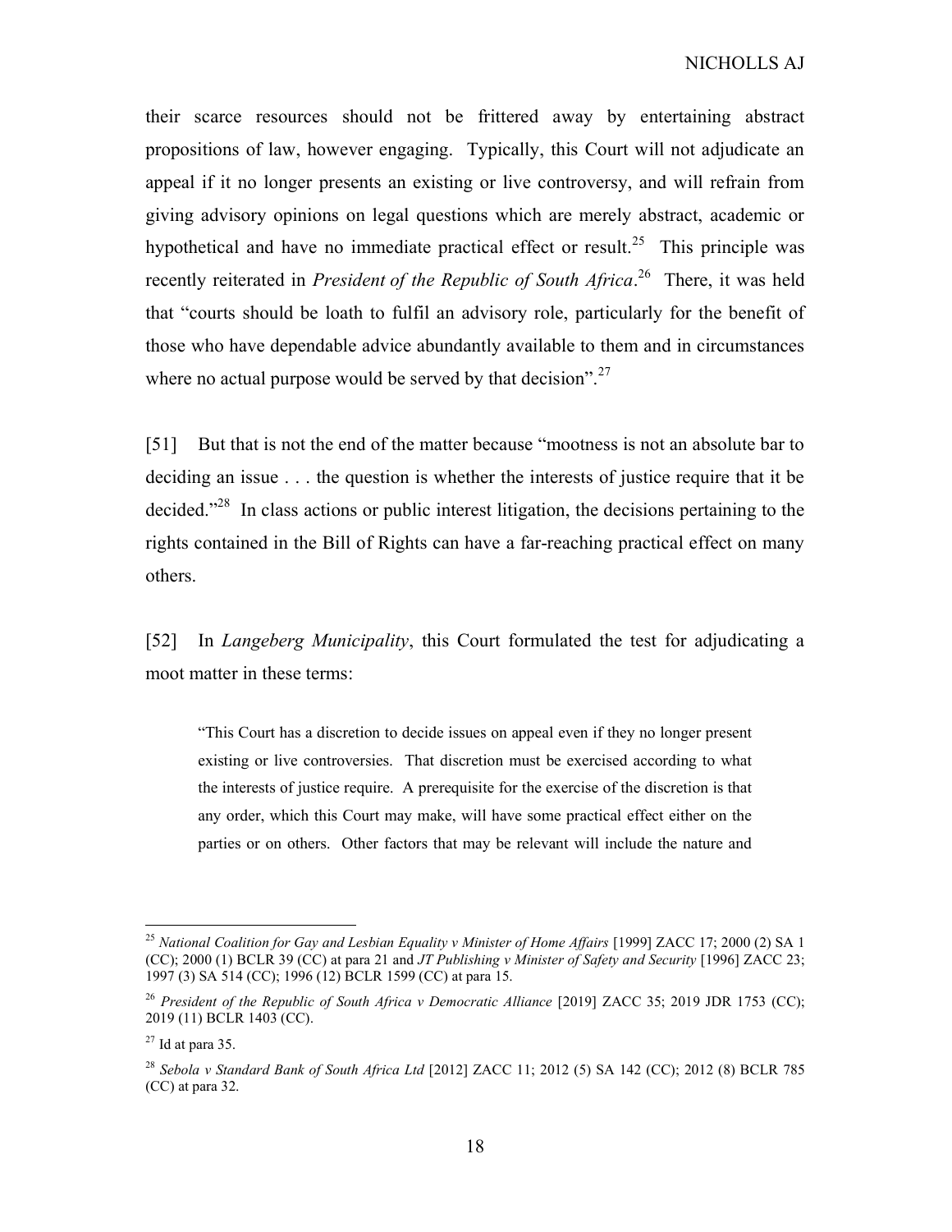their scarce resources should not be frittered away by entertaining abstract propositions of law, however engaging. Typically, this Court will not adjudicate an appeal if it no longer presents an existing or live controversy, and will refrain from giving advisory opinions on legal questions which are merely abstract, academic or hypothetical and have no immediate practical effect or result.[25] This principle was recently reiterated in *President of the Republic of South Africa*.[26] There, it was held that "courts should be loath to fulfil an advisory role, particularly for the benefit of those who have dependable advice abundantly available to them and in circumstances where no actual purpose would be served by that decision".[27]

[51] But that is not the end of the matter because "mootness is not an absolute bar to deciding an issue . . . the question is whether the interests of justice require that it be decided."[28] In class actions or public interest litigation, the decisions pertaining to the rights contained in the Bill of Rights can have a far-reaching practical effect on many others.

[52] In *Langeberg Municipality*, this Court formulated the test for adjudicating a moot matter in these terms:

> "This Court has a discretion to decide issues on appeal even if they no longer present existing or live controversies. That discretion must be exercised according to what the interests of justice require. A prerequisite for the exercise of the discretion is that any order, which this Court may make, will have some practical effect either on the parties or on others. Other factors that may be relevant will include the nature and

---

[25] *National Coalition for Gay and Lesbian Equality v Minister of Home Affairs* [1999] ZACC 17; 2000 (2) SA 1 (CC); 2000 (1) BCLR 39 (CC) at para 21 and *JT Publishing v Minister of Safety and Security* [1996] ZACC 23; 1997 (3) SA 514 (CC); 1996 (12) BCLR 1599 (CC) at para 15.

[26] *President of the Republic of South Africa v Democratic Alliance* [2019] ZACC 35; 2019 JDR 1753 (CC); 2019 (11) BCLR 1403 (CC).

[27] Id at para 35.

[28] *Sebola v Standard Bank of South Africa Ltd* [2012] ZACC 11; 2012 (5) SA 142 (CC); 2012 (8) BCLR 785 (CC) at para 32.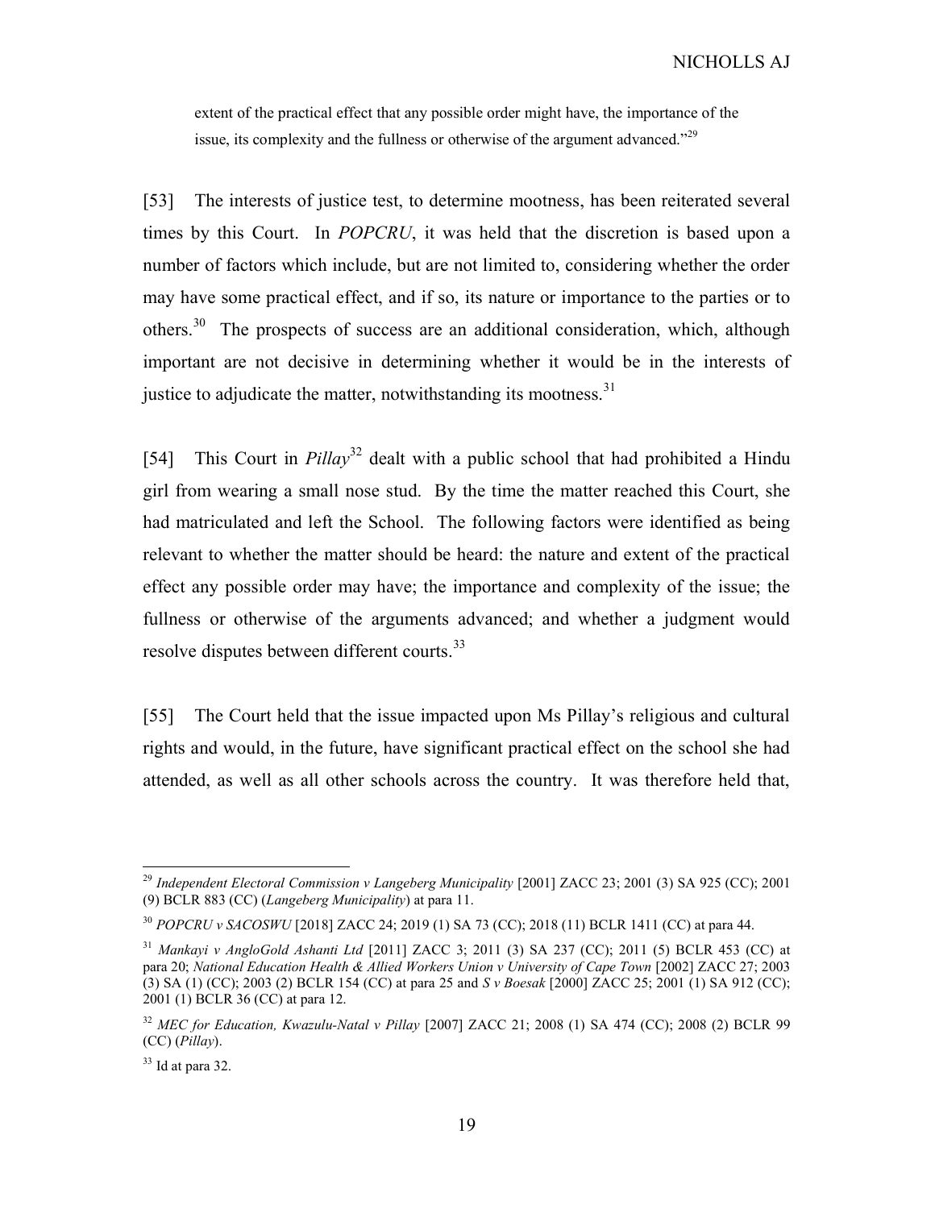extent of the practical effect that any possible order might have, the importance of the issue, its complexity and the fullness or otherwise of the argument advanced."[29]

[53] The interests of justice test, to determine mootness, has been reiterated several times by this Court. In *POPCRU*, it was held that the discretion is based upon a number of factors which include, but are not limited to, considering whether the order may have some practical effect, and if so, its nature or importance to the parties or to others.[30] The prospects of success are an additional consideration, which, although important are not decisive in determining whether it would be in the interests of justice to adjudicate the matter, notwithstanding its mootness.[31]

[54] This Court in *Pillay*[32] dealt with a public school that had prohibited a Hindu girl from wearing a small nose stud. By the time the matter reached this Court, she had matriculated and left the School. The following factors were identified as being relevant to whether the matter should be heard: the nature and extent of the practical effect any possible order may have; the importance and complexity of the issue; the fullness or otherwise of the arguments advanced; and whether a judgment would resolve disputes between different courts.[33]

[55] The Court held that the issue impacted upon Ms Pillay's religious and cultural rights and would, in the future, have significant practical effect on the school she had attended, as well as all other schools across the country. It was therefore held that,

---

[29] *Independent Electoral Commission v Langeberg Municipality* [2001] ZACC 23; 2001 (3) SA 925 (CC); 2001 (9) BCLR 883 (CC) (*Langeberg Municipality*) at para 11.

[30] *POPCRU v SACOSWU* [2018] ZACC 24; 2019 (1) SA 73 (CC); 2018 (11) BCLR 1411 (CC) at para 44.

[31] *Mankayi v AngloGold Ashanti Ltd* [2011] ZACC 3; 2011 (3) SA 237 (CC); 2011 (5) BCLR 453 (CC) at para 20; *National Education Health & Allied Workers Union v University of Cape Town* [2002] ZACC 27; 2003 (3) SA (1) (CC); 2003 (2) BCLR 154 (CC) at para 25 and *S v Boesak* [2000] ZACC 25; 2001 (1) SA 912 (CC); 2001 (1) BCLR 36 (CC) at para 12.

[32] *MEC for Education, Kwazulu-Natal v Pillay* [2007] ZACC 21; 2008 (1) SA 474 (CC); 2008 (2) BCLR 99 (CC) (*Pillay*).

[33] Id at para 32.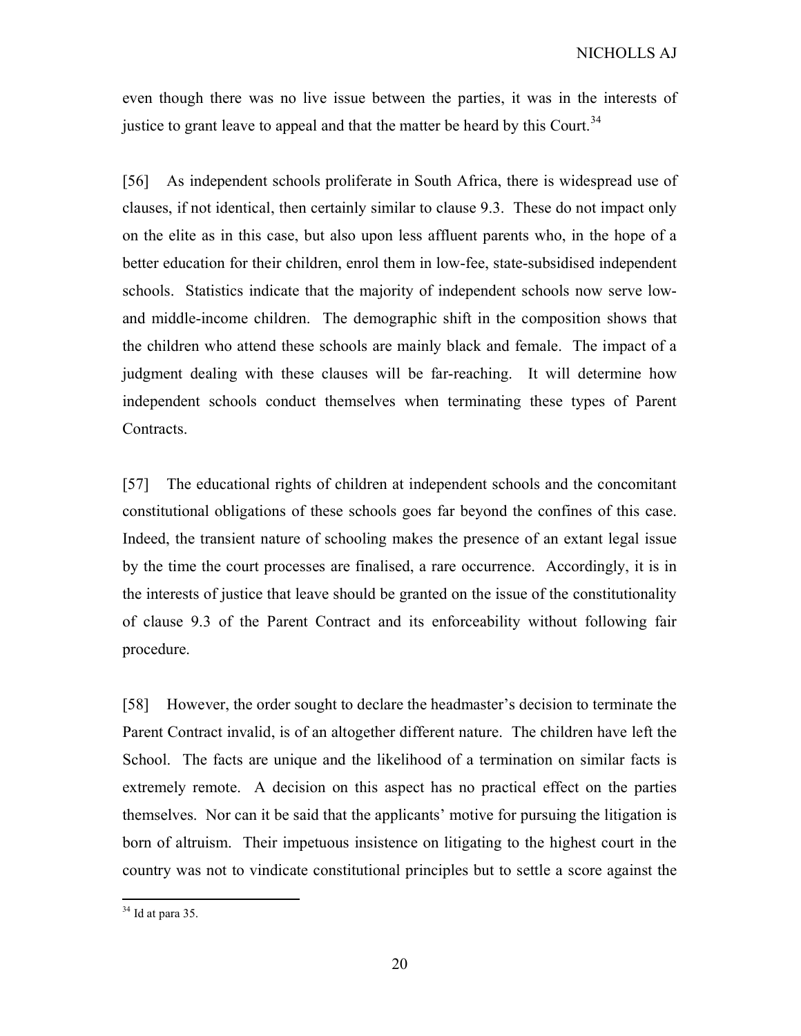even though there was no live issue between the parties, it was in the interests of justice to grant leave to appeal and that the matter be heard by this Court.[34]

[56] As independent schools proliferate in South Africa, there is widespread use of clauses, if not identical, then certainly similar to clause 9.3. These do not impact only on the elite as in this case, but also upon less affluent parents who, in the hope of a better education for their children, enrol them in low-fee, state-subsidised independent schools. Statistics indicate that the majority of independent schools now serve low- and middle-income children. The demographic shift in the composition shows that the children who attend these schools are mainly black and female. The impact of a judgment dealing with these clauses will be far-reaching. It will determine how independent schools conduct themselves when terminating these types of Parent Contracts.

[57] The educational rights of children at independent schools and the concomitant constitutional obligations of these schools goes far beyond the confines of this case. Indeed, the transient nature of schooling makes the presence of an extant legal issue by the time the court processes are finalised, a rare occurrence. Accordingly, it is in the interests of justice that leave should be granted on the issue of the constitutionality of clause 9.3 of the Parent Contract and its enforceability without following fair procedure.

[58] However, the order sought to declare the headmaster's decision to terminate the Parent Contract invalid, is of an altogether different nature. The children have left the School. The facts are unique and the likelihood of a termination on similar facts is extremely remote. A decision on this aspect has no practical effect on the parties themselves. Nor can it be said that the applicants' motive for pursuing the litigation is born of altruism. Their impetuous insistence on litigating to the highest court in the country was not to vindicate constitutional principles but to settle a score against the

[34] Id at para 35.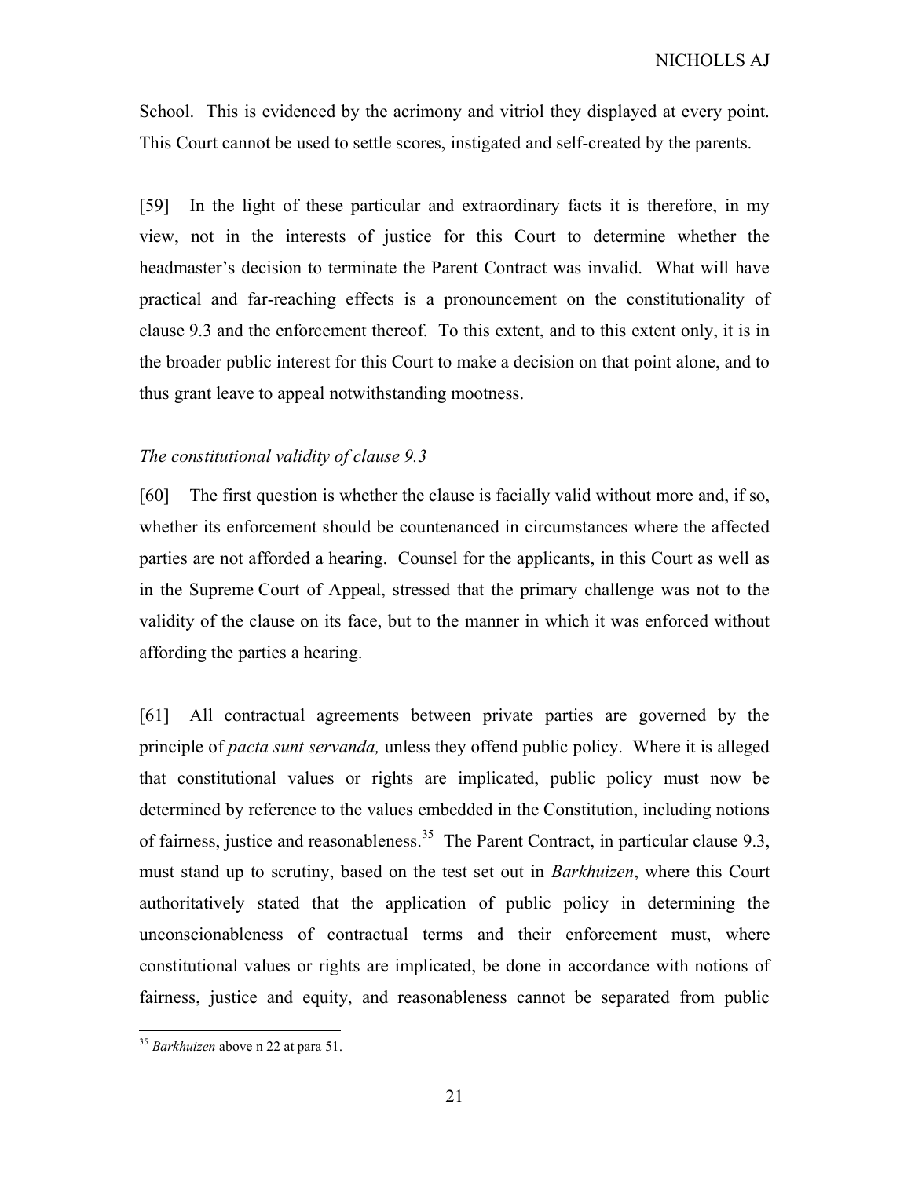School. This is evidenced by the acrimony and vitriol they displayed at every point. This Court cannot be used to settle scores, instigated and self-created by the parents.

[59] In the light of these particular and extraordinary facts it is therefore, in my view, not in the interests of justice for this Court to determine whether the headmaster's decision to terminate the Parent Contract was invalid. What will have practical and far-reaching effects is a pronouncement on the constitutionality of clause 9.3 and the enforcement thereof. To this extent, and to this extent only, it is in the broader public interest for this Court to make a decision on that point alone, and to thus grant leave to appeal notwithstanding mootness.

*The constitutional validity of clause 9.3*

[60] The first question is whether the clause is facially valid without more and, if so, whether its enforcement should be countenanced in circumstances where the affected parties are not afforded a hearing. Counsel for the applicants, in this Court as well as in the Supreme Court of Appeal, stressed that the primary challenge was not to the validity of the clause on its face, but to the manner in which it was enforced without affording the parties a hearing.

[61] All contractual agreements between private parties are governed by the principle of *pacta sunt servanda,* unless they offend public policy. Where it is alleged that constitutional values or rights are implicated, public policy must now be determined by reference to the values embedded in the Constitution, including notions of fairness, justice and reasonableness.[35] The Parent Contract, in particular clause 9.3, must stand up to scrutiny, based on the test set out in *Barkhuizen*, where this Court authoritatively stated that the application of public policy in determining the unconscionableness of contractual terms and their enforcement must, where constitutional values or rights are implicated, be done in accordance with notions of fairness, justice and equity, and reasonableness cannot be separated from public

---

[35] *Barkhuizen* above n 22 at para 51.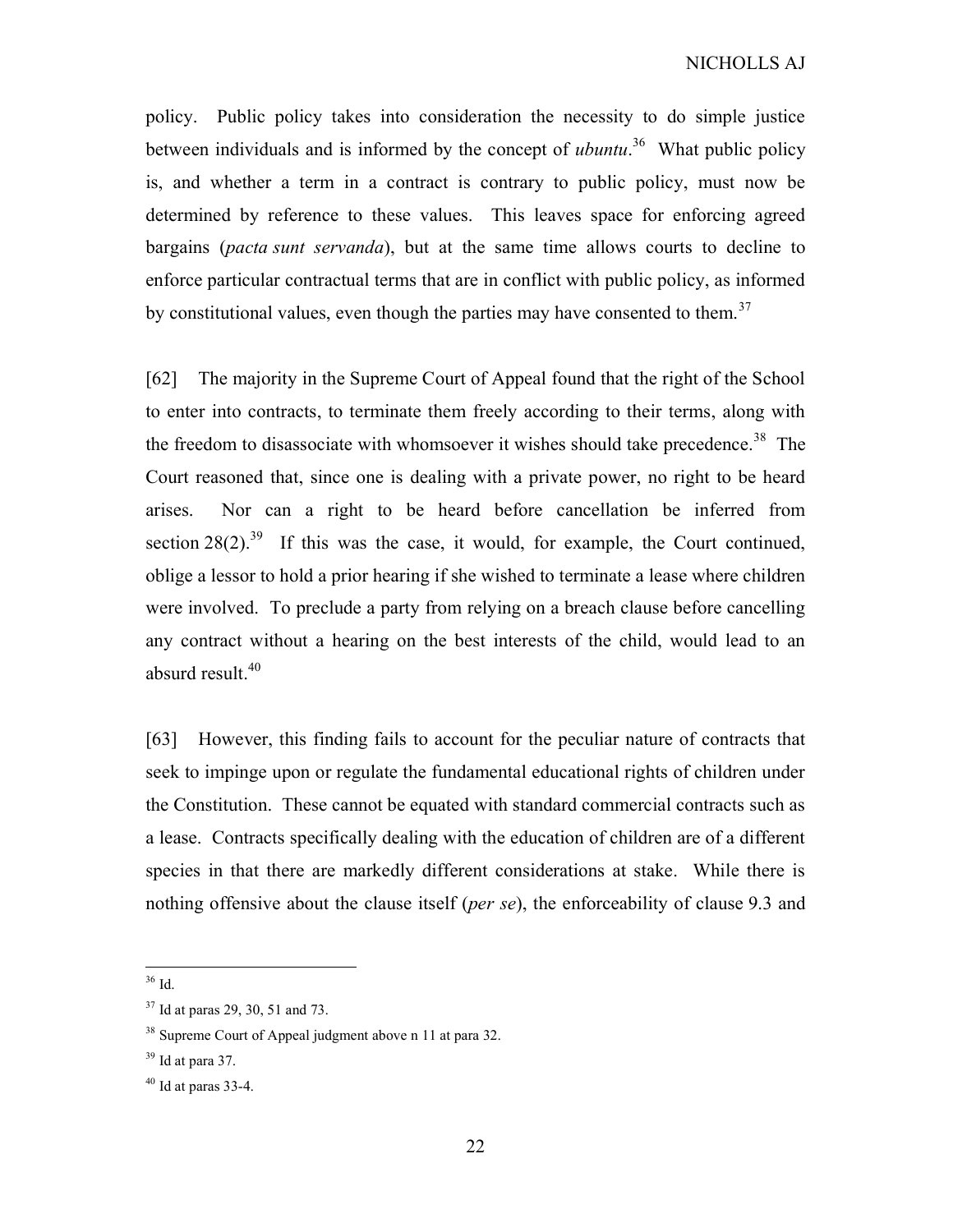policy. Public policy takes into consideration the necessity to do simple justice between individuals and is informed by the concept of *ubuntu*.[36] What public policy is, and whether a term in a contract is contrary to public policy, must now be determined by reference to these values. This leaves space for enforcing agreed bargains (*pacta sunt servanda*), but at the same time allows courts to decline to enforce particular contractual terms that are in conflict with public policy, as informed by constitutional values, even though the parties may have consented to them.[37]

[62] The majority in the Supreme Court of Appeal found that the right of the School to enter into contracts, to terminate them freely according to their terms, along with the freedom to disassociate with whomsoever it wishes should take precedence.[38] The Court reasoned that, since one is dealing with a private power, no right to be heard arises. Nor can a right to be heard before cancellation be inferred from section 28(2).[39] If this was the case, it would, for example, the Court continued, oblige a lessor to hold a prior hearing if she wished to terminate a lease where children were involved. To preclude a party from relying on a breach clause before cancelling any contract without a hearing on the best interests of the child, would lead to an absurd result.[40]

[63] However, this finding fails to account for the peculiar nature of contracts that seek to impinge upon or regulate the fundamental educational rights of children under the Constitution. These cannot be equated with standard commercial contracts such as a lease. Contracts specifically dealing with the education of children are of a different species in that there are markedly different considerations at stake. While there is nothing offensive about the clause itself (*per se*), the enforceability of clause 9.3 and

---

[36] Id.

[37] Id at paras 29, 30, 51 and 73.

[38] Supreme Court of Appeal judgment above n 11 at para 32.

[39] Id at para 37.

[40] Id at paras 33-4.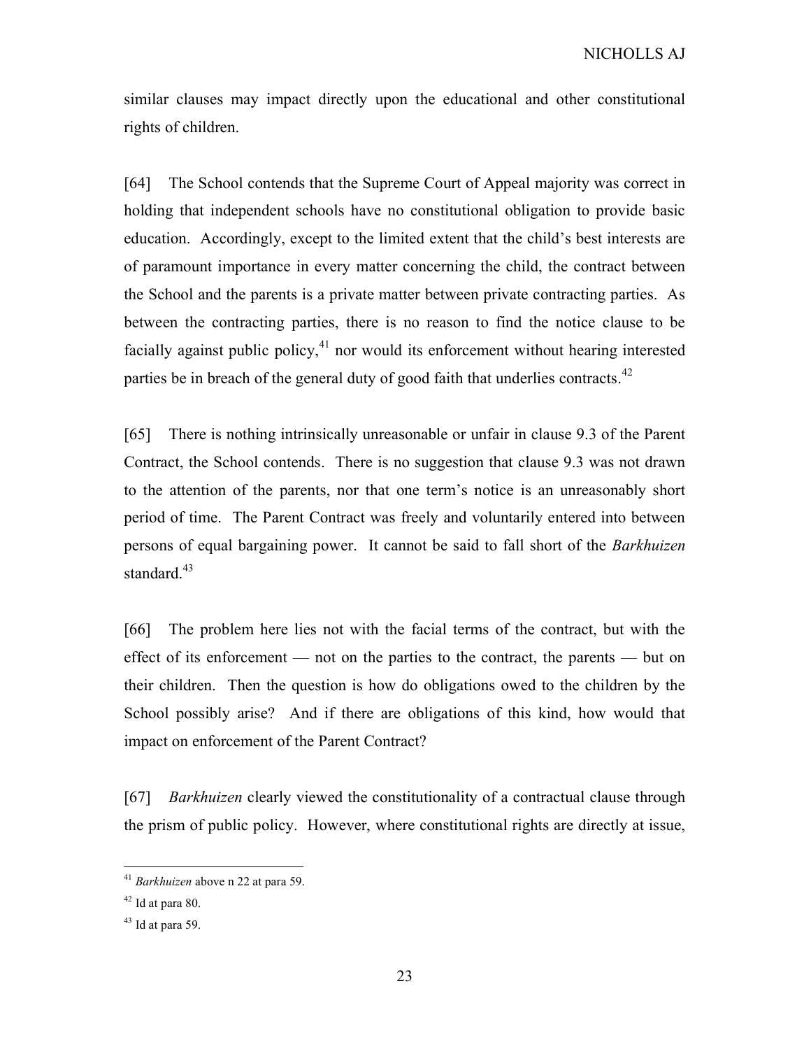similar clauses may impact directly upon the educational and other constitutional rights of children.

[64] The School contends that the Supreme Court of Appeal majority was correct in holding that independent schools have no constitutional obligation to provide basic education. Accordingly, except to the limited extent that the child's best interests are of paramount importance in every matter concerning the child, the contract between the School and the parents is a private matter between private contracting parties. As between the contracting parties, there is no reason to find the notice clause to be facially against public policy,[41] nor would its enforcement without hearing interested parties be in breach of the general duty of good faith that underlies contracts.[42]

[65] There is nothing intrinsically unreasonable or unfair in clause 9.3 of the Parent Contract, the School contends. There is no suggestion that clause 9.3 was not drawn to the attention of the parents, nor that one term's notice is an unreasonably short period of time. The Parent Contract was freely and voluntarily entered into between persons of equal bargaining power. It cannot be said to fall short of the *Barkhuizen* standard.[43]

[66] The problem here lies not with the facial terms of the contract, but with the effect of its enforcement — not on the parties to the contract, the parents — but on their children. Then the question is how do obligations owed to the children by the School possibly arise? And if there are obligations of this kind, how would that impact on enforcement of the Parent Contract?

[67] *Barkhuizen* clearly viewed the constitutionality of a contractual clause through the prism of public policy. However, where constitutional rights are directly at issue,

---

[41] *Barkhuizen* above n 22 at para 59.

[42] Id at para 80.

[43] Id at para 59.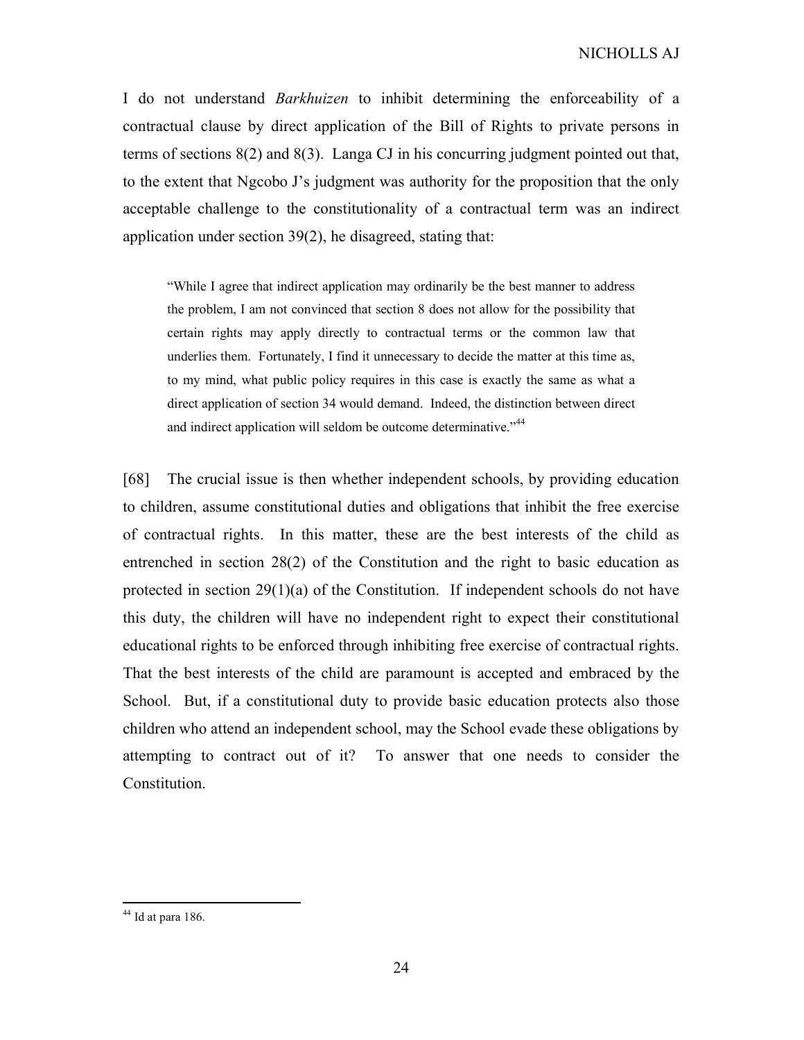I do not understand *Barkhuizen* to inhibit determining the enforceability of a contractual clause by direct application of the Bill of Rights to private persons in terms of sections 8(2) and 8(3). Langa CJ in his concurring judgment pointed out that, to the extent that Ngcobo J's judgment was authority for the proposition that the only acceptable challenge to the constitutionality of a contractual term was an indirect application under section 39(2), he disagreed, stating that:

> "While I agree that indirect application may ordinarily be the best manner to address the problem, I am not convinced that section 8 does not allow for the possibility that certain rights may apply directly to contractual terms or the common law that underlies them. Fortunately, I find it unnecessary to decide the matter at this time as, to my mind, what public policy requires in this case is exactly the same as what a direct application of section 34 would demand. Indeed, the distinction between direct and indirect application will seldom be outcome determinative."[44]

[68] The crucial issue is then whether independent schools, by providing education to children, assume constitutional duties and obligations that inhibit the free exercise of contractual rights. In this matter, these are the best interests of the child as entrenched in section 28(2) of the Constitution and the right to basic education as protected in section 29(1)(a) of the Constitution. If independent schools do not have this duty, the children will have no independent right to expect their constitutional educational rights to be enforced through inhibiting free exercise of contractual rights. That the best interests of the child are paramount is accepted and embraced by the School. But, if a constitutional duty to provide basic education protects also those children who attend an independent school, may the School evade these obligations by attempting to contract out of it? To answer that one needs to consider the Constitution.

---

[44] Id at para 186.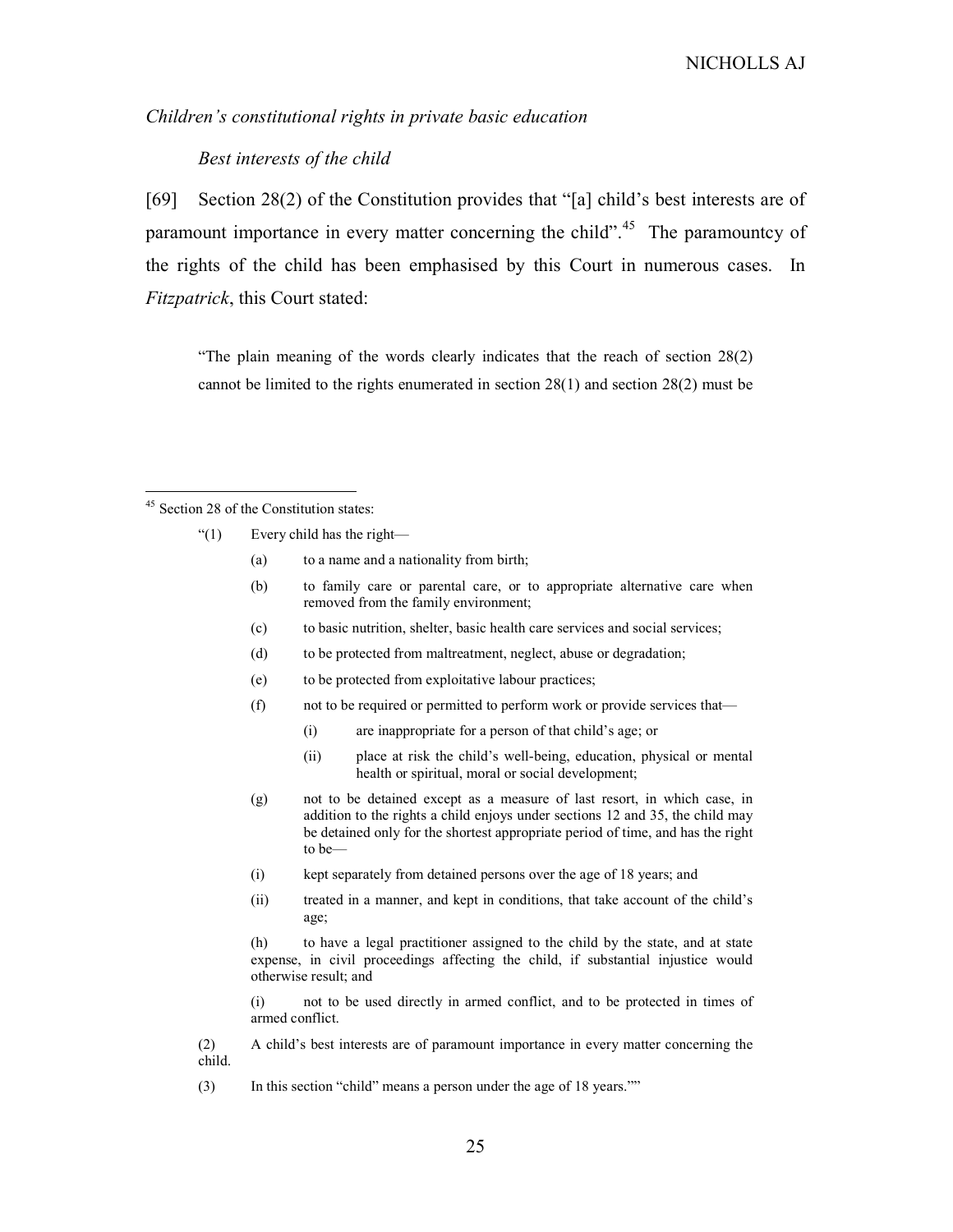*Children's constitutional rights in private basic education*

*Best interests of the child*

[69] Section 28(2) of the Constitution provides that "[a] child's best interests are of paramount importance in every matter concerning the child".[45] The paramountcy of the rights of the child has been emphasised by this Court in numerous cases. In *Fitzpatrick*, this Court stated:

> "The plain meaning of the words clearly indicates that the reach of section 28(2) cannot be limited to the rights enumerated in section 28(1) and section 28(2) must be

---

[45] Section 28 of the Constitution states:

> "(1) Every child has the right—
>
> (a) to a name and a nationality from birth;
>
> (b) to family care or parental care, or to appropriate alternative care when removed from the family environment;
>
> (c) to basic nutrition, shelter, basic health care services and social services;
>
> (d) to be protected from maltreatment, neglect, abuse or degradation;
>
> (e) to be protected from exploitative labour practices;
>
> (f) not to be required or permitted to perform work or provide services that—
>
> (i) are inappropriate for a person of that child's age; or
>
> (ii) place at risk the child's well-being, education, physical or mental health or spiritual, moral or social development;
>
> (g) not to be detained except as a measure of last resort, in which case, in addition to the rights a child enjoys under sections 12 and 35, the child may be detained only for the shortest appropriate period of time, and has the right to be—
>
> (i) kept separately from detained persons over the age of 18 years; and
>
> (ii) treated in a manner, and kept in conditions, that take account of the child's age;
>
> (h) to have a legal practitioner assigned to the child by the state, and at state expense, in civil proceedings affecting the child, if substantial injustice would otherwise result; and
>
> (i) not to be used directly in armed conflict, and to be protected in times of armed conflict.
>
> (2) A child's best interests are of paramount importance in every matter concerning the child.
>
> (3) In this section "child" means a person under the age of 18 years.""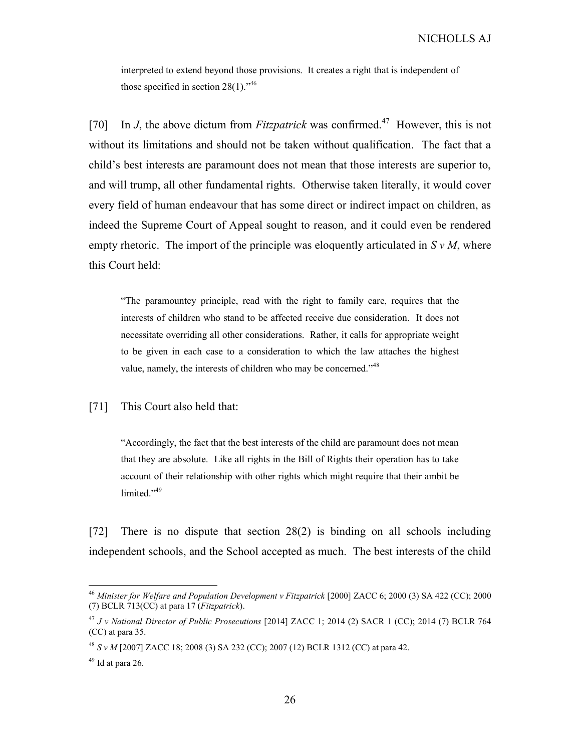interpreted to extend beyond those provisions. It creates a right that is independent of those specified in section 28(1)."[46]

[70] In *J*, the above dictum from *Fitzpatrick* was confirmed.[47] However, this is not without its limitations and should not be taken without qualification. The fact that a child's best interests are paramount does not mean that those interests are superior to, and will trump, all other fundamental rights. Otherwise taken literally, it would cover every field of human endeavour that has some direct or indirect impact on children, as indeed the Supreme Court of Appeal sought to reason, and it could even be rendered empty rhetoric. The import of the principle was eloquently articulated in *S v M*, where this Court held:

> "The paramountcy principle, read with the right to family care, requires that the interests of children who stand to be affected receive due consideration. It does not necessitate overriding all other considerations. Rather, it calls for appropriate weight to be given in each case to a consideration to which the law attaches the highest value, namely, the interests of children who may be concerned."[48]

[71] This Court also held that:

> "Accordingly, the fact that the best interests of the child are paramount does not mean that they are absolute. Like all rights in the Bill of Rights their operation has to take account of their relationship with other rights which might require that their ambit be limited."[49]

[72] There is no dispute that section 28(2) is binding on all schools including independent schools, and the School accepted as much. The best interests of the child

---

[46] *Minister for Welfare and Population Development v Fitzpatrick* [2000] ZACC 6; 2000 (3) SA 422 (CC); 2000 (7) BCLR 713(CC) at para 17 (*Fitzpatrick*).

[47] *J v National Director of Public Prosecutions* [2014] ZACC 1; 2014 (2) SACR 1 (CC); 2014 (7) BCLR 764 (CC) at para 35.

[48] *S v M* [2007] ZACC 18; 2008 (3) SA 232 (CC); 2007 (12) BCLR 1312 (CC) at para 42.

[49] Id at para 26.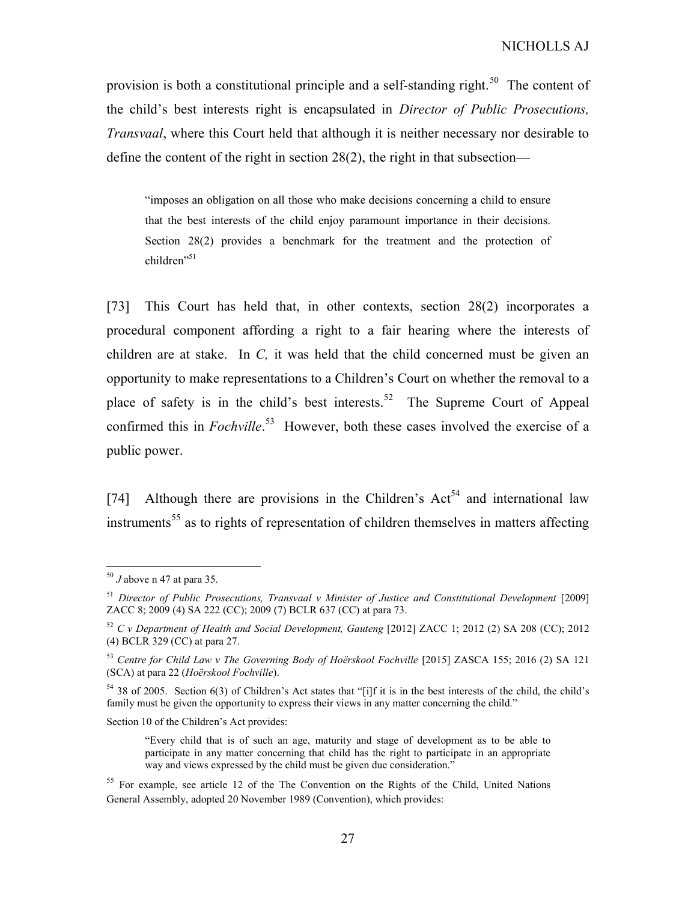provision is both a constitutional principle and a self-standing right.[50] The content of the child's best interests right is encapsulated in *Director of Public Prosecutions, Transvaal*, where this Court held that although it is neither necessary nor desirable to define the content of the right in section 28(2), the right in that subsection—

> "imposes an obligation on all those who make decisions concerning a child to ensure that the best interests of the child enjoy paramount importance in their decisions. Section 28(2) provides a benchmark for the treatment and the protection of children"[51]

[73] This Court has held that, in other contexts, section 28(2) incorporates a procedural component affording a right to a fair hearing where the interests of children are at stake. In *C,* it was held that the child concerned must be given an opportunity to make representations to a Children's Court on whether the removal to a place of safety is in the child's best interests.[52] The Supreme Court of Appeal confirmed this in *Fochville*.[53] However, both these cases involved the exercise of a public power.

[74] Although there are provisions in the Children's Act[54] and international law instruments[55] as to rights of representation of children themselves in matters affecting

---

[50] *J* above n 47 at para 35.

[51] *Director of Public Prosecutions, Transvaal v Minister of Justice and Constitutional Development* [2009] ZACC 8; 2009 (4) SA 222 (CC); 2009 (7) BCLR 637 (CC) at para 73.

[52] *C v Department of Health and Social Development, Gauteng* [2012] ZACC 1; 2012 (2) SA 208 (CC); 2012 (4) BCLR 329 (CC) at para 27.

[53] *Centre for Child Law v The Governing Body of Hoërskool Fochville* [2015] ZASCA 155; 2016 (2) SA 121 (SCA) at para 22 (*Hoërskool Fochville*).

[54] 38 of 2005. Section 6(3) of Children's Act states that "[i]f it is in the best interests of the child, the child's family must be given the opportunity to express their views in any matter concerning the child."

Section 10 of the Children's Act provides:

> "Every child that is of such an age, maturity and stage of development as to be able to participate in any matter concerning that child has the right to participate in an appropriate way and views expressed by the child must be given due consideration."

[55] For example, see article 12 of the The Convention on the Rights of the Child, United Nations General Assembly, adopted 20 November 1989 (Convention), which provides: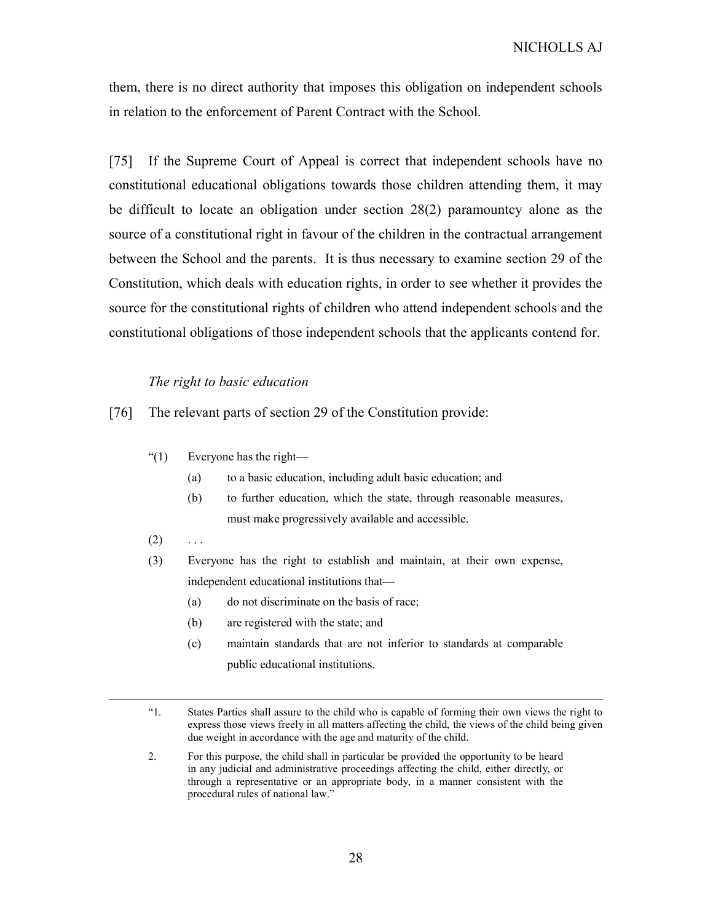them, there is no direct authority that imposes this obligation on independent schools in relation to the enforcement of Parent Contract with the School.

[75] If the Supreme Court of Appeal is correct that independent schools have no constitutional educational obligations towards those children attending them, it may be difficult to locate an obligation under section 28(2) paramountcy alone as the source of a constitutional right in favour of the children in the contractual arrangement between the School and the parents. It is thus necessary to examine section 29 of the Constitution, which deals with education rights, in order to see whether it provides the source for the constitutional rights of children who attend independent schools and the constitutional obligations of those independent schools that the applicants contend for.

*The right to basic education*

[76] The relevant parts of section 29 of the Constitution provide:

> "(1) Everyone has the right—
>
> (a) to a basic education, including adult basic education; and
>
> (b) to further education, which the state, through reasonable measures, must make progressively available and accessible.
>
> (2) . . .
>
> (3) Everyone has the right to establish and maintain, at their own expense, independent educational institutions that—
>
> (a) do not discriminate on the basis of race;
>
> (b) are registered with the state; and
>
> (c) maintain standards that are not inferior to standards at comparable public educational institutions.

---

> "1. States Parties shall assure to the child who is capable of forming their own views the right to express those views freely in all matters affecting the child, the views of the child being given due weight in accordance with the age and maturity of the child.
>
> 2. For this purpose, the child shall in particular be provided the opportunity to be heard in any judicial and administrative proceedings affecting the child, either directly, or through a representative or an appropriate body, in a manner consistent with the procedural rules of national law."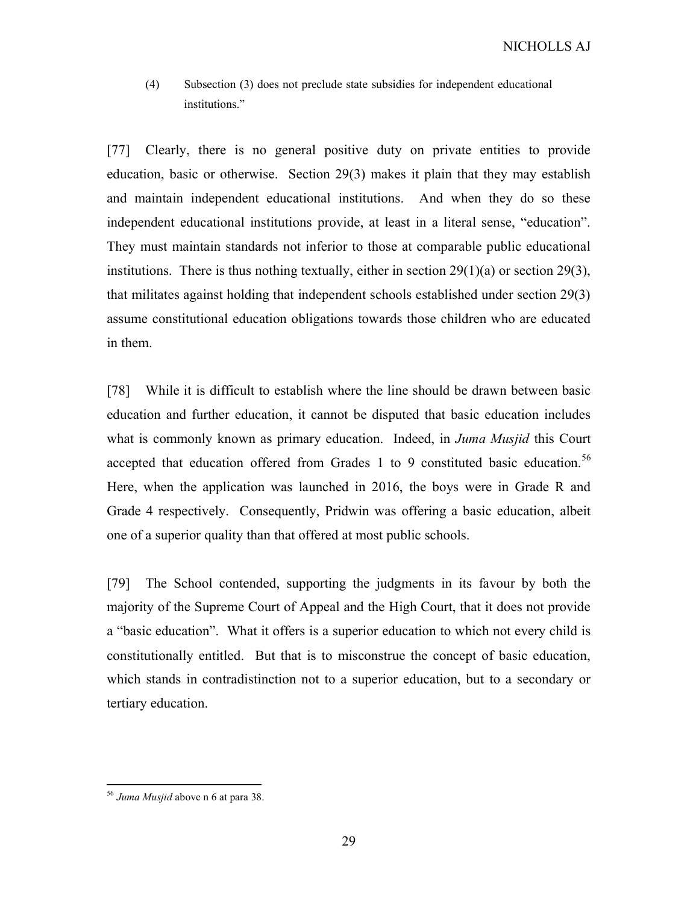(4) Subsection (3) does not preclude state subsidies for independent educational institutions."

[77] Clearly, there is no general positive duty on private entities to provide education, basic or otherwise. Section 29(3) makes it plain that they may establish and maintain independent educational institutions. And when they do so these independent educational institutions provide, at least in a literal sense, "education". They must maintain standards not inferior to those at comparable public educational institutions. There is thus nothing textually, either in section 29(1)(a) or section 29(3), that militates against holding that independent schools established under section 29(3) assume constitutional education obligations towards those children who are educated in them.

[78] While it is difficult to establish where the line should be drawn between basic education and further education, it cannot be disputed that basic education includes what is commonly known as primary education. Indeed, in *Juma Musjid* this Court accepted that education offered from Grades 1 to 9 constituted basic education.[56] Here, when the application was launched in 2016, the boys were in Grade R and Grade 4 respectively. Consequently, Pridwin was offering a basic education, albeit one of a superior quality than that offered at most public schools.

[79] The School contended, supporting the judgments in its favour by both the majority of the Supreme Court of Appeal and the High Court, that it does not provide a "basic education". What it offers is a superior education to which not every child is constitutionally entitled. But that is to misconstrue the concept of basic education, which stands in contradistinction not to a superior education, but to a secondary or tertiary education.

[56] *Juma Musjid* above n 6 at para 38.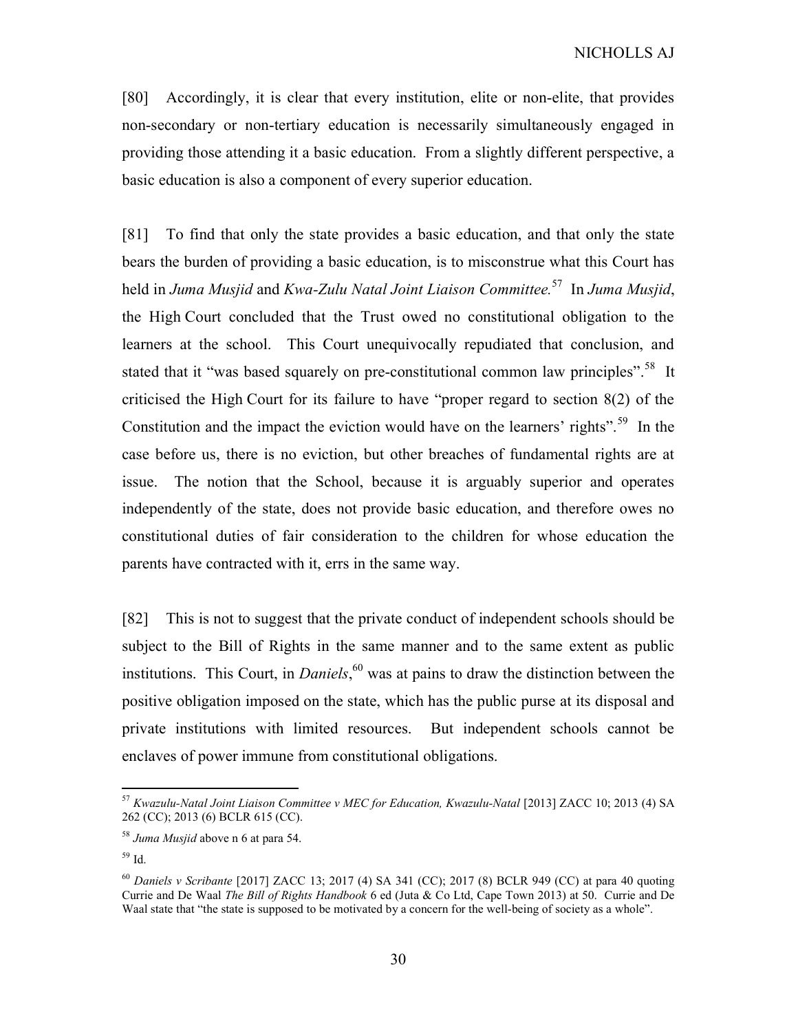[80] Accordingly, it is clear that every institution, elite or non-elite, that provides non-secondary or non-tertiary education is necessarily simultaneously engaged in providing those attending it a basic education. From a slightly different perspective, a basic education is also a component of every superior education.

[81] To find that only the state provides a basic education, and that only the state bears the burden of providing a basic education, is to misconstrue what this Court has held in *Juma Musjid* and *Kwa-Zulu Natal Joint Liaison Committee.*[57] In *Juma Musjid*, the High Court concluded that the Trust owed no constitutional obligation to the learners at the school. This Court unequivocally repudiated that conclusion, and stated that it "was based squarely on pre-constitutional common law principles".[58] It criticised the High Court for its failure to have "proper regard to section 8(2) of the Constitution and the impact the eviction would have on the learners' rights".[59] In the case before us, there is no eviction, but other breaches of fundamental rights are at issue. The notion that the School, because it is arguably superior and operates independently of the state, does not provide basic education, and therefore owes no constitutional duties of fair consideration to the children for whose education the parents have contracted with it, errs in the same way.

[82] This is not to suggest that the private conduct of independent schools should be subject to the Bill of Rights in the same manner and to the same extent as public institutions. This Court, in *Daniels*,[60] was at pains to draw the distinction between the positive obligation imposed on the state, which has the public purse at its disposal and private institutions with limited resources. But independent schools cannot be enclaves of power immune from constitutional obligations.

---

[57] *Kwazulu-Natal Joint Liaison Committee v MEC for Education, Kwazulu-Natal* [2013] ZACC 10; 2013 (4) SA 262 (CC); 2013 (6) BCLR 615 (CC).

[58] *Juma Musjid* above n 6 at para 54.

[59] Id.

[60] *Daniels v Scribante* [2017] ZACC 13; 2017 (4) SA 341 (CC); 2017 (8) BCLR 949 (CC) at para 40 quoting Currie and De Waal *The Bill of Rights Handbook* 6 ed (Juta & Co Ltd, Cape Town 2013) at 50. Currie and De Waal state that "the state is supposed to be motivated by a concern for the well-being of society as a whole".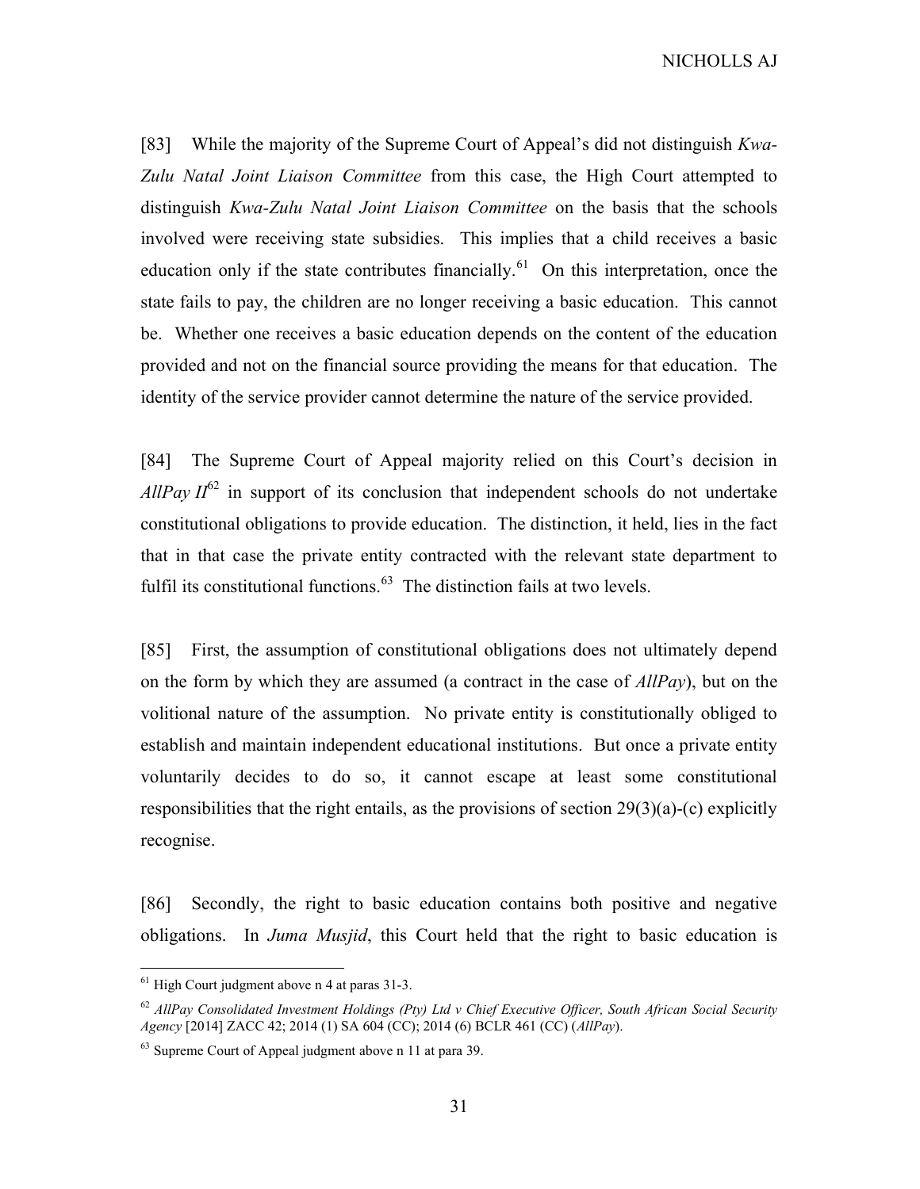[83] While the majority of the Supreme Court of Appeal's did not distinguish *Kwa-Zulu Natal Joint Liaison Committee* from this case, the High Court attempted to distinguish *Kwa-Zulu Natal Joint Liaison Committee* on the basis that the schools involved were receiving state subsidies. This implies that a child receives a basic education only if the state contributes financially.[61] On this interpretation, once the state fails to pay, the children are no longer receiving a basic education. This cannot be. Whether one receives a basic education depends on the content of the education provided and not on the financial source providing the means for that education. The identity of the service provider cannot determine the nature of the service provided.

[84] The Supreme Court of Appeal majority relied on this Court's decision in *AllPay II*[62] in support of its conclusion that independent schools do not undertake constitutional obligations to provide education. The distinction, it held, lies in the fact that in that case the private entity contracted with the relevant state department to fulfil its constitutional functions.[63] The distinction fails at two levels.

[85] First, the assumption of constitutional obligations does not ultimately depend on the form by which they are assumed (a contract in the case of *AllPay*), but on the volitional nature of the assumption. No private entity is constitutionally obliged to establish and maintain independent educational institutions. But once a private entity voluntarily decides to do so, it cannot escape at least some constitutional responsibilities that the right entails, as the provisions of section 29(3)(a)-(c) explicitly recognise.

[86] Secondly, the right to basic education contains both positive and negative obligations. In *Juma Musjid*, this Court held that the right to basic education is

---

[61] High Court judgment above n 4 at paras 31-3.

[62] *AllPay Consolidated Investment Holdings (Pty) Ltd v Chief Executive Officer, South African Social Security Agency* [2014] ZACC 42; 2014 (1) SA 604 (CC); 2014 (6) BCLR 461 (CC) (*AllPay*).

[63] Supreme Court of Appeal judgment above n 11 at para 39.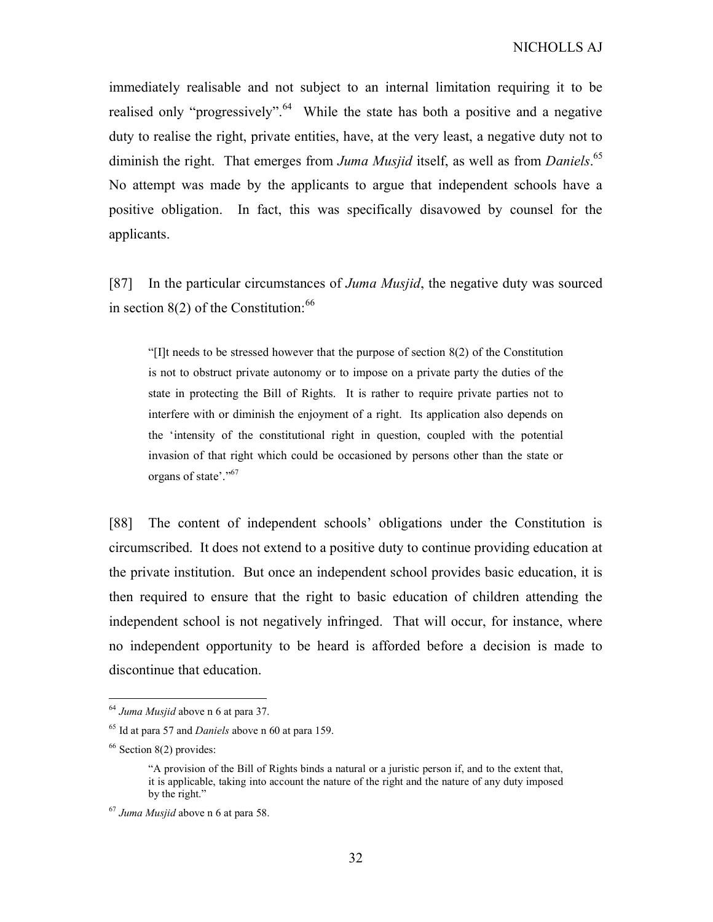immediately realisable and not subject to an internal limitation requiring it to be realised only "progressively".[64] While the state has both a positive and a negative duty to realise the right, private entities, have, at the very least, a negative duty not to diminish the right. That emerges from *Juma Musjid* itself, as well as from *Daniels*.[65] No attempt was made by the applicants to argue that independent schools have a positive obligation. In fact, this was specifically disavowed by counsel for the applicants.

[87] In the particular circumstances of *Juma Musjid*, the negative duty was sourced in section 8(2) of the Constitution:[66]

> "[I]t needs to be stressed however that the purpose of section 8(2) of the Constitution is not to obstruct private autonomy or to impose on a private party the duties of the state in protecting the Bill of Rights. It is rather to require private parties not to interfere with or diminish the enjoyment of a right. Its application also depends on the 'intensity of the constitutional right in question, coupled with the potential invasion of that right which could be occasioned by persons other than the state or organs of state'."[67]

[88] The content of independent schools' obligations under the Constitution is circumscribed. It does not extend to a positive duty to continue providing education at the private institution. But once an independent school provides basic education, it is then required to ensure that the right to basic education of children attending the independent school is not negatively infringed. That will occur, for instance, where no independent opportunity to be heard is afforded before a decision is made to discontinue that education.

---

[64] *Juma Musjid* above n 6 at para 37.

[65] Id at para 57 and *Daniels* above n 60 at para 159.

[66] Section 8(2) provides:

> "A provision of the Bill of Rights binds a natural or a juristic person if, and to the extent that, it is applicable, taking into account the nature of the right and the nature of any duty imposed by the right."

[67] *Juma Musjid* above n 6 at para 58.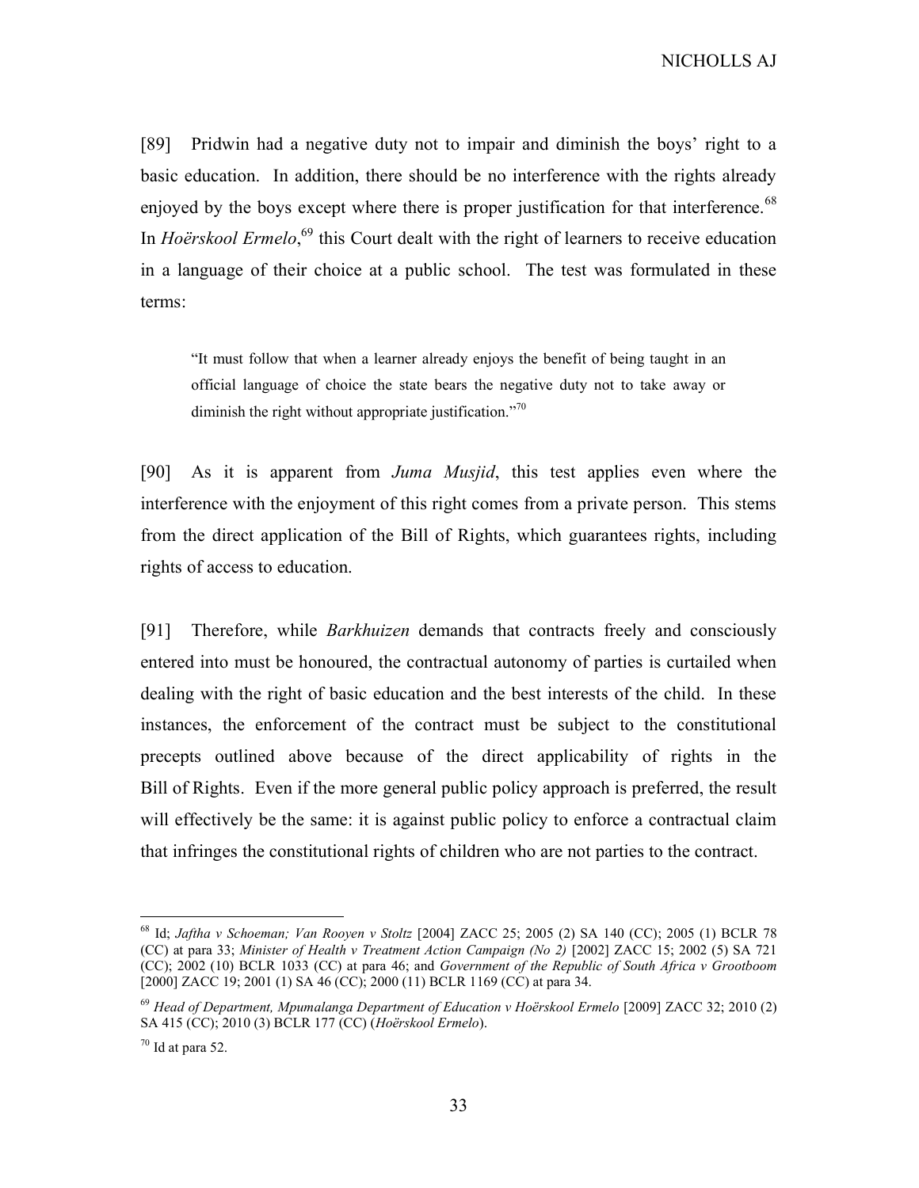[89] Pridwin had a negative duty not to impair and diminish the boys' right to a basic education. In addition, there should be no interference with the rights already enjoyed by the boys except where there is proper justification for that interference.[68] In *Hoërskool Ermelo*,[69] this Court dealt with the right of learners to receive education in a language of their choice at a public school. The test was formulated in these terms:

> "It must follow that when a learner already enjoys the benefit of being taught in an official language of choice the state bears the negative duty not to take away or diminish the right without appropriate justification."[70]

[90] As it is apparent from *Juma Musjid*, this test applies even where the interference with the enjoyment of this right comes from a private person. This stems from the direct application of the Bill of Rights, which guarantees rights, including rights of access to education.

[91] Therefore, while *Barkhuizen* demands that contracts freely and consciously entered into must be honoured, the contractual autonomy of parties is curtailed when dealing with the right of basic education and the best interests of the child. In these instances, the enforcement of the contract must be subject to the constitutional precepts outlined above because of the direct applicability of rights in the Bill of Rights. Even if the more general public policy approach is preferred, the result will effectively be the same: it is against public policy to enforce a contractual claim that infringes the constitutional rights of children who are not parties to the contract.

---

[68] Id; *Jaftha v Schoeman; Van Rooyen v Stoltz* [2004] ZACC 25; 2005 (2) SA 140 (CC); 2005 (1) BCLR 78 (CC) at para 33; *Minister of Health v Treatment Action Campaign (No 2)* [2002] ZACC 15; 2002 (5) SA 721 (CC); 2002 (10) BCLR 1033 (CC) at para 46; and *Government of the Republic of South Africa v Grootboom* [2000] ZACC 19; 2001 (1) SA 46 (CC); 2000 (11) BCLR 1169 (CC) at para 34.

[69] *Head of Department, Mpumalanga Department of Education v Hoërskool Ermelo* [2009] ZACC 32; 2010 (2) SA 415 (CC); 2010 (3) BCLR 177 (CC) (*Hoërskool Ermelo*).

[70] Id at para 52.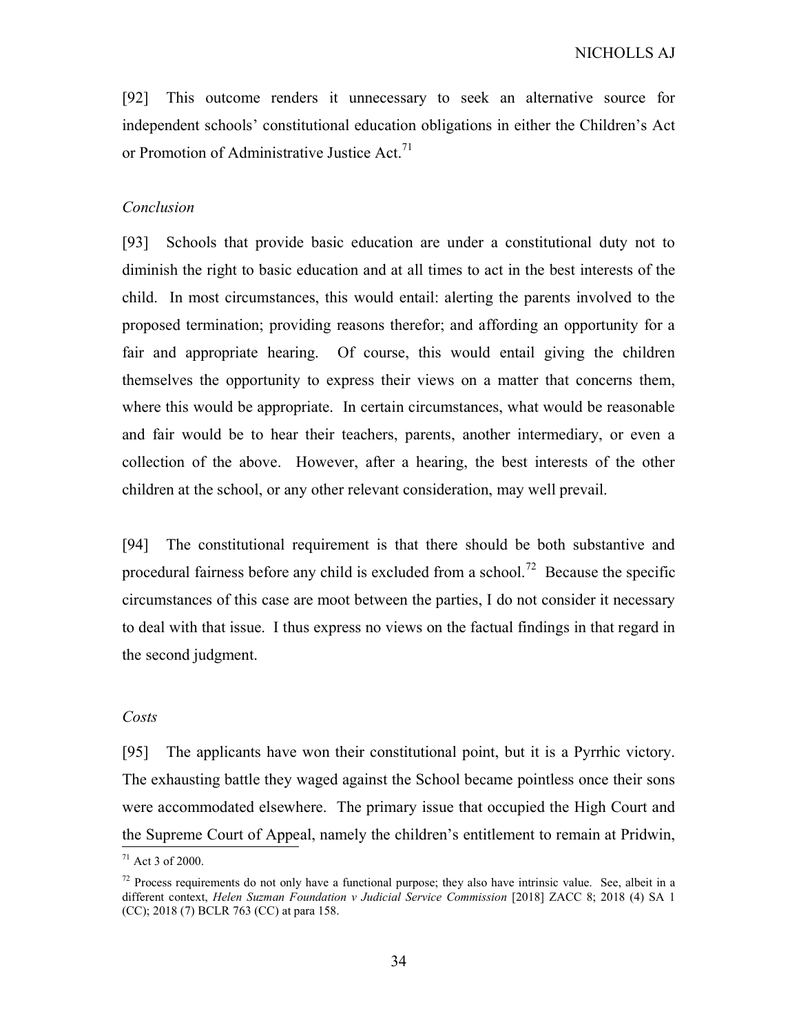[92] This outcome renders it unnecessary to seek an alternative source for independent schools' constitutional education obligations in either the Children's Act or Promotion of Administrative Justice Act.[71]

*Conclusion*

[93] Schools that provide basic education are under a constitutional duty not to diminish the right to basic education and at all times to act in the best interests of the child. In most circumstances, this would entail: alerting the parents involved to the proposed termination; providing reasons therefor; and affording an opportunity for a fair and appropriate hearing. Of course, this would entail giving the children themselves the opportunity to express their views on a matter that concerns them, where this would be appropriate. In certain circumstances, what would be reasonable and fair would be to hear their teachers, parents, another intermediary, or even a collection of the above. However, after a hearing, the best interests of the other children at the school, or any other relevant consideration, may well prevail.

[94] The constitutional requirement is that there should be both substantive and procedural fairness before any child is excluded from a school.[72] Because the specific circumstances of this case are moot between the parties, I do not consider it necessary to deal with that issue. I thus express no views on the factual findings in that regard in the second judgment.

*Costs*

[95] The applicants have won their constitutional point, but it is a Pyrrhic victory. The exhausting battle they waged against the School became pointless once their sons were accommodated elsewhere. The primary issue that occupied the High Court and the Supreme Court of Appeal, namely the children's entitlement to remain at Pridwin,

---

[71] Act 3 of 2000.

[72] Process requirements do not only have a functional purpose; they also have intrinsic value. See, albeit in a different context, *Helen Suzman Foundation v Judicial Service Commission* [2018] ZACC 8; 2018 (4) SA 1 (CC); 2018 (7) BCLR 763 (CC) at para 158.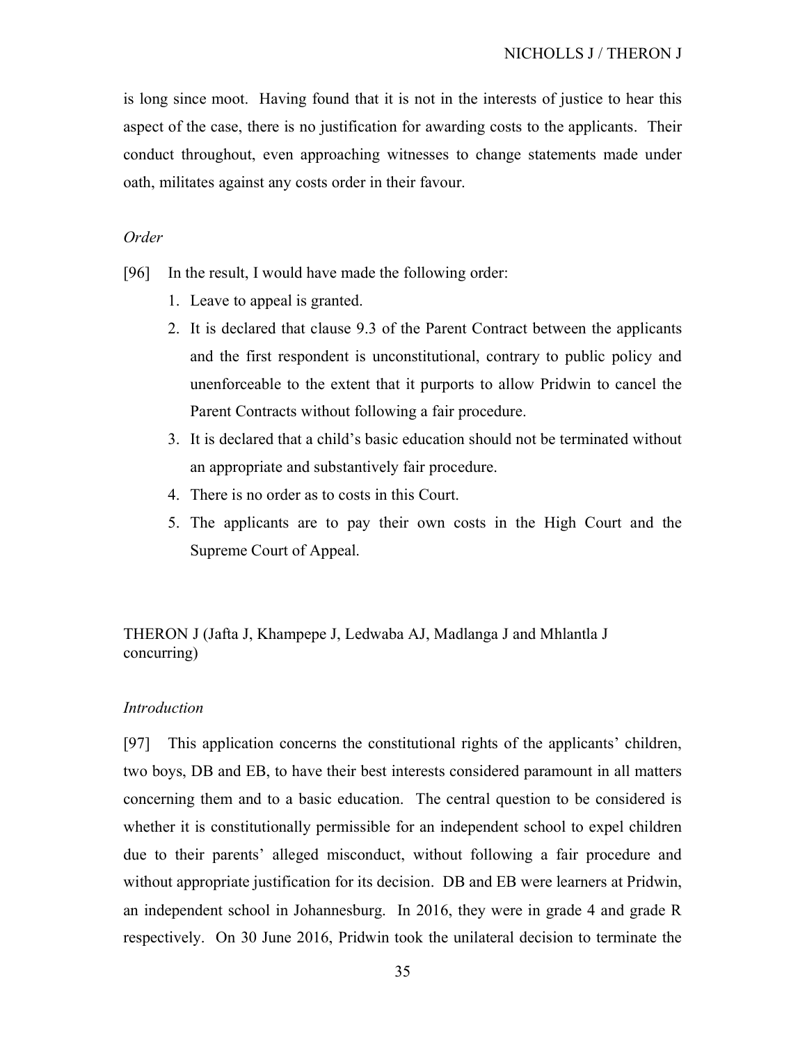is long since moot. Having found that it is not in the interests of justice to hear this aspect of the case, there is no justification for awarding costs to the applicants. Their conduct throughout, even approaching witnesses to change statements made under oath, militates against any costs order in their favour.

*Order*

[96] In the result, I would have made the following order:

1. Leave to appeal is granted.
2. It is declared that clause 9.3 of the Parent Contract between the applicants and the first respondent is unconstitutional, contrary to public policy and unenforceable to the extent that it purports to allow Pridwin to cancel the Parent Contracts without following a fair procedure.
3. It is declared that a child's basic education should not be terminated without an appropriate and substantively fair procedure.
4. There is no order as to costs in this Court.
5. The applicants are to pay their own costs in the High Court and the Supreme Court of Appeal.

THERON J (Jafta J, Khampepe J, Ledwaba AJ, Madlanga J and Mhlantla J concurring)

*Introduction*

[97] This application concerns the constitutional rights of the applicants' children, two boys, DB and EB, to have their best interests considered paramount in all matters concerning them and to a basic education. The central question to be considered is whether it is constitutionally permissible for an independent school to expel children due to their parents' alleged misconduct, without following a fair procedure and without appropriate justification for its decision. DB and EB were learners at Pridwin, an independent school in Johannesburg. In 2016, they were in grade 4 and grade R respectively. On 30 June 2016, Pridwin took the unilateral decision to terminate the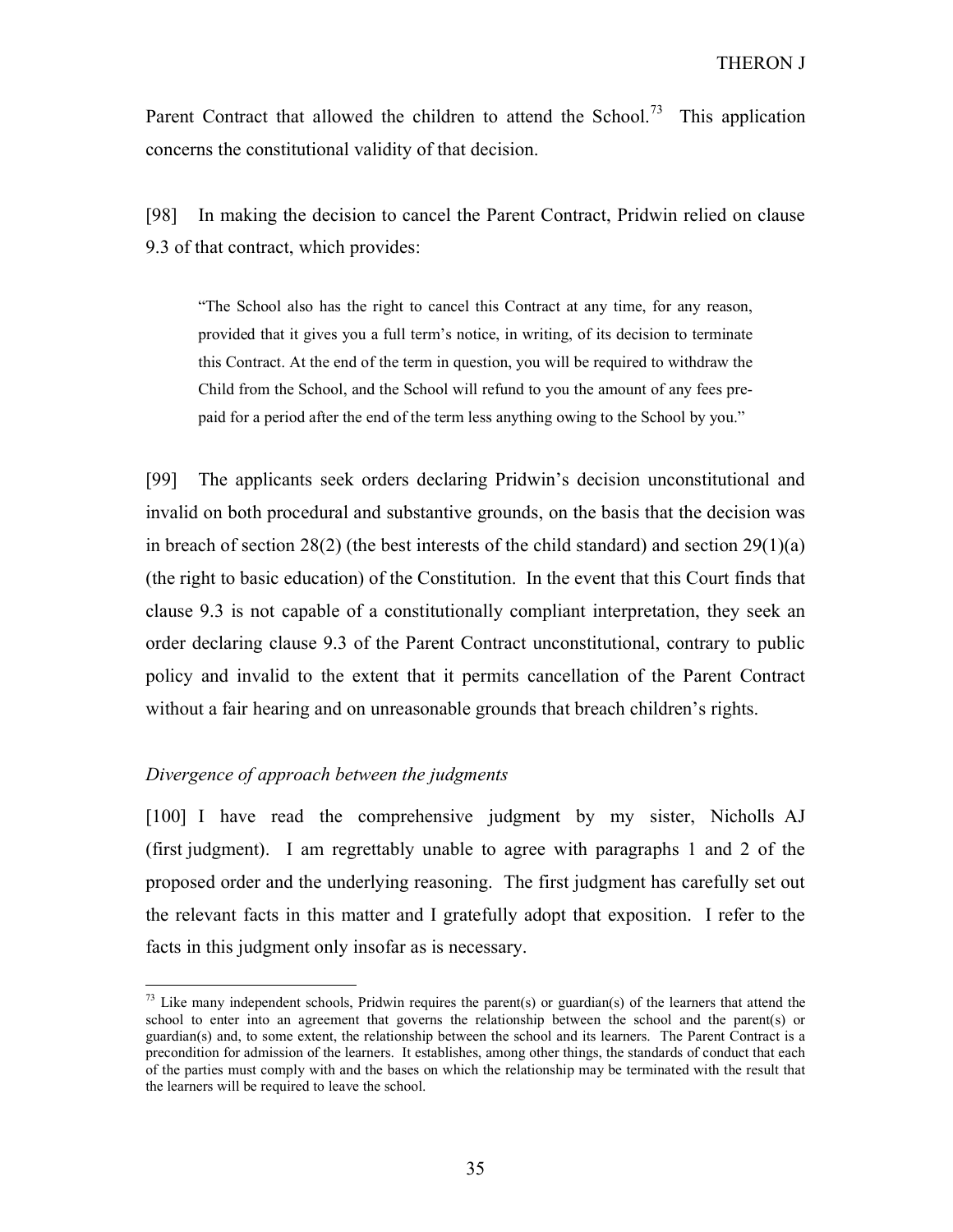Parent Contract that allowed the children to attend the School.[73] This application concerns the constitutional validity of that decision.

[98] In making the decision to cancel the Parent Contract, Pridwin relied on clause 9.3 of that contract, which provides:

> "The School also has the right to cancel this Contract at any time, for any reason, provided that it gives you a full term's notice, in writing, of its decision to terminate this Contract. At the end of the term in question, you will be required to withdraw the Child from the School, and the School will refund to you the amount of any fees pre-paid for a period after the end of the term less anything owing to the School by you."

[99] The applicants seek orders declaring Pridwin's decision unconstitutional and invalid on both procedural and substantive grounds, on the basis that the decision was in breach of section 28(2) (the best interests of the child standard) and section 29(1)(a) (the right to basic education) of the Constitution. In the event that this Court finds that clause 9.3 is not capable of a constitutionally compliant interpretation, they seek an order declaring clause 9.3 of the Parent Contract unconstitutional, contrary to public policy and invalid to the extent that it permits cancellation of the Parent Contract without a fair hearing and on unreasonable grounds that breach children's rights.

*Divergence of approach between the judgments*

[100] I have read the comprehensive judgment by my sister, Nicholls AJ (first judgment). I am regrettably unable to agree with paragraphs 1 and 2 of the proposed order and the underlying reasoning. The first judgment has carefully set out the relevant facts in this matter and I gratefully adopt that exposition. I refer to the facts in this judgment only insofar as is necessary.

---

[73] Like many independent schools, Pridwin requires the parent(s) or guardian(s) of the learners that attend the school to enter into an agreement that governs the relationship between the school and the parent(s) or guardian(s) and, to some extent, the relationship between the school and its learners. The Parent Contract is a precondition for admission of the learners. It establishes, among other things, the standards of conduct that each of the parties must comply with and the bases on which the relationship may be terminated with the result that the learners will be required to leave the school.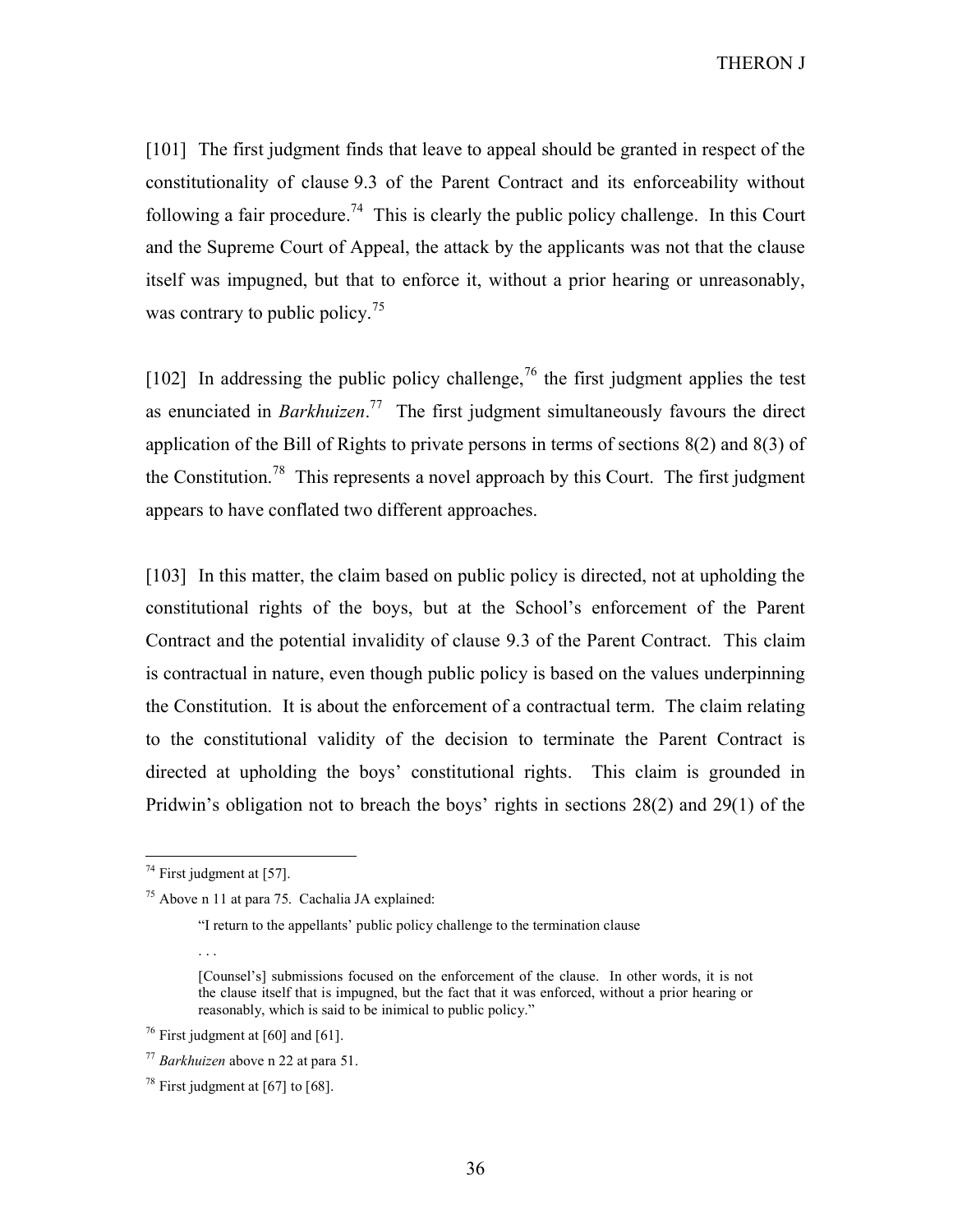[101] The first judgment finds that leave to appeal should be granted in respect of the constitutionality of clause 9.3 of the Parent Contract and its enforceability without following a fair procedure.[74] This is clearly the public policy challenge. In this Court and the Supreme Court of Appeal, the attack by the applicants was not that the clause itself was impugned, but that to enforce it, without a prior hearing or unreasonably, was contrary to public policy.[75]

[102] In addressing the public policy challenge,[76] the first judgment applies the test as enunciated in *Barkhuizen*.[77] The first judgment simultaneously favours the direct application of the Bill of Rights to private persons in terms of sections 8(2) and 8(3) of the Constitution.[78] This represents a novel approach by this Court. The first judgment appears to have conflated two different approaches.

[103] In this matter, the claim based on public policy is directed, not at upholding the constitutional rights of the boys, but at the School's enforcement of the Parent Contract and the potential invalidity of clause 9.3 of the Parent Contract. This claim is contractual in nature, even though public policy is based on the values underpinning the Constitution. It is about the enforcement of a contractual term. The claim relating to the constitutional validity of the decision to terminate the Parent Contract is directed at upholding the boys' constitutional rights. This claim is grounded in Pridwin's obligation not to breach the boys' rights in sections 28(2) and 29(1) of the

---

[74] First judgment at [57].

[75] Above n 11 at para 75. Cachalia JA explained:

> "I return to the appellants' public policy challenge to the termination clause
>
> . . .
>
> [Counsel's] submissions focused on the enforcement of the clause. In other words, it is not the clause itself that is impugned, but the fact that it was enforced, without a prior hearing or reasonably, which is said to be inimical to public policy."

[76] First judgment at [60] and [61].

[77] *Barkhuizen* above n 22 at para 51.

[78] First judgment at [67] to [68].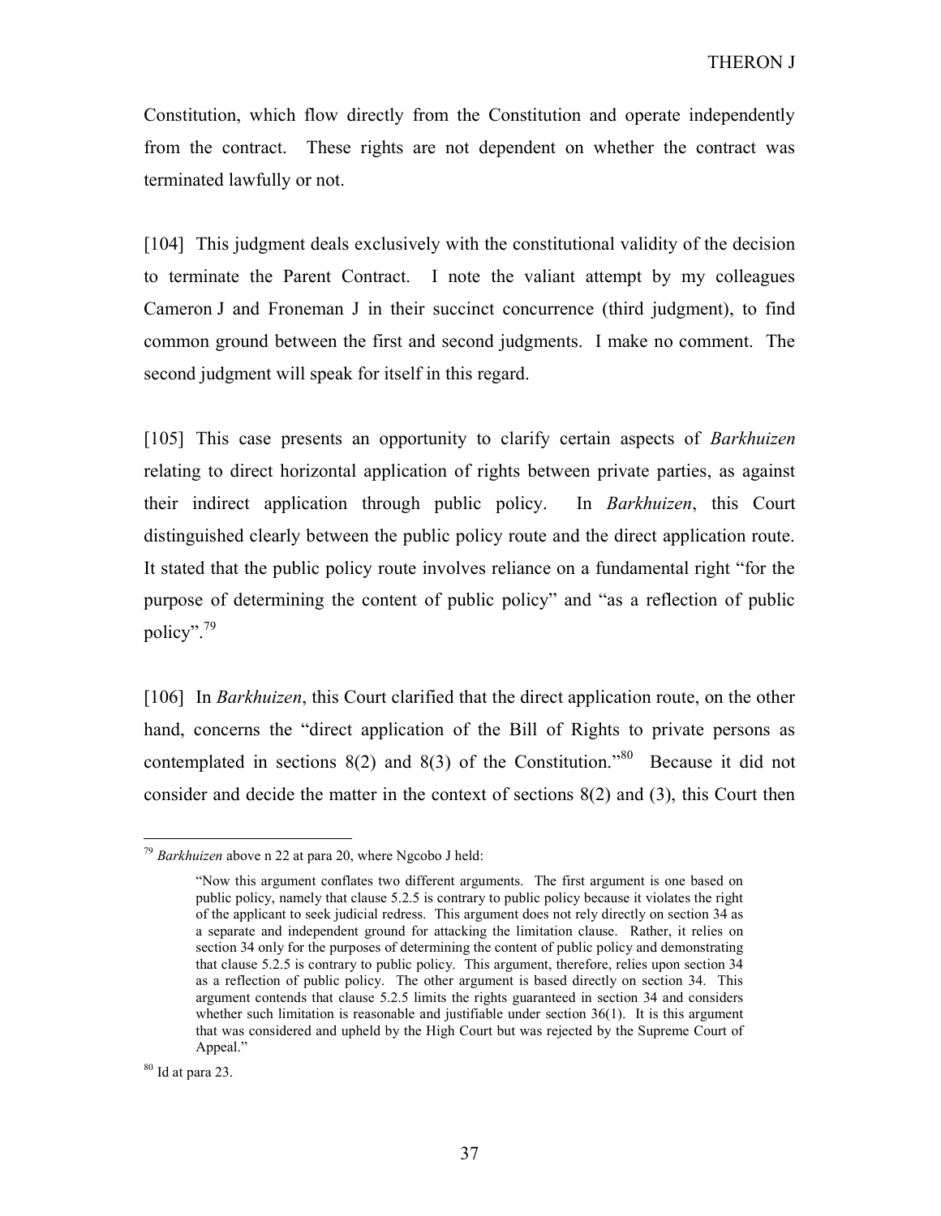Constitution, which flow directly from the Constitution and operate independently from the contract. These rights are not dependent on whether the contract was terminated lawfully or not.

[104] This judgment deals exclusively with the constitutional validity of the decision to terminate the Parent Contract. I note the valiant attempt by my colleagues Cameron J and Froneman J in their succinct concurrence (third judgment), to find common ground between the first and second judgments. I make no comment. The second judgment will speak for itself in this regard.

[105] This case presents an opportunity to clarify certain aspects of *Barkhuizen* relating to direct horizontal application of rights between private parties, as against their indirect application through public policy. In *Barkhuizen*, this Court distinguished clearly between the public policy route and the direct application route. It stated that the public policy route involves reliance on a fundamental right "for the purpose of determining the content of public policy" and "as a reflection of public policy".[79]

[106] In *Barkhuizen*, this Court clarified that the direct application route, on the other hand, concerns the "direct application of the Bill of Rights to private persons as contemplated in sections 8(2) and 8(3) of the Constitution."[80] Because it did not consider and decide the matter in the context of sections 8(2) and (3), this Court then

---

[79] *Barkhuizen* above n 22 at para 20, where Ngcobo J held:

> "Now this argument conflates two different arguments. The first argument is one based on public policy, namely that clause 5.2.5 is contrary to public policy because it violates the right of the applicant to seek judicial redress. This argument does not rely directly on section 34 as a separate and independent ground for attacking the limitation clause. Rather, it relies on section 34 only for the purposes of determining the content of public policy and demonstrating that clause 5.2.5 is contrary to public policy. This argument, therefore, relies upon section 34 as a reflection of public policy. The other argument is based directly on section 34. This argument contends that clause 5.2.5 limits the rights guaranteed in section 34 and considers whether such limitation is reasonable and justifiable under section 36(1). It is this argument that was considered and upheld by the High Court but was rejected by the Supreme Court of Appeal."

[80] Id at para 23.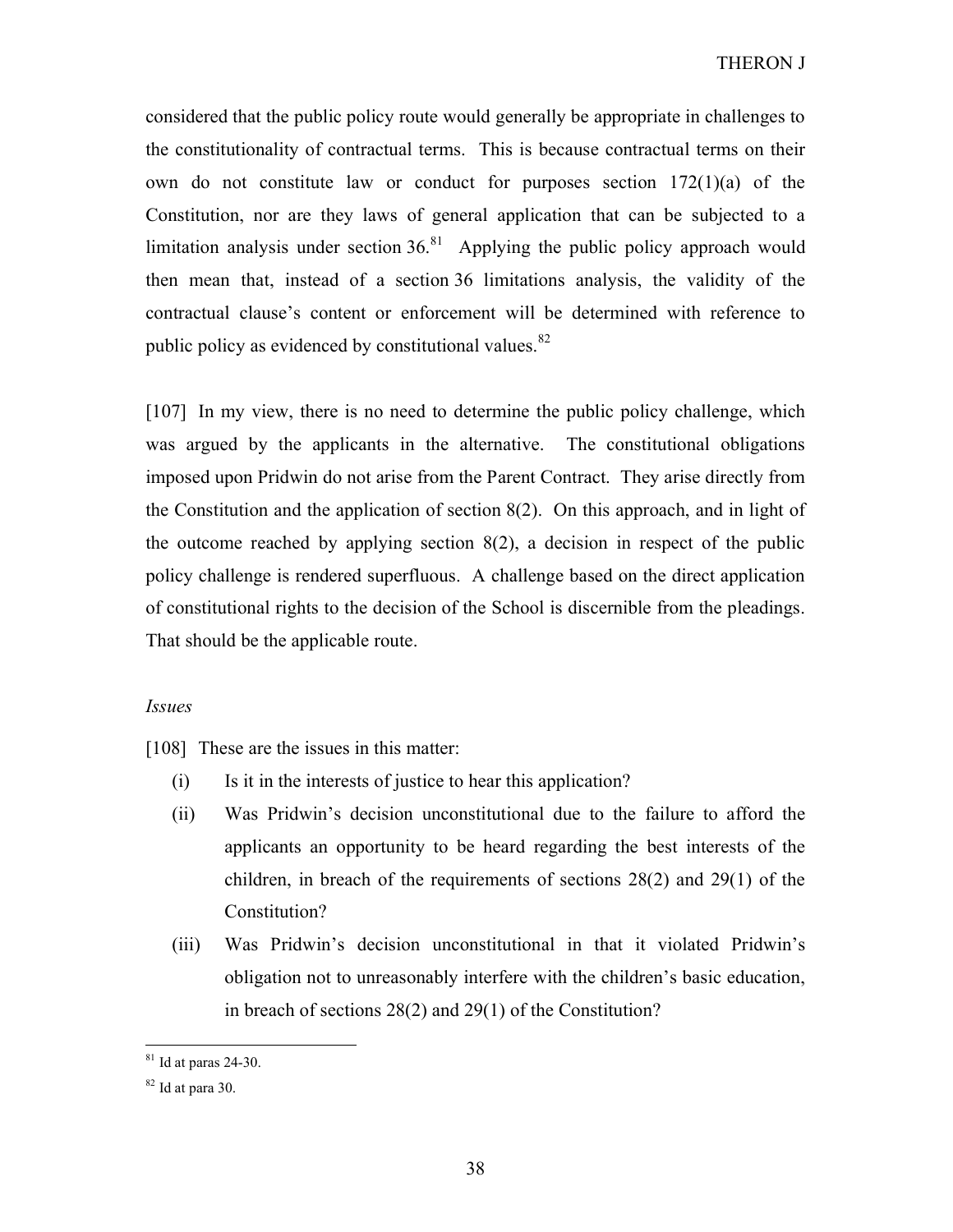considered that the public policy route would generally be appropriate in challenges to the constitutionality of contractual terms. This is because contractual terms on their own do not constitute law or conduct for purposes section 172(1)(a) of the Constitution, nor are they laws of general application that can be subjected to a limitation analysis under section 36.[81] Applying the public policy approach would then mean that, instead of a section 36 limitations analysis, the validity of the contractual clause's content or enforcement will be determined with reference to public policy as evidenced by constitutional values.[82]

[107] In my view, there is no need to determine the public policy challenge, which was argued by the applicants in the alternative. The constitutional obligations imposed upon Pridwin do not arise from the Parent Contract. They arise directly from the Constitution and the application of section 8(2). On this approach, and in light of the outcome reached by applying section 8(2), a decision in respect of the public policy challenge is rendered superfluous. A challenge based on the direct application of constitutional rights to the decision of the School is discernible from the pleadings. That should be the applicable route.

*Issues*

[108] These are the issues in this matter:

(i) Is it in the interests of justice to hear this application?

(ii) Was Pridwin's decision unconstitutional due to the failure to afford the applicants an opportunity to be heard regarding the best interests of the children, in breach of the requirements of sections 28(2) and 29(1) of the Constitution?

(iii) Was Pridwin's decision unconstitutional in that it violated Pridwin's obligation not to unreasonably interfere with the children's basic education, in breach of sections 28(2) and 29(1) of the Constitution?

---

[81] Id at paras 24-30.

[82] Id at para 30.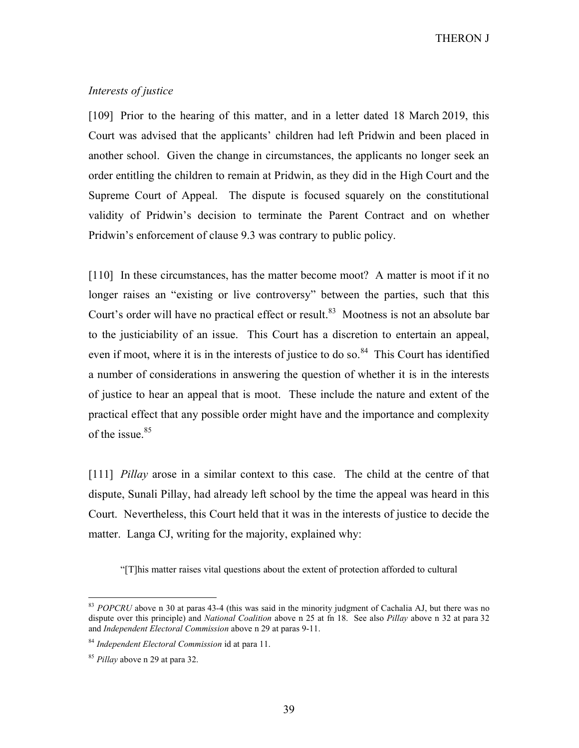*Interests of justice*

[109] Prior to the hearing of this matter, and in a letter dated 18 March 2019, this Court was advised that the applicants' children had left Pridwin and been placed in another school. Given the change in circumstances, the applicants no longer seek an order entitling the children to remain at Pridwin, as they did in the High Court and the Supreme Court of Appeal. The dispute is focused squarely on the constitutional validity of Pridwin's decision to terminate the Parent Contract and on whether Pridwin's enforcement of clause 9.3 was contrary to public policy.

[110] In these circumstances, has the matter become moot? A matter is moot if it no longer raises an "existing or live controversy" between the parties, such that this Court's order will have no practical effect or result.[83] Mootness is not an absolute bar to the justiciability of an issue. This Court has a discretion to entertain an appeal, even if moot, where it is in the interests of justice to do so.[84] This Court has identified a number of considerations in answering the question of whether it is in the interests of justice to hear an appeal that is moot. These include the nature and extent of the practical effect that any possible order might have and the importance and complexity of the issue.[85]

[111] *Pillay* arose in a similar context to this case. The child at the centre of that dispute, Sunali Pillay, had already left school by the time the appeal was heard in this Court. Nevertheless, this Court held that it was in the interests of justice to decide the matter. Langa CJ, writing for the majority, explained why:

> "[T]his matter raises vital questions about the extent of protection afforded to cultural

---

[83] *POPCRU* above n 30 at paras 43-4 (this was said in the minority judgment of Cachalia AJ, but there was no dispute over this principle) and *National Coalition* above n 25 at fn 18. See also *Pillay* above n 32 at para 32 and *Independent Electoral Commission* above n 29 at paras 9-11.

[84] *Independent Electoral Commission* id at para 11.

[85] *Pillay* above n 29 at para 32.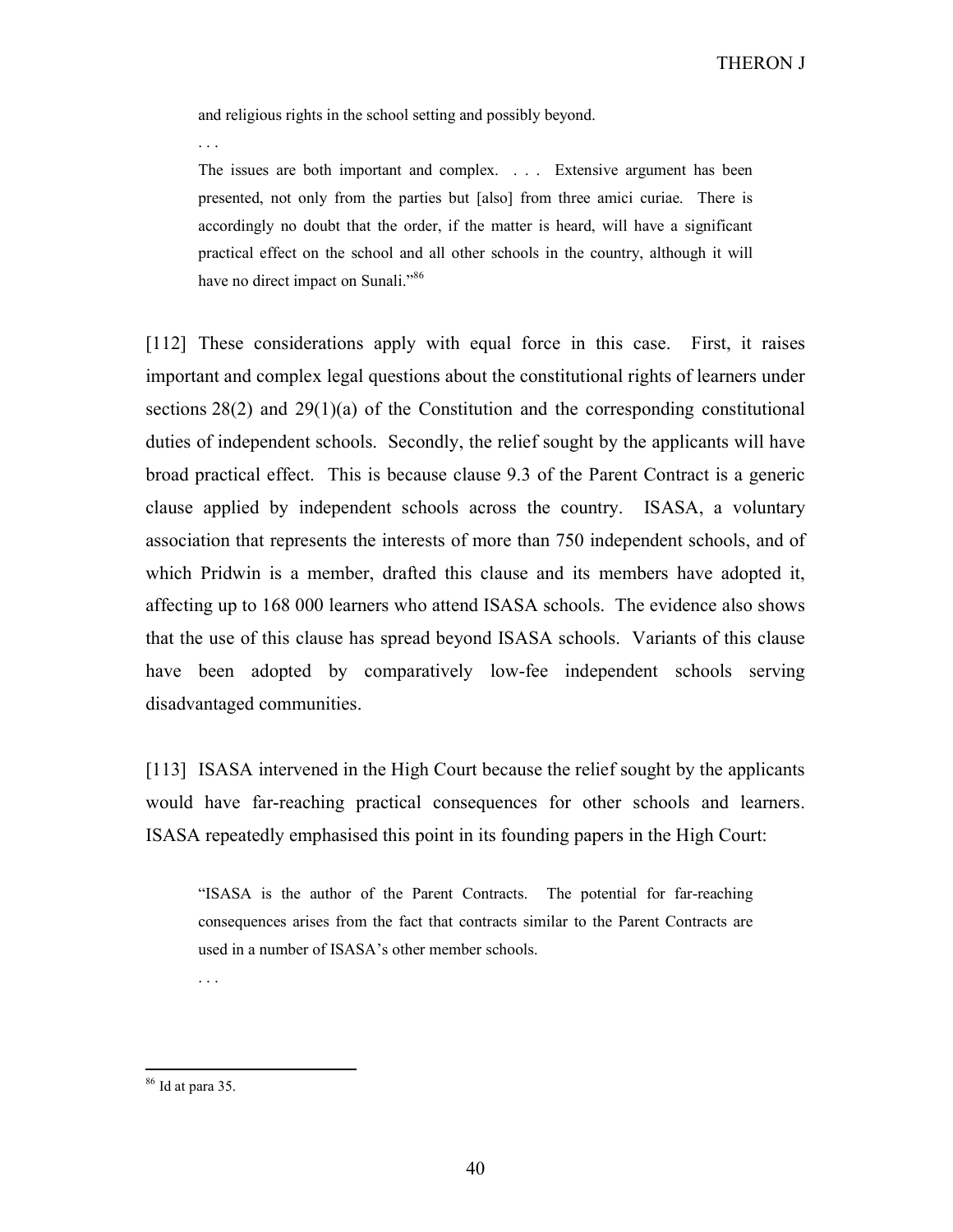> and religious rights in the school setting and possibly beyond.
>
> . . .
>
> The issues are both important and complex. . . . Extensive argument has been presented, not only from the parties but [also] from three amici curiae. There is accordingly no doubt that the order, if the matter is heard, will have a significant practical effect on the school and all other schools in the country, although it will have no direct impact on Sunali."[86]

[112] These considerations apply with equal force in this case. First, it raises important and complex legal questions about the constitutional rights of learners under sections 28(2) and 29(1)(a) of the Constitution and the corresponding constitutional duties of independent schools. Secondly, the relief sought by the applicants will have broad practical effect. This is because clause 9.3 of the Parent Contract is a generic clause applied by independent schools across the country. ISASA, a voluntary association that represents the interests of more than 750 independent schools, and of which Pridwin is a member, drafted this clause and its members have adopted it, affecting up to 168 000 learners who attend ISASA schools. The evidence also shows that the use of this clause has spread beyond ISASA schools. Variants of this clause have been adopted by comparatively low-fee independent schools serving disadvantaged communities.

[113] ISASA intervened in the High Court because the relief sought by the applicants would have far-reaching practical consequences for other schools and learners. ISASA repeatedly emphasised this point in its founding papers in the High Court:

> "ISASA is the author of the Parent Contracts. The potential for far-reaching consequences arises from the fact that contracts similar to the Parent Contracts are used in a number of ISASA's other member schools.
>
> . . .

---

[86] Id at para 35.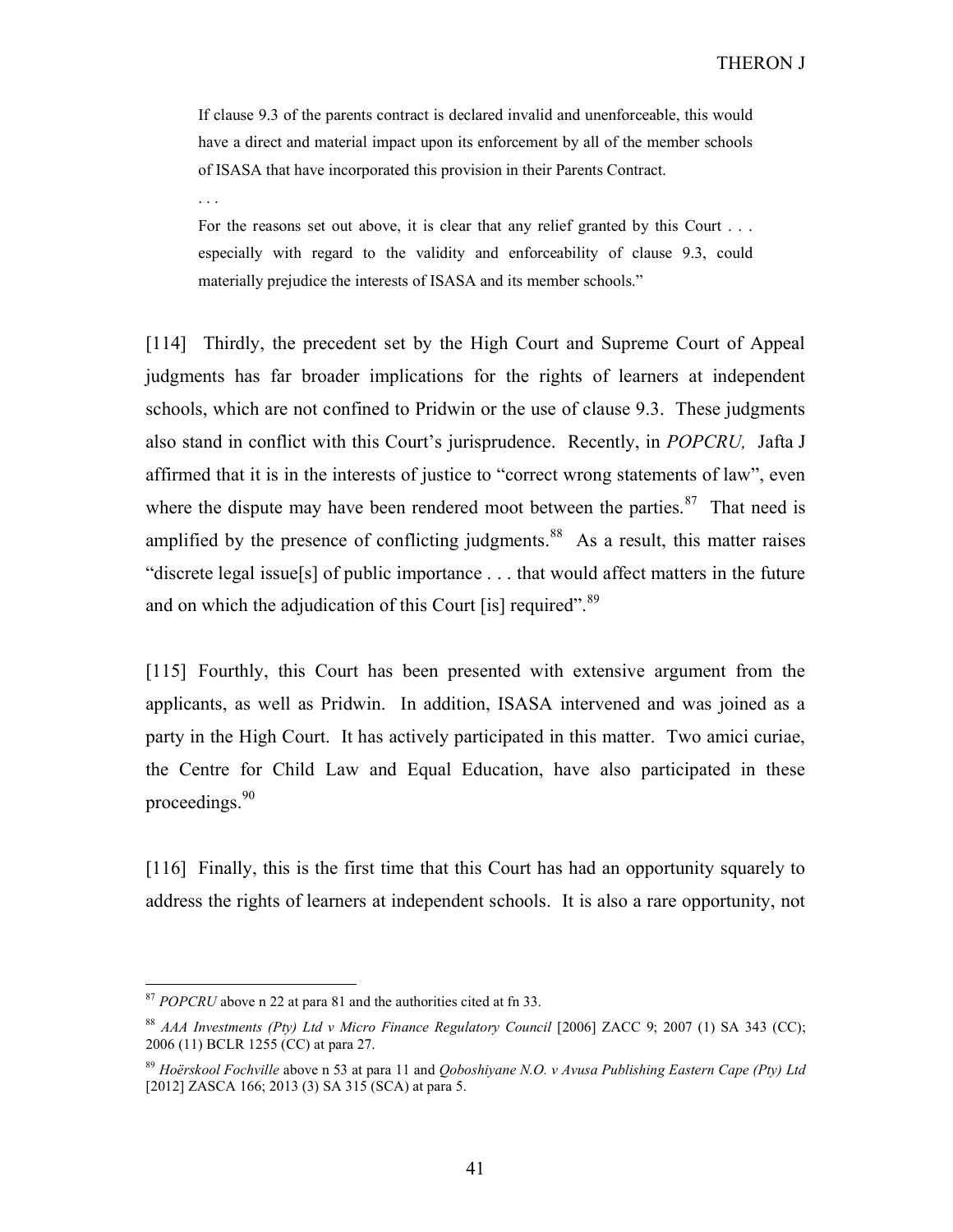> If clause 9.3 of the parents contract is declared invalid and unenforceable, this would have a direct and material impact upon its enforcement by all of the member schools of ISASA that have incorporated this provision in their Parents Contract.
>
> . . .
>
> For the reasons set out above, it is clear that any relief granted by this Court . . . especially with regard to the validity and enforceability of clause 9.3, could materially prejudice the interests of ISASA and its member schools."

[114] Thirdly, the precedent set by the High Court and Supreme Court of Appeal judgments has far broader implications for the rights of learners at independent schools, which are not confined to Pridwin or the use of clause 9.3. These judgments also stand in conflict with this Court's jurisprudence. Recently, in *POPCRU,* Jafta J affirmed that it is in the interests of justice to "correct wrong statements of law", even where the dispute may have been rendered moot between the parties.[87] That need is amplified by the presence of conflicting judgments.[88] As a result, this matter raises "discrete legal issue[s] of public importance . . . that would affect matters in the future and on which the adjudication of this Court [is] required".[89]

[115] Fourthly, this Court has been presented with extensive argument from the applicants, as well as Pridwin. In addition, ISASA intervened and was joined as a party in the High Court. It has actively participated in this matter. Two amici curiae, the Centre for Child Law and Equal Education, have also participated in these proceedings.[90]

[116] Finally, this is the first time that this Court has had an opportunity squarely to address the rights of learners at independent schools. It is also a rare opportunity, not

---

[87] *POPCRU* above n 22 at para 81 and the authorities cited at fn 33.

[88] *AAA Investments (Pty) Ltd v Micro Finance Regulatory Council* [2006] ZACC 9; 2007 (1) SA 343 (CC); 2006 (11) BCLR 1255 (CC) at para 27.

[89] *Hoërskool Fochville* above n 53 at para 11 and *Qoboshiyane N.O. v Avusa Publishing Eastern Cape (Pty) Ltd* [2012] ZASCA 166; 2013 (3) SA 315 (SCA) at para 5.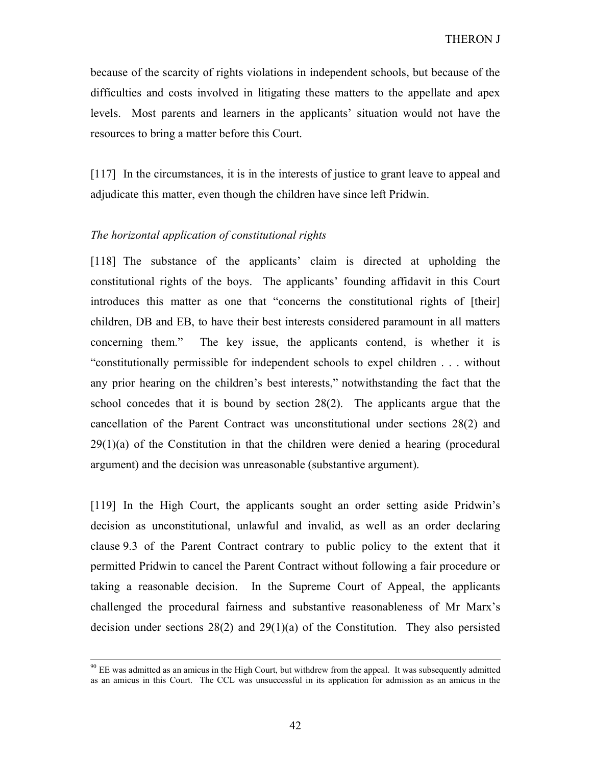because of the scarcity of rights violations in independent schools, but because of the difficulties and costs involved in litigating these matters to the appellate and apex levels. Most parents and learners in the applicants' situation would not have the resources to bring a matter before this Court.

[117] In the circumstances, it is in the interests of justice to grant leave to appeal and adjudicate this matter, even though the children have since left Pridwin.

*The horizontal application of constitutional rights*

[118] The substance of the applicants' claim is directed at upholding the constitutional rights of the boys. The applicants' founding affidavit in this Court introduces this matter as one that "concerns the constitutional rights of [their] children, DB and EB, to have their best interests considered paramount in all matters concerning them." The key issue, the applicants contend, is whether it is "constitutionally permissible for independent schools to expel children . . . without any prior hearing on the children's best interests," notwithstanding the fact that the school concedes that it is bound by section 28(2). The applicants argue that the cancellation of the Parent Contract was unconstitutional under sections 28(2) and 29(1)(a) of the Constitution in that the children were denied a hearing (procedural argument) and the decision was unreasonable (substantive argument).

[119] In the High Court, the applicants sought an order setting aside Pridwin's decision as unconstitutional, unlawful and invalid, as well as an order declaring clause 9.3 of the Parent Contract contrary to public policy to the extent that it permitted Pridwin to cancel the Parent Contract without following a fair procedure or taking a reasonable decision. In the Supreme Court of Appeal, the applicants challenged the procedural fairness and substantive reasonableness of Mr Marx's decision under sections 28(2) and 29(1)(a) of the Constitution. They also persisted

---

[90] EE was admitted as an amicus in the High Court, but withdrew from the appeal. It was subsequently admitted as an amicus in this Court. The CCL was unsuccessful in its application for admission as an amicus in the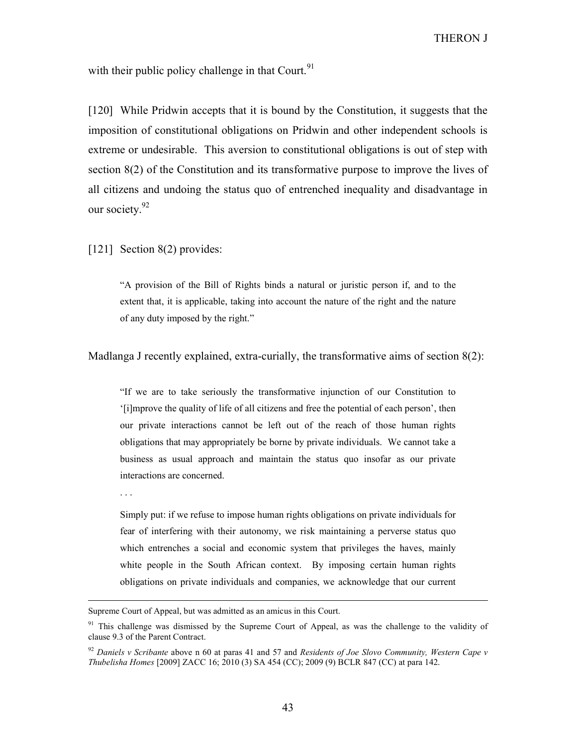with their public policy challenge in that Court.[91]

[120] While Pridwin accepts that it is bound by the Constitution, it suggests that the imposition of constitutional obligations on Pridwin and other independent schools is extreme or undesirable. This aversion to constitutional obligations is out of step with section 8(2) of the Constitution and its transformative purpose to improve the lives of all citizens and undoing the status quo of entrenched inequality and disadvantage in our society.[92]

[121] Section 8(2) provides:

> "A provision of the Bill of Rights binds a natural or juristic person if, and to the extent that, it is applicable, taking into account the nature of the right and the nature of any duty imposed by the right."

Madlanga J recently explained, extra-curially, the transformative aims of section 8(2):

> "If we are to take seriously the transformative injunction of our Constitution to '[i]mprove the quality of life of all citizens and free the potential of each person', then our private interactions cannot be left out of the reach of those human rights obligations that may appropriately be borne by private individuals. We cannot take a business as usual approach and maintain the status quo insofar as our private interactions are concerned.
>
> . . .
>
> Simply put: if we refuse to impose human rights obligations on private individuals for fear of interfering with their autonomy, we risk maintaining a perverse status quo which entrenches a social and economic system that privileges the haves, mainly white people in the South African context. By imposing certain human rights obligations on private individuals and companies, we acknowledge that our current

---

Supreme Court of Appeal, but was admitted as an amicus in this Court.

[91] This challenge was dismissed by the Supreme Court of Appeal, as was the challenge to the validity of clause 9.3 of the Parent Contract.

[92] *Daniels v Scribante* above n 60 at paras 41 and 57 and *Residents of Joe Slovo Community, Western Cape v Thubelisha Homes* [2009] ZACC 16; 2010 (3) SA 454 (CC); 2009 (9) BCLR 847 (CC) at para 142.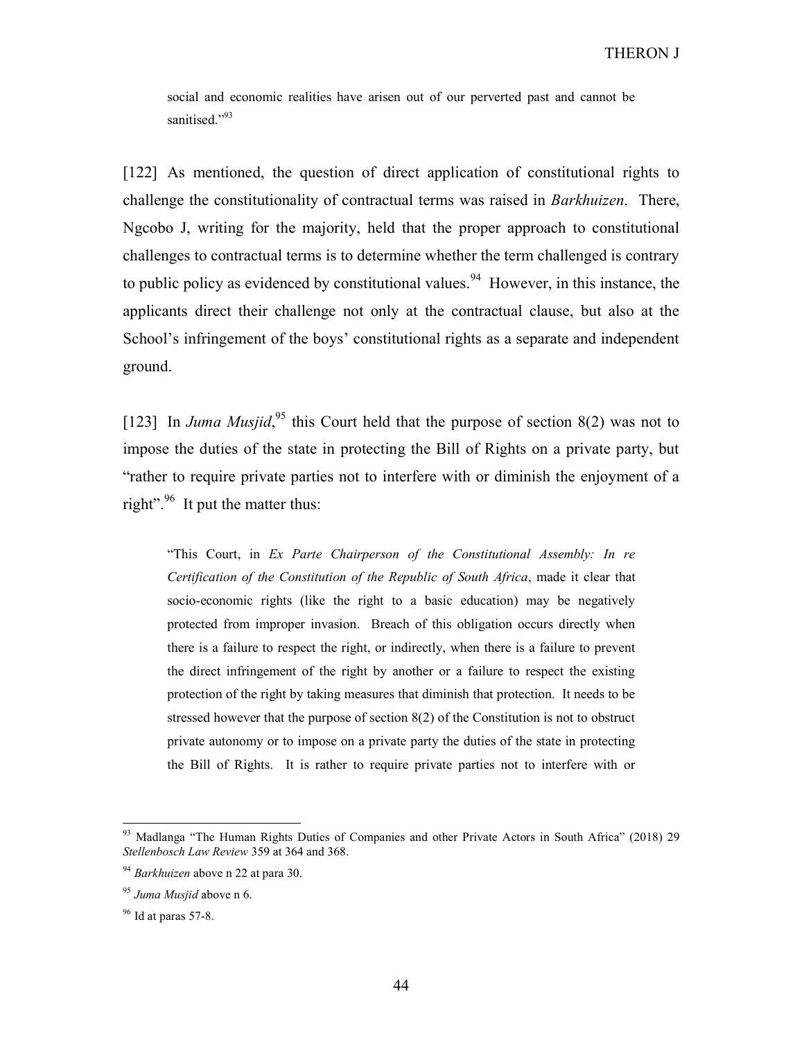> social and economic realities have arisen out of our perverted past and cannot be sanitised."[93]

[122] As mentioned, the question of direct application of constitutional rights to challenge the constitutionality of contractual terms was raised in *Barkhuizen*. There, Ngcobo J, writing for the majority, held that the proper approach to constitutional challenges to contractual terms is to determine whether the term challenged is contrary to public policy as evidenced by constitutional values.[94] However, in this instance, the applicants direct their challenge not only at the contractual clause, but also at the School's infringement of the boys' constitutional rights as a separate and independent ground.

[123] In *Juma Musjid*,[95] this Court held that the purpose of section 8(2) was not to impose the duties of the state in protecting the Bill of Rights on a private party, but "rather to require private parties not to interfere with or diminish the enjoyment of a right".[96] It put the matter thus:

> "This Court, in *Ex Parte Chairperson of the Constitutional Assembly: In re Certification of the Constitution of the Republic of South Africa*, made it clear that socio-economic rights (like the right to a basic education) may be negatively protected from improper invasion. Breach of this obligation occurs directly when there is a failure to respect the right, or indirectly, when there is a failure to prevent the direct infringement of the right by another or a failure to respect the existing protection of the right by taking measures that diminish that protection. It needs to be stressed however that the purpose of section 8(2) of the Constitution is not to obstruct private autonomy or to impose on a private party the duties of the state in protecting the Bill of Rights. It is rather to require private parties not to interfere with or

---

[93] Madlanga "The Human Rights Duties of Companies and other Private Actors in South Africa" (2018) 29 *Stellenbosch Law Review* 359 at 364 and 368.

[94] *Barkhuizen* above n 22 at para 30.

[95] *Juma Musjid* above n 6.

[96] Id at paras 57-8.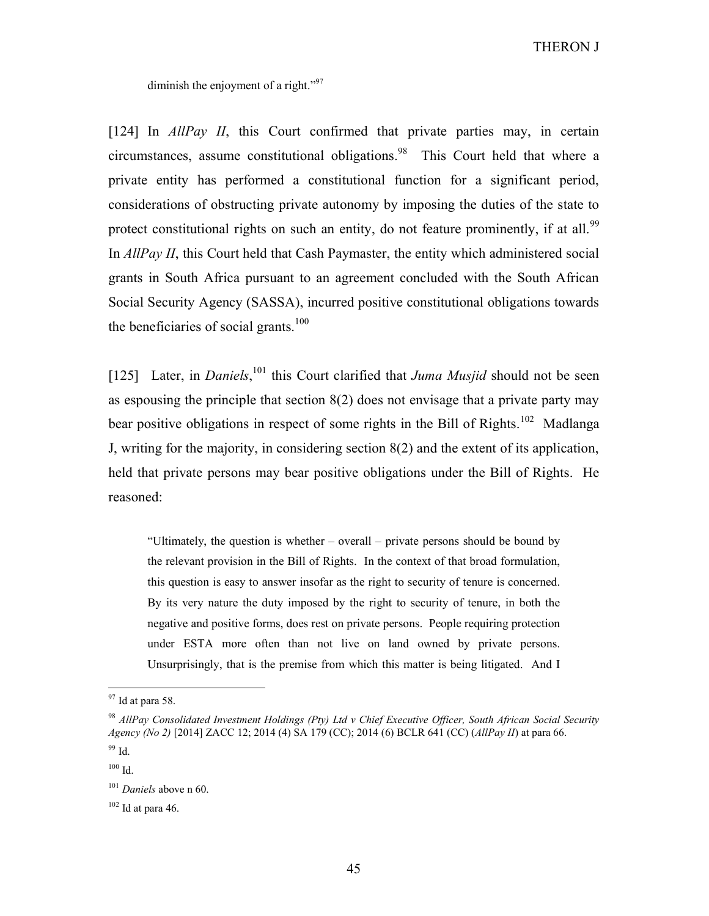diminish the enjoyment of a right."[97]

[124] In *AllPay II*, this Court confirmed that private parties may, in certain circumstances, assume constitutional obligations.[98] This Court held that where a private entity has performed a constitutional function for a significant period, considerations of obstructing private autonomy by imposing the duties of the state to protect constitutional rights on such an entity, do not feature prominently, if at all.[99] In *AllPay II*, this Court held that Cash Paymaster, the entity which administered social grants in South Africa pursuant to an agreement concluded with the South African Social Security Agency (SASSA), incurred positive constitutional obligations towards the beneficiaries of social grants.[100]

[125] Later, in *Daniels*,[101] this Court clarified that *Juma Musjid* should not be seen as espousing the principle that section 8(2) does not envisage that a private party may bear positive obligations in respect of some rights in the Bill of Rights.[102] Madlanga J, writing for the majority, in considering section 8(2) and the extent of its application, held that private persons may bear positive obligations under the Bill of Rights. He reasoned:

> "Ultimately, the question is whether – overall – private persons should be bound by the relevant provision in the Bill of Rights. In the context of that broad formulation, this question is easy to answer insofar as the right to security of tenure is concerned. By its very nature the duty imposed by the right to security of tenure, in both the negative and positive forms, does rest on private persons. People requiring protection under ESTA more often than not live on land owned by private persons. Unsurprisingly, that is the premise from which this matter is being litigated. And I

---

[97] Id at para 58.

[98] *AllPay Consolidated Investment Holdings (Pty) Ltd v Chief Executive Officer, South African Social Security Agency (No 2)* [2014] ZACC 12; 2014 (4) SA 179 (CC); 2014 (6) BCLR 641 (CC) (*AllPay II*) at para 66.

[99] Id.

[100] Id.

[101] *Daniels* above n 60.

[102] Id at para 46.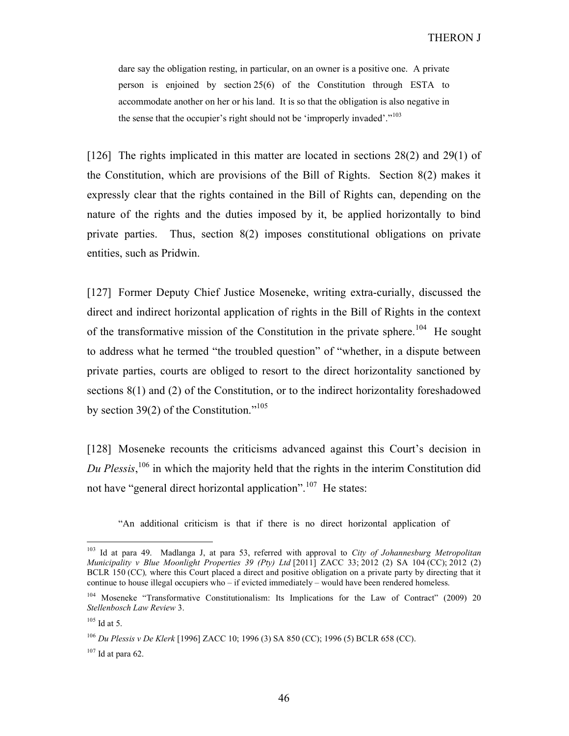> dare say the obligation resting, in particular, on an owner is a positive one. A private person is enjoined by section 25(6) of the Constitution through ESTA to accommodate another on her or his land. It is so that the obligation is also negative in the sense that the occupier's right should not be 'improperly invaded'."[103]

[126] The rights implicated in this matter are located in sections 28(2) and 29(1) of the Constitution, which are provisions of the Bill of Rights. Section 8(2) makes it expressly clear that the rights contained in the Bill of Rights can, depending on the nature of the rights and the duties imposed by it, be applied horizontally to bind private parties. Thus, section 8(2) imposes constitutional obligations on private entities, such as Pridwin.

[127] Former Deputy Chief Justice Moseneke, writing extra-curially, discussed the direct and indirect horizontal application of rights in the Bill of Rights in the context of the transformative mission of the Constitution in the private sphere.[104] He sought to address what he termed "the troubled question" of "whether, in a dispute between private parties, courts are obliged to resort to the direct horizontality sanctioned by sections 8(1) and (2) of the Constitution, or to the indirect horizontality foreshadowed by section 39(2) of the Constitution."[105]

[128] Moseneke recounts the criticisms advanced against this Court's decision in *Du Plessis*,[106] in which the majority held that the rights in the interim Constitution did not have "general direct horizontal application".[107] He states:

> "An additional criticism is that if there is no direct horizontal application of

---

[103] Id at para 49. Madlanga J, at para 53, referred with approval to *City of Johannesburg Metropolitan Municipality v Blue Moonlight Properties 39 (Pty) Ltd* [2011] ZACC 33; 2012 (2) SA 104 (CC); 2012 (2) BCLR 150 (CC), where this Court placed a direct and positive obligation on a private party by directing that it continue to house illegal occupiers who – if evicted immediately – would have been rendered homeless.

[104] Moseneke "Transformative Constitutionalism: Its Implications for the Law of Contract" (2009) 20 *Stellenbosch Law Review* 3.

[105] Id at 5.

[106] *Du Plessis v De Klerk* [1996] ZACC 10; 1996 (3) SA 850 (CC); 1996 (5) BCLR 658 (CC).

[107] Id at para 62.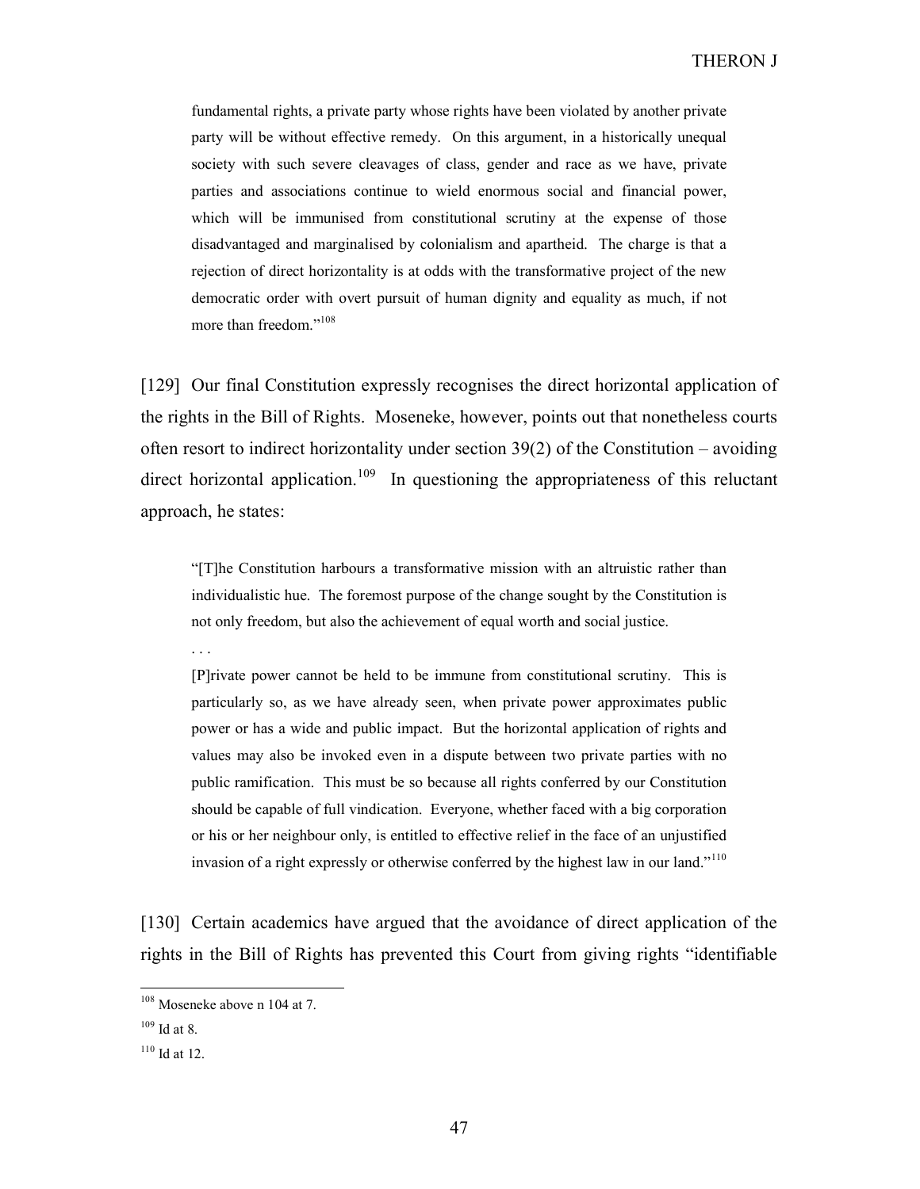> fundamental rights, a private party whose rights have been violated by another private party will be without effective remedy. On this argument, in a historically unequal society with such severe cleavages of class, gender and race as we have, private parties and associations continue to wield enormous social and financial power, which will be immunised from constitutional scrutiny at the expense of those disadvantaged and marginalised by colonialism and apartheid. The charge is that a rejection of direct horizontality is at odds with the transformative project of the new democratic order with overt pursuit of human dignity and equality as much, if not more than freedom."[108]

[129] Our final Constitution expressly recognises the direct horizontal application of the rights in the Bill of Rights. Moseneke, however, points out that nonetheless courts often resort to indirect horizontality under section 39(2) of the Constitution – avoiding direct horizontal application.[109] In questioning the appropriateness of this reluctant approach, he states:

> "[T]he Constitution harbours a transformative mission with an altruistic rather than individualistic hue. The foremost purpose of the change sought by the Constitution is not only freedom, but also the achievement of equal worth and social justice.
>
> . . .
>
> [P]rivate power cannot be held to be immune from constitutional scrutiny. This is particularly so, as we have already seen, when private power approximates public power or has a wide and public impact. But the horizontal application of rights and values may also be invoked even in a dispute between two private parties with no public ramification. This must be so because all rights conferred by our Constitution should be capable of full vindication. Everyone, whether faced with a big corporation or his or her neighbour only, is entitled to effective relief in the face of an unjustified invasion of a right expressly or otherwise conferred by the highest law in our land."[110]

[130] Certain academics have argued that the avoidance of direct application of the rights in the Bill of Rights has prevented this Court from giving rights "identifiable

---

[108] Moseneke above n 104 at 7.

[109] Id at 8.

[110] Id at 12.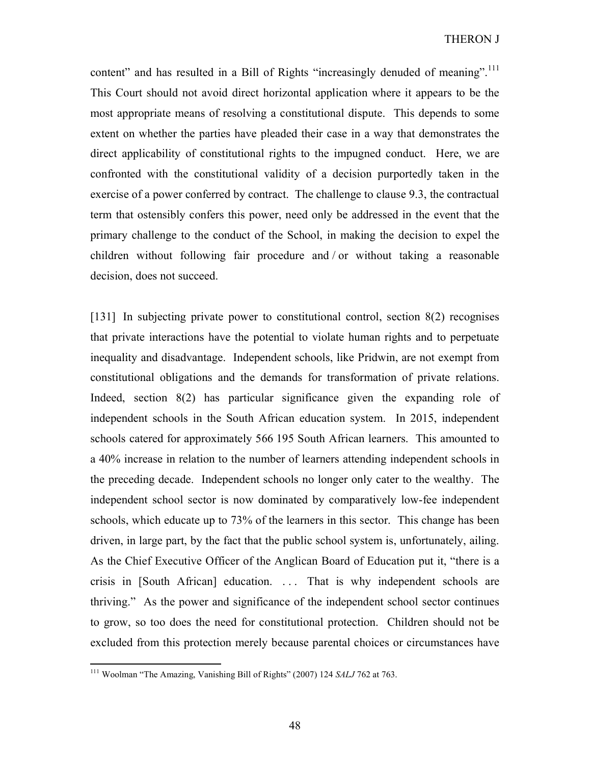content" and has resulted in a Bill of Rights "increasingly denuded of meaning".[111] This Court should not avoid direct horizontal application where it appears to be the most appropriate means of resolving a constitutional dispute. This depends to some extent on whether the parties have pleaded their case in a way that demonstrates the direct applicability of constitutional rights to the impugned conduct. Here, we are confronted with the constitutional validity of a decision purportedly taken in the exercise of a power conferred by contract. The challenge to clause 9.3, the contractual term that ostensibly confers this power, need only be addressed in the event that the primary challenge to the conduct of the School, in making the decision to expel the children without following fair procedure and / or without taking a reasonable decision, does not succeed.

[131] In subjecting private power to constitutional control, section 8(2) recognises that private interactions have the potential to violate human rights and to perpetuate inequality and disadvantage. Independent schools, like Pridwin, are not exempt from constitutional obligations and the demands for transformation of private relations. Indeed, section 8(2) has particular significance given the expanding role of independent schools in the South African education system. In 2015, independent schools catered for approximately 566 195 South African learners. This amounted to a 40% increase in relation to the number of learners attending independent schools in the preceding decade. Independent schools no longer only cater to the wealthy. The independent school sector is now dominated by comparatively low-fee independent schools, which educate up to 73% of the learners in this sector. This change has been driven, in large part, by the fact that the public school system is, unfortunately, ailing. As the Chief Executive Officer of the Anglican Board of Education put it, "there is a crisis in [South African] education. . . . That is why independent schools are thriving." As the power and significance of the independent school sector continues to grow, so too does the need for constitutional protection. Children should not be excluded from this protection merely because parental choices or circumstances have

---

[111] Woolman "The Amazing, Vanishing Bill of Rights" (2007) 124 *SALJ* 762 at 763.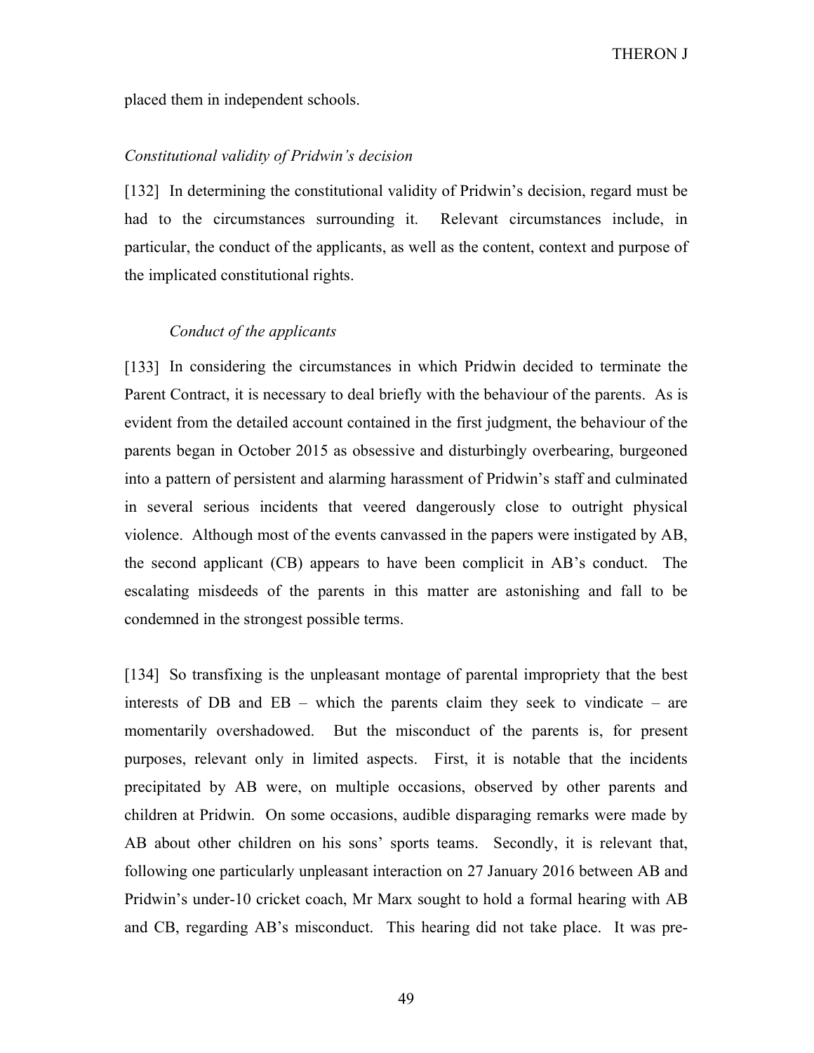placed them in independent schools.

*Constitutional validity of Pridwin's decision*

[132] In determining the constitutional validity of Pridwin's decision, regard must be had to the circumstances surrounding it. Relevant circumstances include, in particular, the conduct of the applicants, as well as the content, context and purpose of the implicated constitutional rights.

*Conduct of the applicants*

[133] In considering the circumstances in which Pridwin decided to terminate the Parent Contract, it is necessary to deal briefly with the behaviour of the parents. As is evident from the detailed account contained in the first judgment, the behaviour of the parents began in October 2015 as obsessive and disturbingly overbearing, burgeoned into a pattern of persistent and alarming harassment of Pridwin's staff and culminated in several serious incidents that veered dangerously close to outright physical violence. Although most of the events canvassed in the papers were instigated by AB, the second applicant (CB) appears to have been complicit in AB's conduct. The escalating misdeeds of the parents in this matter are astonishing and fall to be condemned in the strongest possible terms.

[134] So transfixing is the unpleasant montage of parental impropriety that the best interests of DB and EB – which the parents claim they seek to vindicate – are momentarily overshadowed. But the misconduct of the parents is, for present purposes, relevant only in limited aspects. First, it is notable that the incidents precipitated by AB were, on multiple occasions, observed by other parents and children at Pridwin. On some occasions, audible disparaging remarks were made by AB about other children on his sons' sports teams. Secondly, it is relevant that, following one particularly unpleasant interaction on 27 January 2016 between AB and Pridwin's under-10 cricket coach, Mr Marx sought to hold a formal hearing with AB and CB, regarding AB's misconduct. This hearing did not take place. It was pre-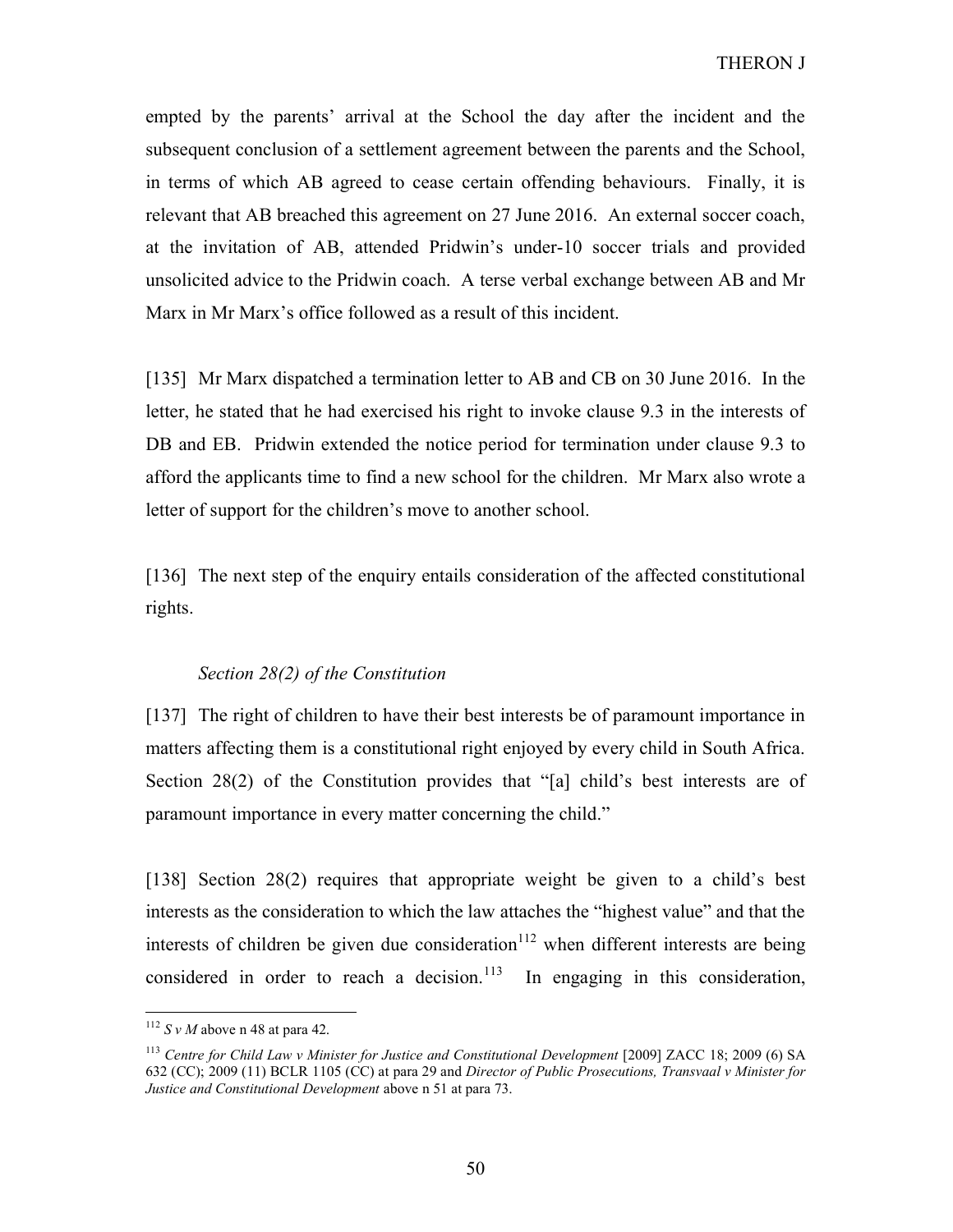empted by the parents' arrival at the School the day after the incident and the subsequent conclusion of a settlement agreement between the parents and the School, in terms of which AB agreed to cease certain offending behaviours. Finally, it is relevant that AB breached this agreement on 27 June 2016. An external soccer coach, at the invitation of AB, attended Pridwin's under-10 soccer trials and provided unsolicited advice to the Pridwin coach. A terse verbal exchange between AB and Mr Marx in Mr Marx's office followed as a result of this incident.

[135] Mr Marx dispatched a termination letter to AB and CB on 30 June 2016. In the letter, he stated that he had exercised his right to invoke clause 9.3 in the interests of DB and EB. Pridwin extended the notice period for termination under clause 9.3 to afford the applicants time to find a new school for the children. Mr Marx also wrote a letter of support for the children's move to another school.

[136] The next step of the enquiry entails consideration of the affected constitutional rights.

*Section 28(2) of the Constitution*

[137] The right of children to have their best interests be of paramount importance in matters affecting them is a constitutional right enjoyed by every child in South Africa. Section 28(2) of the Constitution provides that "[a] child's best interests are of paramount importance in every matter concerning the child."

[138] Section 28(2) requires that appropriate weight be given to a child's best interests as the consideration to which the law attaches the "highest value" and that the interests of children be given due consideration[112] when different interests are being considered in order to reach a decision.[113] In engaging in this consideration,

---

[112] *S v M* above n 48 at para 42.

[113] *Centre for Child Law v Minister for Justice and Constitutional Development* [2009] ZACC 18; 2009 (6) SA 632 (CC); 2009 (11) BCLR 1105 (CC) at para 29 and *Director of Public Prosecutions, Transvaal v Minister for Justice and Constitutional Development* above n 51 at para 73.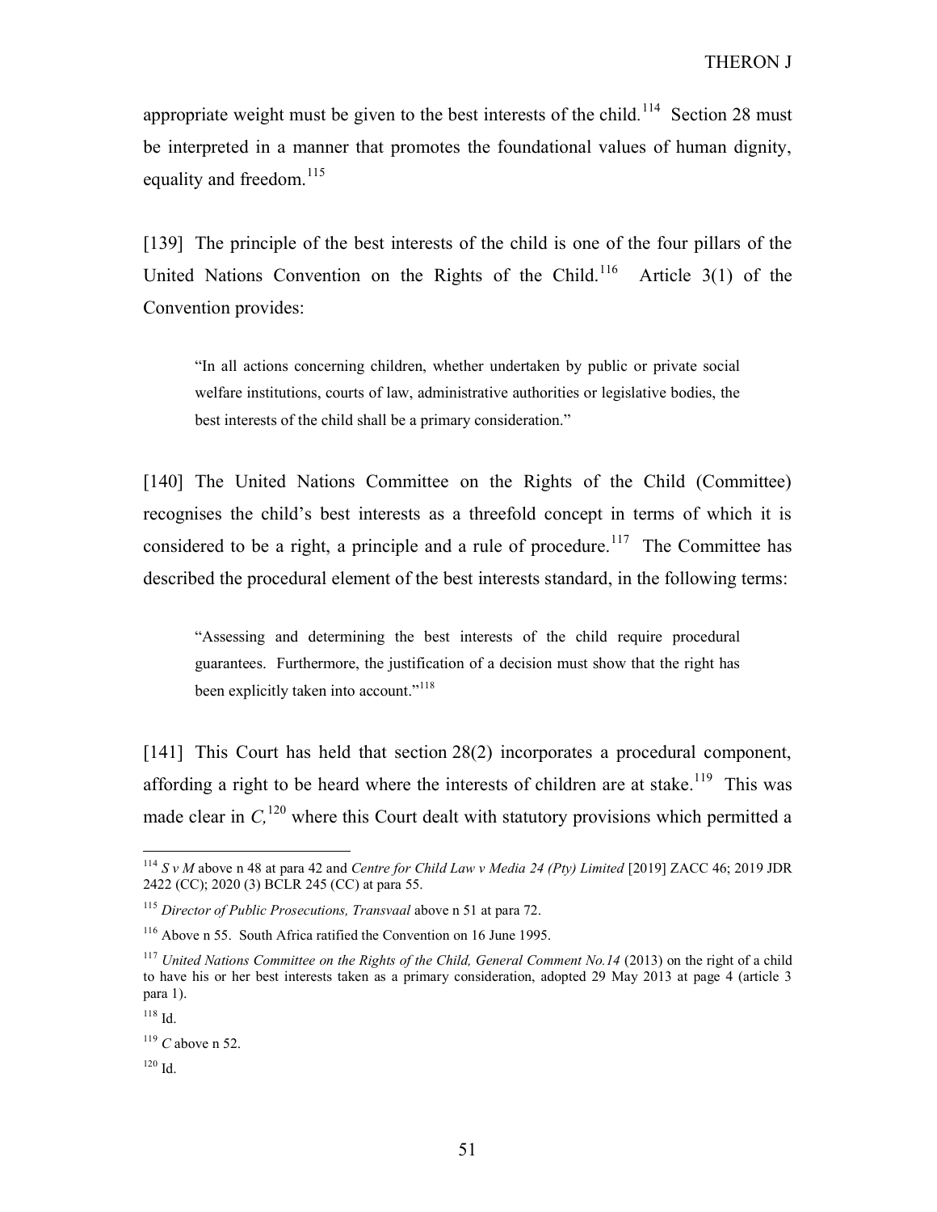appropriate weight must be given to the best interests of the child.[114] Section 28 must be interpreted in a manner that promotes the foundational values of human dignity, equality and freedom.[115]

[139] The principle of the best interests of the child is one of the four pillars of the United Nations Convention on the Rights of the Child.[116] Article 3(1) of the Convention provides:

> "In all actions concerning children, whether undertaken by public or private social welfare institutions, courts of law, administrative authorities or legislative bodies, the best interests of the child shall be a primary consideration."

[140] The United Nations Committee on the Rights of the Child (Committee) recognises the child's best interests as a threefold concept in terms of which it is considered to be a right, a principle and a rule of procedure.[117] The Committee has described the procedural element of the best interests standard, in the following terms:

> "Assessing and determining the best interests of the child require procedural guarantees. Furthermore, the justification of a decision must show that the right has been explicitly taken into account."[118]

[141] This Court has held that section 28(2) incorporates a procedural component, affording a right to be heard where the interests of children are at stake.[119] This was made clear in *C,*[120] where this Court dealt with statutory provisions which permitted a

---

[114] *S v M* above n 48 at para 42 and *Centre for Child Law v Media 24 (Pty) Limited* [2019] ZACC 46; 2019 JDR 2422 (CC); 2020 (3) BCLR 245 (CC) at para 55.

[115] *Director of Public Prosecutions, Transvaal* above n 51 at para 72.

[116] Above n 55. South Africa ratified the Convention on 16 June 1995.

[117] *United Nations Committee on the Rights of the Child, General Comment No.14* (2013) on the right of a child to have his or her best interests taken as a primary consideration, adopted 29 May 2013 at page 4 (article 3 para 1).

[118] Id.

[119] *C* above n 52.

[120] Id.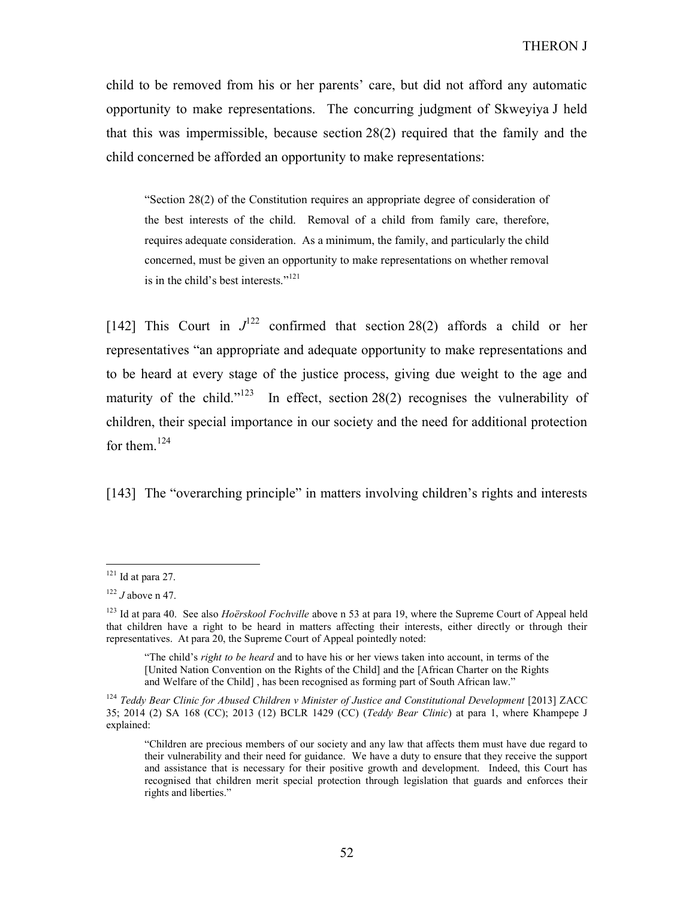child to be removed from his or her parents' care, but did not afford any automatic opportunity to make representations. The concurring judgment of Skweyiya J held that this was impermissible, because section 28(2) required that the family and the child concerned be afforded an opportunity to make representations:

> "Section 28(2) of the Constitution requires an appropriate degree of consideration of the best interests of the child. Removal of a child from family care, therefore, requires adequate consideration. As a minimum, the family, and particularly the child concerned, must be given an opportunity to make representations on whether removal is in the child's best interests."[121]

[142] This Court in *J*[122] confirmed that section 28(2) affords a child or her representatives "an appropriate and adequate opportunity to make representations and to be heard at every stage of the justice process, giving due weight to the age and maturity of the child."[123] In effect, section 28(2) recognises the vulnerability of children, their special importance in our society and the need for additional protection for them.[124]

[143] The "overarching principle" in matters involving children's rights and interests

---

[121] Id at para 27.

[122] *J* above n 47.

[123] Id at para 40. See also *Hoërskool Fochville* above n 53 at para 19, where the Supreme Court of Appeal held that children have a right to be heard in matters affecting their interests, either directly or through their representatives. At para 20, the Supreme Court of Appeal pointedly noted:

> "The child's *right to be heard* and to have his or her views taken into account, in terms of the [United Nation Convention on the Rights of the Child] and the [African Charter on the Rights and Welfare of the Child] , has been recognised as forming part of South African law."

[124] *Teddy Bear Clinic for Abused Children v Minister of Justice and Constitutional Development* [2013] ZACC 35; 2014 (2) SA 168 (CC); 2013 (12) BCLR 1429 (CC) (*Teddy Bear Clinic*) at para 1, where Khampepe J explained:

> "Children are precious members of our society and any law that affects them must have due regard to their vulnerability and their need for guidance. We have a duty to ensure that they receive the support and assistance that is necessary for their positive growth and development. Indeed, this Court has recognised that children merit special protection through legislation that guards and enforces their rights and liberties."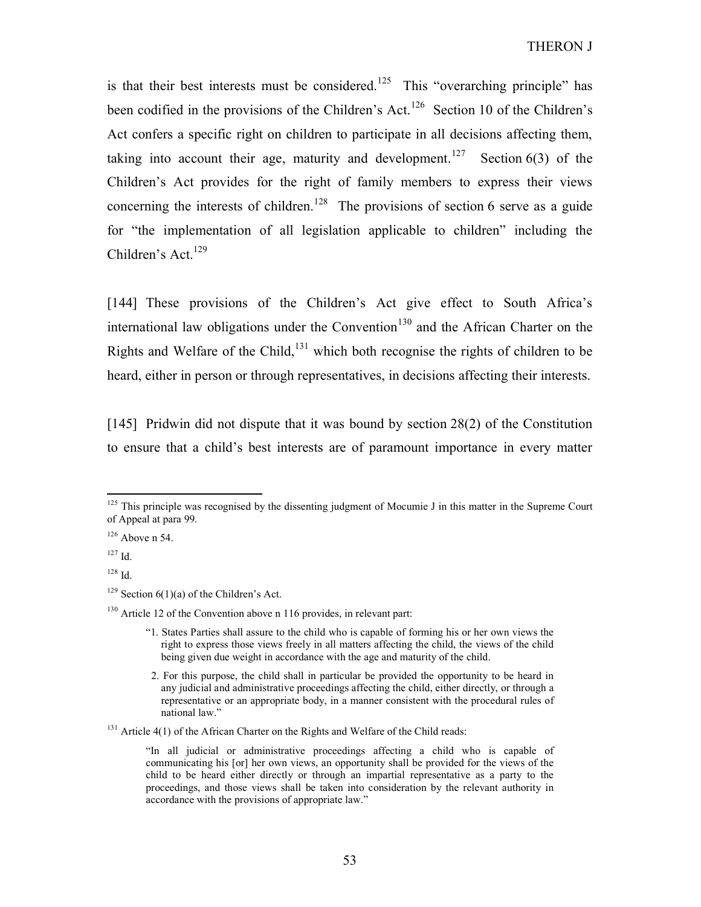is that their best interests must be considered.[125] This "overarching principle" has been codified in the provisions of the Children's Act.[126] Section 10 of the Children's Act confers a specific right on children to participate in all decisions affecting them, taking into account their age, maturity and development.[127] Section 6(3) of the Children's Act provides for the right of family members to express their views concerning the interests of children.[128] The provisions of section 6 serve as a guide for "the implementation of all legislation applicable to children" including the Children's Act.[129]

[144] These provisions of the Children's Act give effect to South Africa's international law obligations under the Convention[130] and the African Charter on the Rights and Welfare of the Child,[131] which both recognise the rights of children to be heard, either in person or through representatives, in decisions affecting their interests.

[145] Pridwin did not dispute that it was bound by section 28(2) of the Constitution to ensure that a child's best interests are of paramount importance in every matter

---

[125] This principle was recognised by the dissenting judgment of Mocumie J in this matter in the Supreme Court of Appeal at para 99.

[126] Above n 54.

[127] Id.

[128] Id.

[129] Section 6(1)(a) of the Children's Act.

[130] Article 12 of the Convention above n 116 provides, in relevant part:

> "1. States Parties shall assure to the child who is capable of forming his or her own views the right to express those views freely in all matters affecting the child, the views of the child being given due weight in accordance with the age and maturity of the child.
>
> 2. For this purpose, the child shall in particular be provided the opportunity to be heard in any judicial and administrative proceedings affecting the child, either directly, or through a representative or an appropriate body, in a manner consistent with the procedural rules of national law."

[131] Article 4(1) of the African Charter on the Rights and Welfare of the Child reads:

> "In all judicial or administrative proceedings affecting a child who is capable of communicating his [or] her own views, an opportunity shall be provided for the views of the child to be heard either directly or through an impartial representative as a party to the proceedings, and those views shall be taken into consideration by the relevant authority in accordance with the provisions of appropriate law."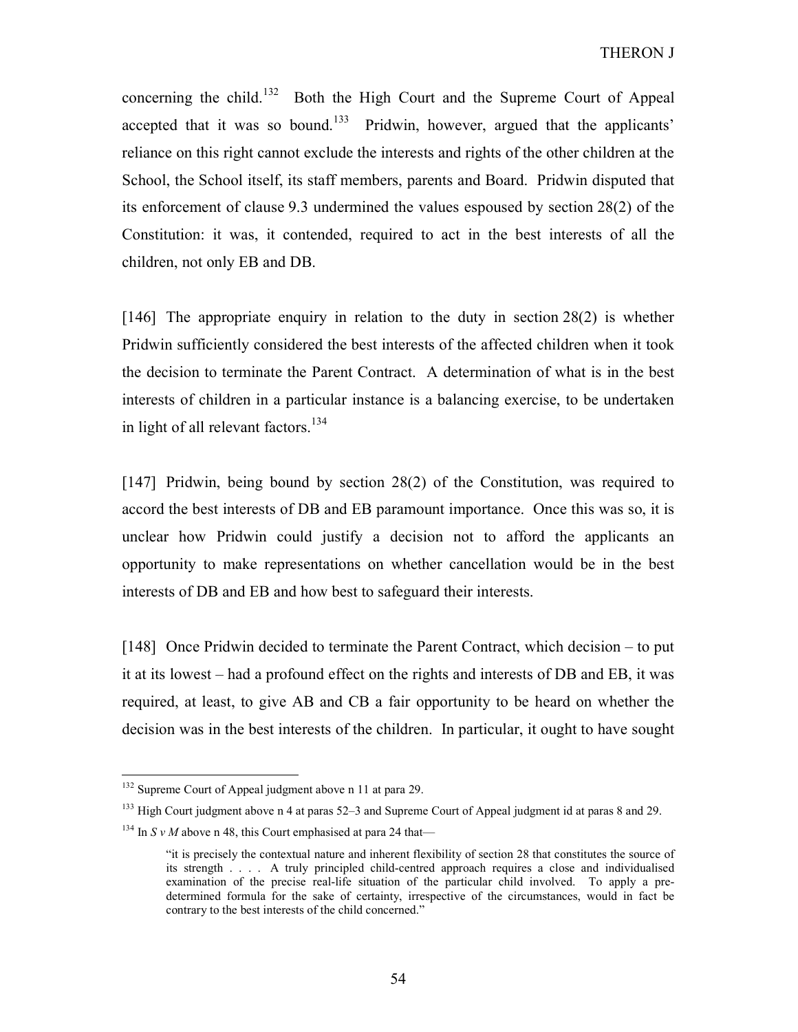concerning the child.[132] Both the High Court and the Supreme Court of Appeal accepted that it was so bound.[133] Pridwin, however, argued that the applicants' reliance on this right cannot exclude the interests and rights of the other children at the School, the School itself, its staff members, parents and Board. Pridwin disputed that its enforcement of clause 9.3 undermined the values espoused by section 28(2) of the Constitution: it was, it contended, required to act in the best interests of all the children, not only EB and DB.

[146] The appropriate enquiry in relation to the duty in section 28(2) is whether Pridwin sufficiently considered the best interests of the affected children when it took the decision to terminate the Parent Contract. A determination of what is in the best interests of children in a particular instance is a balancing exercise, to be undertaken in light of all relevant factors.[134]

[147] Pridwin, being bound by section 28(2) of the Constitution, was required to accord the best interests of DB and EB paramount importance. Once this was so, it is unclear how Pridwin could justify a decision not to afford the applicants an opportunity to make representations on whether cancellation would be in the best interests of DB and EB and how best to safeguard their interests.

[148] Once Pridwin decided to terminate the Parent Contract, which decision – to put it at its lowest – had a profound effect on the rights and interests of DB and EB, it was required, at least, to give AB and CB a fair opportunity to be heard on whether the decision was in the best interests of the children. In particular, it ought to have sought

---

[132] Supreme Court of Appeal judgment above n 11 at para 29.

[133] High Court judgment above n 4 at paras 52–3 and Supreme Court of Appeal judgment id at paras 8 and 29.

[134] In *S v M* above n 48, this Court emphasised at para 24 that—

> "it is precisely the contextual nature and inherent flexibility of section 28 that constitutes the source of its strength . . . . A truly principled child-centred approach requires a close and individualised examination of the precise real-life situation of the particular child involved. To apply a pre-determined formula for the sake of certainty, irrespective of the circumstances, would in fact be contrary to the best interests of the child concerned."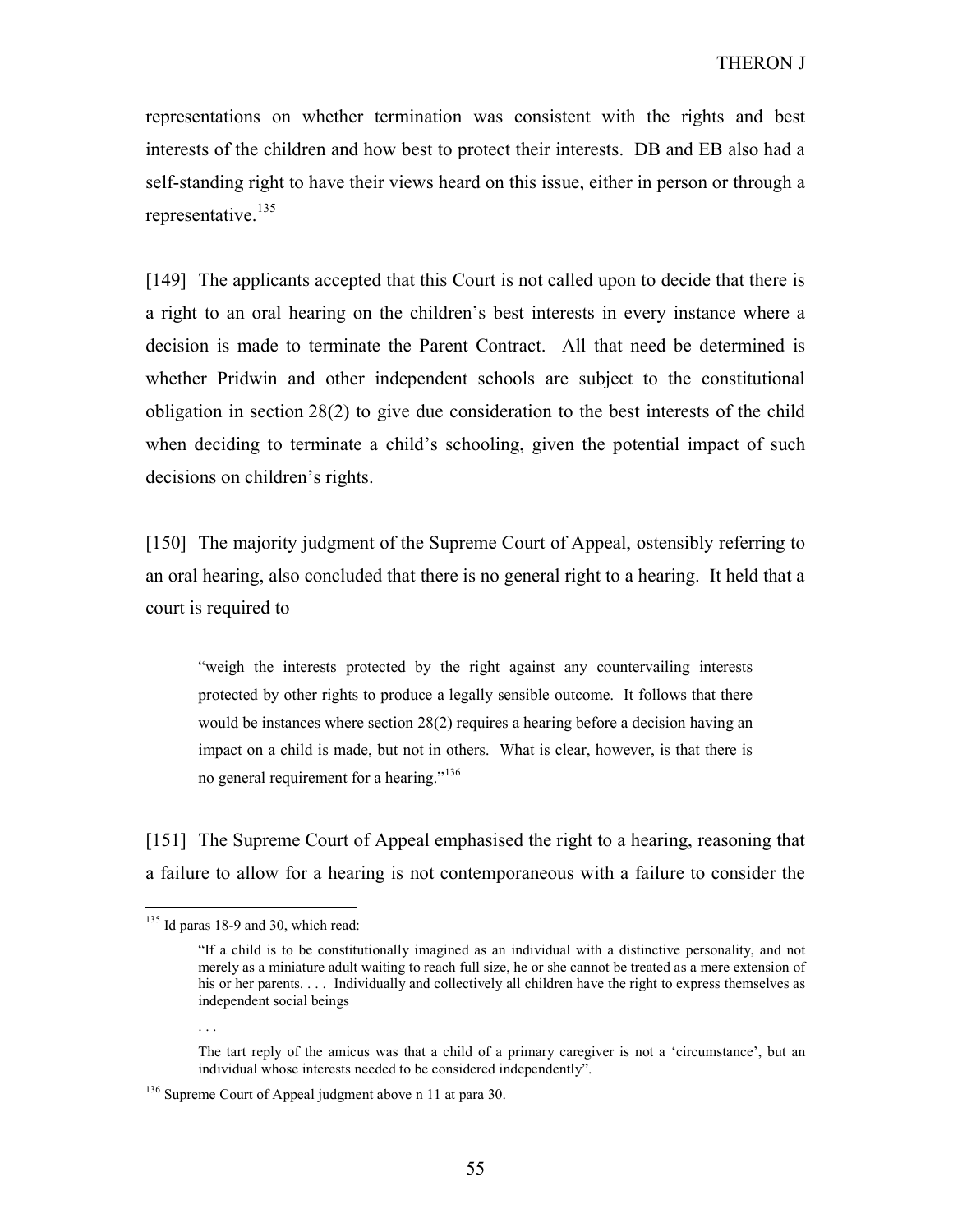representations on whether termination was consistent with the rights and best interests of the children and how best to protect their interests. DB and EB also had a self-standing right to have their views heard on this issue, either in person or through a representative.[135]

[149] The applicants accepted that this Court is not called upon to decide that there is a right to an oral hearing on the children's best interests in every instance where a decision is made to terminate the Parent Contract. All that need be determined is whether Pridwin and other independent schools are subject to the constitutional obligation in section 28(2) to give due consideration to the best interests of the child when deciding to terminate a child's schooling, given the potential impact of such decisions on children's rights.

[150] The majority judgment of the Supreme Court of Appeal, ostensibly referring to an oral hearing, also concluded that there is no general right to a hearing. It held that a court is required to—

> "weigh the interests protected by the right against any countervailing interests protected by other rights to produce a legally sensible outcome. It follows that there would be instances where section 28(2) requires a hearing before a decision having an impact on a child is made, but not in others. What is clear, however, is that there is no general requirement for a hearing."[136]

[151] The Supreme Court of Appeal emphasised the right to a hearing, reasoning that a failure to allow for a hearing is not contemporaneous with a failure to consider the

---

[135] Id paras 18-9 and 30, which read:

> "If a child is to be constitutionally imagined as an individual with a distinctive personality, and not merely as a miniature adult waiting to reach full size, he or she cannot be treated as a mere extension of his or her parents. . . . Individually and collectively all children have the right to express themselves as independent social beings
>
> . . .
>
> The tart reply of the amicus was that a child of a primary caregiver is not a 'circumstance', but an individual whose interests needed to be considered independently".

[136] Supreme Court of Appeal judgment above n 11 at para 30.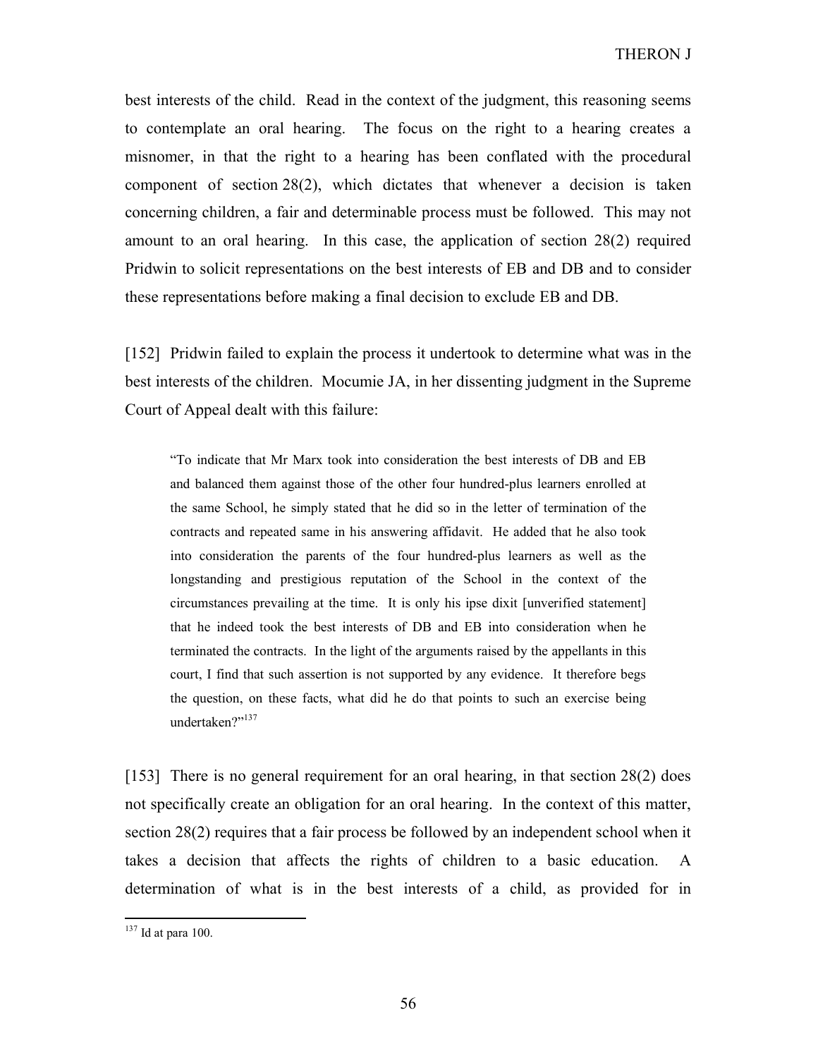best interests of the child. Read in the context of the judgment, this reasoning seems to contemplate an oral hearing. The focus on the right to a hearing creates a misnomer, in that the right to a hearing has been conflated with the procedural component of section 28(2), which dictates that whenever a decision is taken concerning children, a fair and determinable process must be followed. This may not amount to an oral hearing. In this case, the application of section 28(2) required Pridwin to solicit representations on the best interests of EB and DB and to consider these representations before making a final decision to exclude EB and DB.

[152] Pridwin failed to explain the process it undertook to determine what was in the best interests of the children. Mocumie JA, in her dissenting judgment in the Supreme Court of Appeal dealt with this failure:

> "To indicate that Mr Marx took into consideration the best interests of DB and EB and balanced them against those of the other four hundred-plus learners enrolled at the same School, he simply stated that he did so in the letter of termination of the contracts and repeated same in his answering affidavit. He added that he also took into consideration the parents of the four hundred-plus learners as well as the longstanding and prestigious reputation of the School in the context of the circumstances prevailing at the time. It is only his ipse dixit [unverified statement] that he indeed took the best interests of DB and EB into consideration when he terminated the contracts. In the light of the arguments raised by the appellants in this court, I find that such assertion is not supported by any evidence. It therefore begs the question, on these facts, what did he do that points to such an exercise being undertaken?"[137]

[153] There is no general requirement for an oral hearing, in that section 28(2) does not specifically create an obligation for an oral hearing. In the context of this matter, section 28(2) requires that a fair process be followed by an independent school when it takes a decision that affects the rights of children to a basic education. A determination of what is in the best interests of a child, as provided for in

[137] Id at para 100.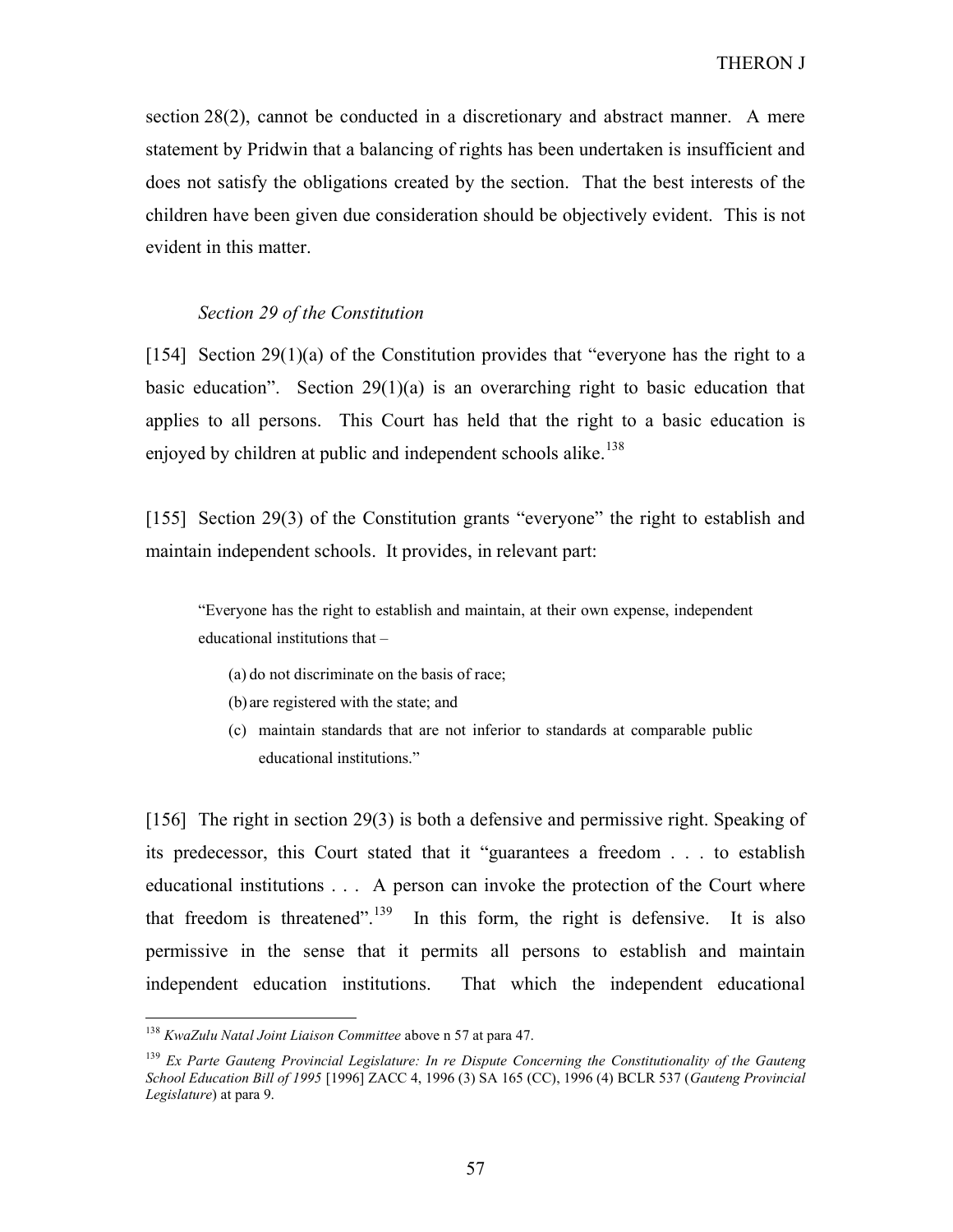section 28(2), cannot be conducted in a discretionary and abstract manner. A mere statement by Pridwin that a balancing of rights has been undertaken is insufficient and does not satisfy the obligations created by the section. That the best interests of the children have been given due consideration should be objectively evident. This is not evident in this matter.

*Section 29 of the Constitution*

[154] Section 29(1)(a) of the Constitution provides that "everyone has the right to a basic education". Section 29(1)(a) is an overarching right to basic education that applies to all persons. This Court has held that the right to a basic education is enjoyed by children at public and independent schools alike.[138]

[155] Section 29(3) of the Constitution grants "everyone" the right to establish and maintain independent schools. It provides, in relevant part:

> "Everyone has the right to establish and maintain, at their own expense, independent educational institutions that –
>
> (a) do not discriminate on the basis of race;
>
> (b) are registered with the state; and
>
> (c) maintain standards that are not inferior to standards at comparable public educational institutions."

[156] The right in section 29(3) is both a defensive and permissive right. Speaking of its predecessor, this Court stated that it "guarantees a freedom . . . to establish educational institutions . . . A person can invoke the protection of the Court where that freedom is threatened".[139] In this form, the right is defensive. It is also permissive in the sense that it permits all persons to establish and maintain independent education institutions. That which the independent educational

---

[138] *KwaZulu Natal Joint Liaison Committee* above n 57 at para 47.

[139] *Ex Parte Gauteng Provincial Legislature: In re Dispute Concerning the Constitutionality of the Gauteng School Education Bill of 1995* [1996] ZACC 4, 1996 (3) SA 165 (CC), 1996 (4) BCLR 537 (*Gauteng Provincial Legislature*) at para 9.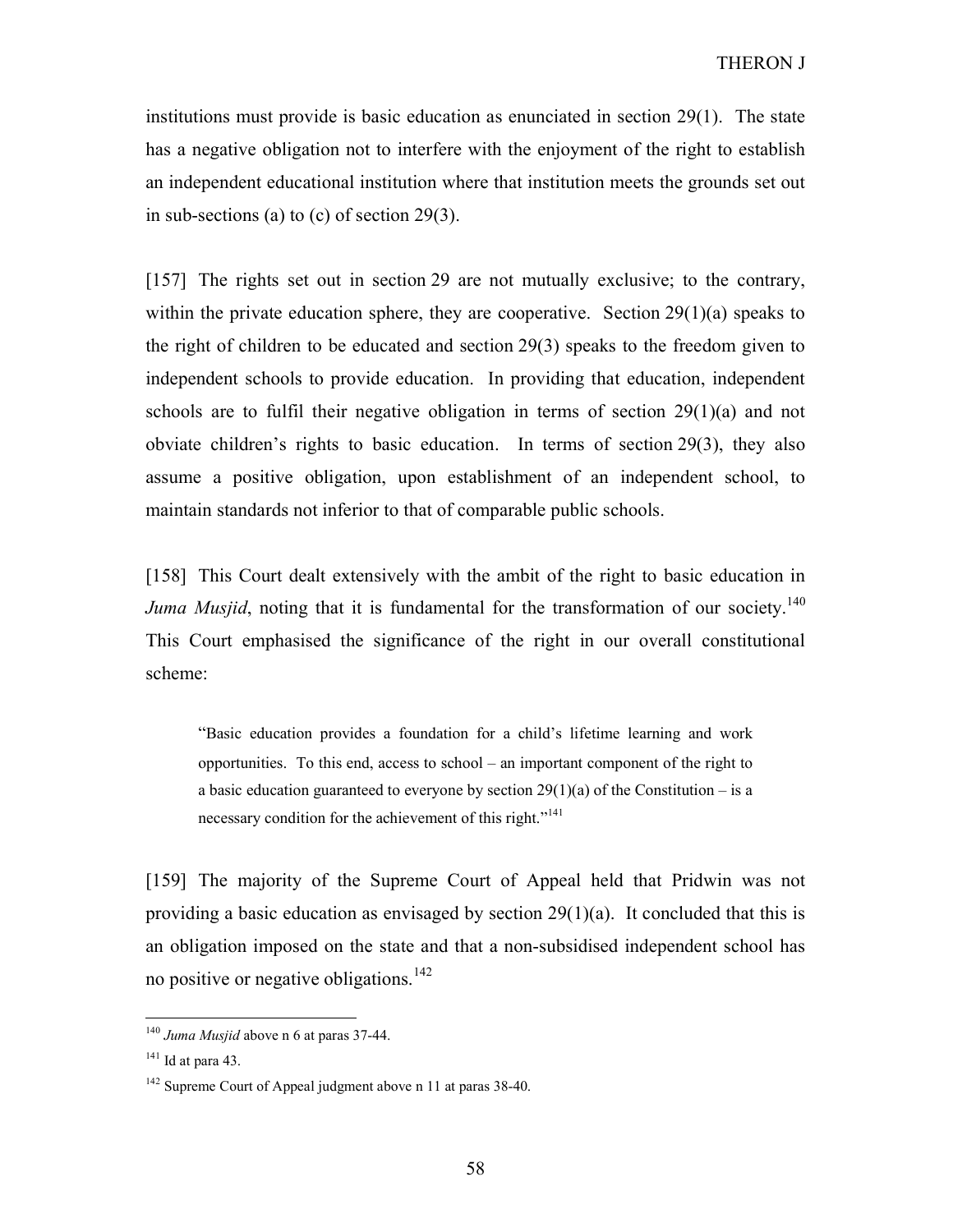institutions must provide is basic education as enunciated in section 29(1). The state has a negative obligation not to interfere with the enjoyment of the right to establish an independent educational institution where that institution meets the grounds set out in sub-sections (a) to (c) of section 29(3).

[157] The rights set out in section 29 are not mutually exclusive; to the contrary, within the private education sphere, they are cooperative. Section 29(1)(a) speaks to the right of children to be educated and section 29(3) speaks to the freedom given to independent schools to provide education. In providing that education, independent schools are to fulfil their negative obligation in terms of section 29(1)(a) and not obviate children's rights to basic education. In terms of section 29(3), they also assume a positive obligation, upon establishment of an independent school, to maintain standards not inferior to that of comparable public schools.

[158] This Court dealt extensively with the ambit of the right to basic education in *Juma Musjid*, noting that it is fundamental for the transformation of our society.[140] This Court emphasised the significance of the right in our overall constitutional scheme:

> "Basic education provides a foundation for a child's lifetime learning and work opportunities. To this end, access to school – an important component of the right to a basic education guaranteed to everyone by section 29(1)(a) of the Constitution – is a necessary condition for the achievement of this right."[141]

[159] The majority of the Supreme Court of Appeal held that Pridwin was not providing a basic education as envisaged by section 29(1)(a). It concluded that this is an obligation imposed on the state and that a non-subsidised independent school has no positive or negative obligations.[142]

---

[140] *Juma Musjid* above n 6 at paras 37-44.

[141] Id at para 43.

[142] Supreme Court of Appeal judgment above n 11 at paras 38-40.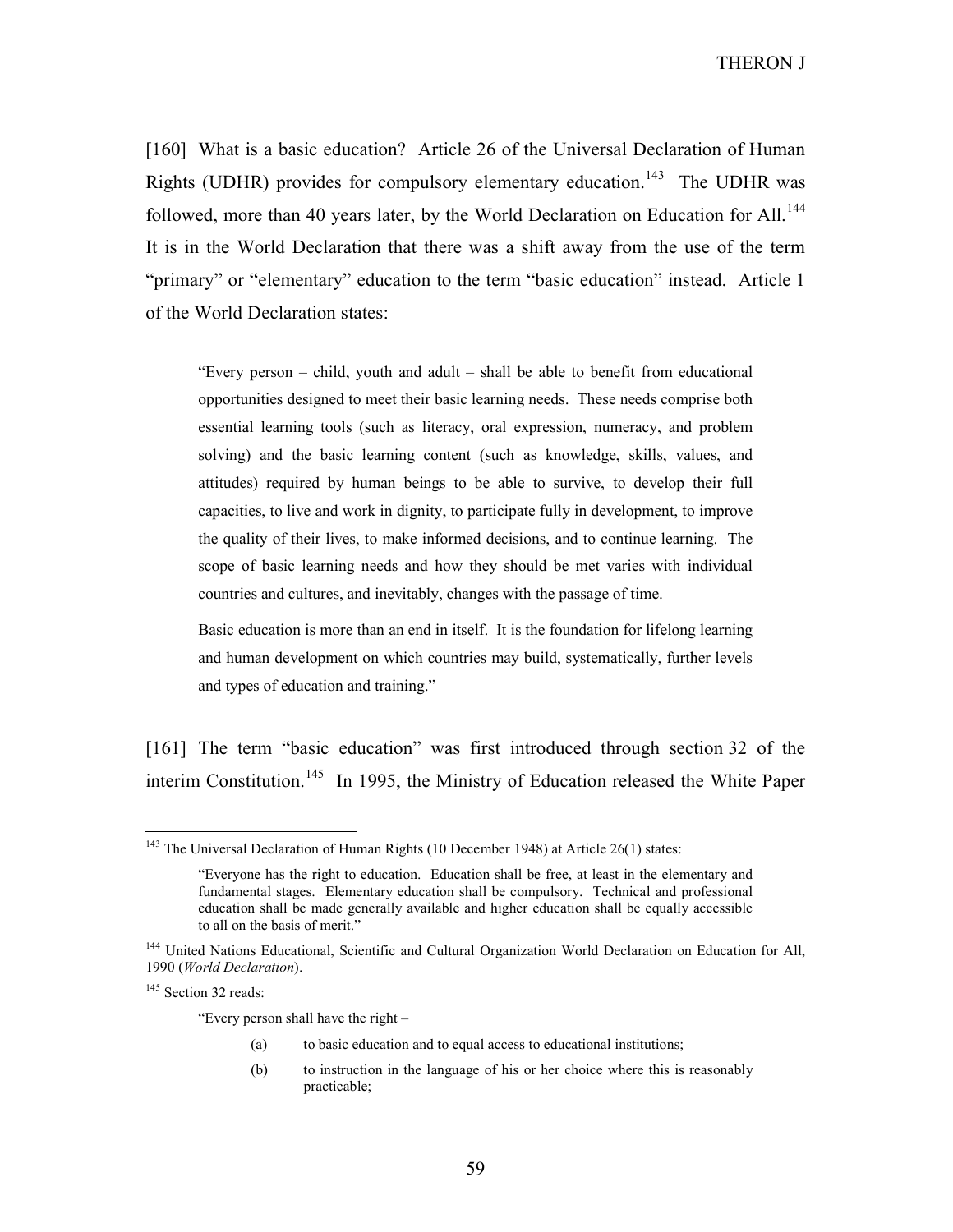[160] What is a basic education? Article 26 of the Universal Declaration of Human Rights (UDHR) provides for compulsory elementary education.[143] The UDHR was followed, more than 40 years later, by the World Declaration on Education for All.[144] It is in the World Declaration that there was a shift away from the use of the term "primary" or "elementary" education to the term "basic education" instead. Article 1 of the World Declaration states:

> "Every person – child, youth and adult – shall be able to benefit from educational opportunities designed to meet their basic learning needs. These needs comprise both essential learning tools (such as literacy, oral expression, numeracy, and problem solving) and the basic learning content (such as knowledge, skills, values, and attitudes) required by human beings to be able to survive, to develop their full capacities, to live and work in dignity, to participate fully in development, to improve the quality of their lives, to make informed decisions, and to continue learning. The scope of basic learning needs and how they should be met varies with individual countries and cultures, and inevitably, changes with the passage of time.
>
> Basic education is more than an end in itself. It is the foundation for lifelong learning and human development on which countries may build, systematically, further levels and types of education and training."

[161] The term "basic education" was first introduced through section 32 of the interim Constitution.[145] In 1995, the Ministry of Education released the White Paper

---

[143] The Universal Declaration of Human Rights (10 December 1948) at Article 26(1) states:

> "Everyone has the right to education. Education shall be free, at least in the elementary and fundamental stages. Elementary education shall be compulsory. Technical and professional education shall be made generally available and higher education shall be equally accessible to all on the basis of merit."

[144] United Nations Educational, Scientific and Cultural Organization World Declaration on Education for All, 1990 (*World Declaration*).

[145] Section 32 reads:

> "Every person shall have the right –
>
> (a) to basic education and to equal access to educational institutions;
>
> (b) to instruction in the language of his or her choice where this is reasonably practicable;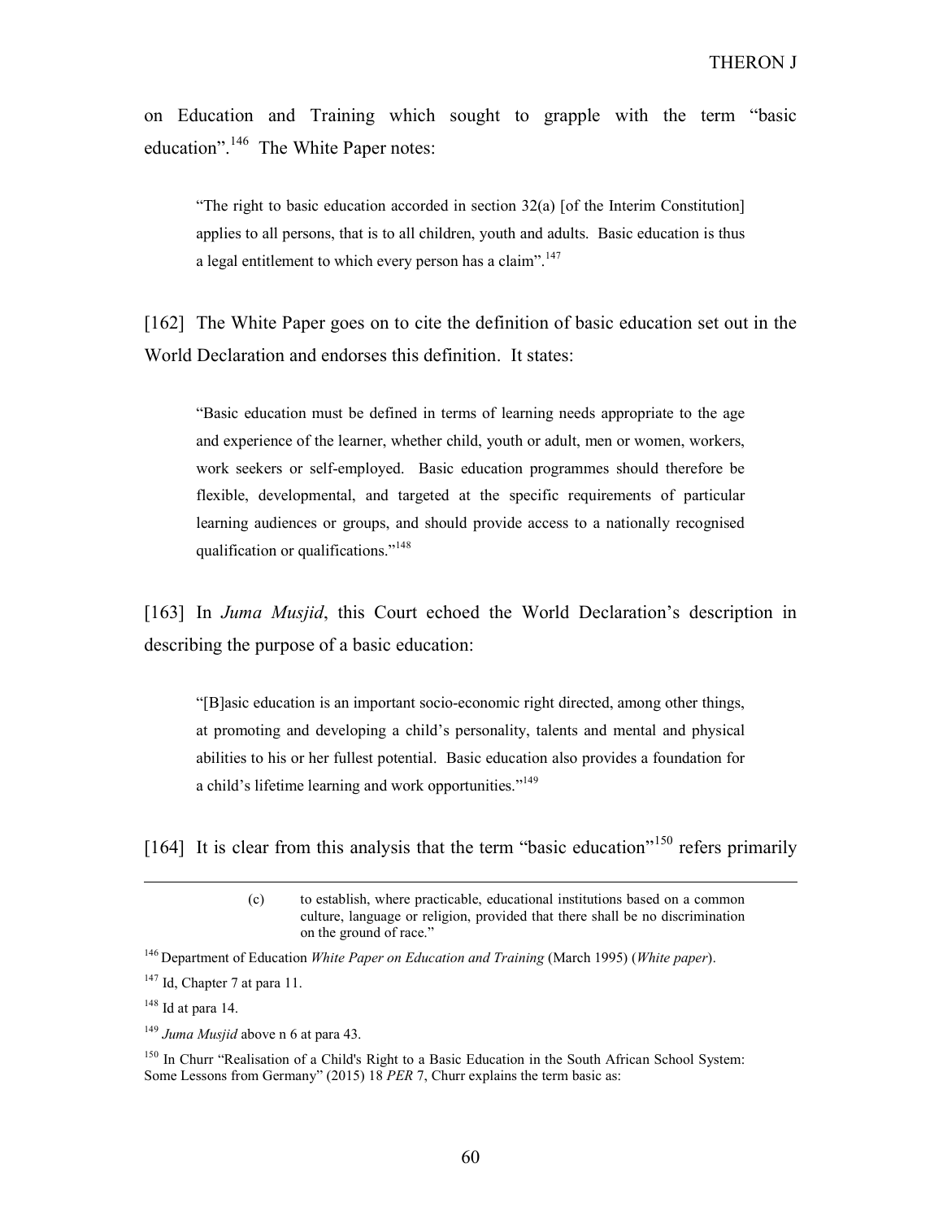on Education and Training which sought to grapple with the term "basic education".[146] The White Paper notes:

> "The right to basic education accorded in section 32(a) [of the Interim Constitution] applies to all persons, that is to all children, youth and adults. Basic education is thus a legal entitlement to which every person has a claim".[147]

[162] The White Paper goes on to cite the definition of basic education set out in the World Declaration and endorses this definition. It states:

> "Basic education must be defined in terms of learning needs appropriate to the age and experience of the learner, whether child, youth or adult, men or women, workers, work seekers or self-employed. Basic education programmes should therefore be flexible, developmental, and targeted at the specific requirements of particular learning audiences or groups, and should provide access to a nationally recognised qualification or qualifications."[148]

[163] In *Juma Musjid*, this Court echoed the World Declaration's description in describing the purpose of a basic education:

> "[B]asic education is an important socio-economic right directed, among other things, at promoting and developing a child's personality, talents and mental and physical abilities to his or her fullest potential. Basic education also provides a foundation for a child's lifetime learning and work opportunities."[149]

[164] It is clear from this analysis that the term "basic education"[150] refers primarily

---

> (c) to establish, where practicable, educational institutions based on a common culture, language or religion, provided that there shall be no discrimination on the ground of race."

[146] Department of Education *White Paper on Education and Training* (March 1995) (*White paper*).

[147] Id, Chapter 7 at para 11.

[148] Id at para 14.

[149] *Juma Musjid* above n 6 at para 43.

[150] In Churr "Realisation of a Child's Right to a Basic Education in the South African School System: Some Lessons from Germany" (2015) 18 *PER* 7, Churr explains the term basic as: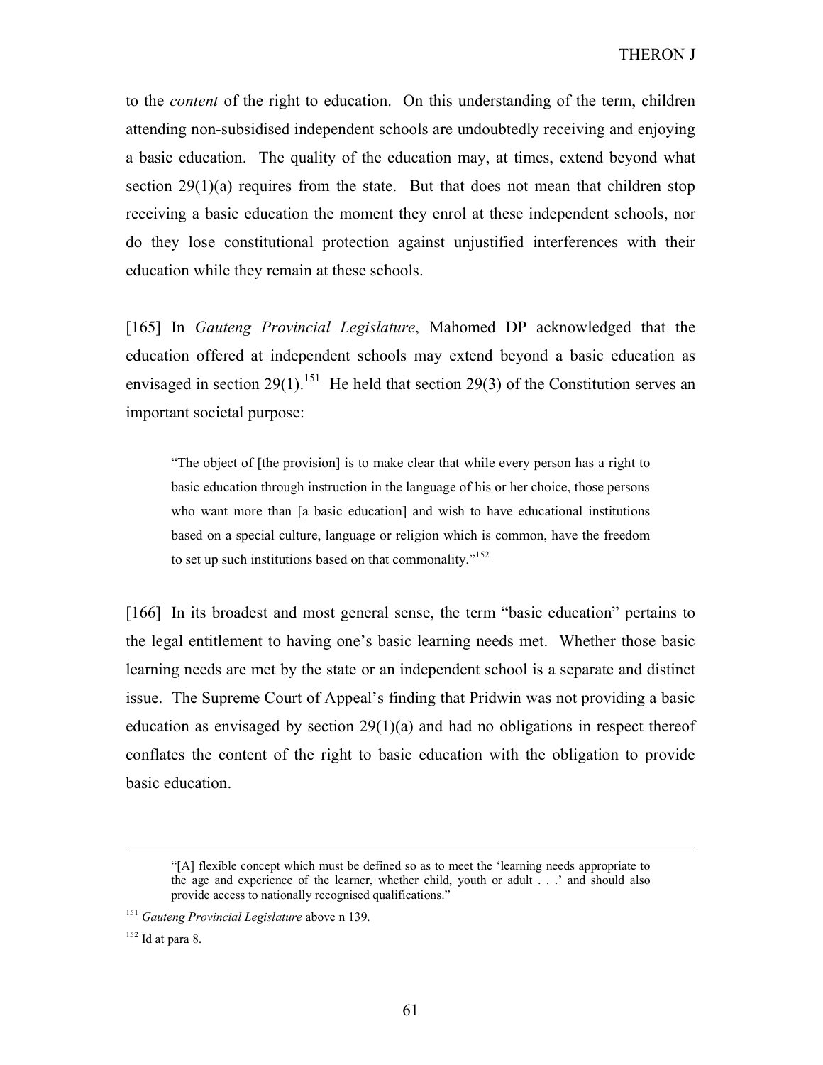to the *content* of the right to education. On this understanding of the term, children attending non-subsidised independent schools are undoubtedly receiving and enjoying a basic education. The quality of the education may, at times, extend beyond what section 29(1)(a) requires from the state. But that does not mean that children stop receiving a basic education the moment they enrol at these independent schools, nor do they lose constitutional protection against unjustified interferences with their education while they remain at these schools.

[165] In *Gauteng Provincial Legislature*, Mahomed DP acknowledged that the education offered at independent schools may extend beyond a basic education as envisaged in section 29(1).[151] He held that section 29(3) of the Constitution serves an important societal purpose:

> "The object of [the provision] is to make clear that while every person has a right to basic education through instruction in the language of his or her choice, those persons who want more than [a basic education] and wish to have educational institutions based on a special culture, language or religion which is common, have the freedom to set up such institutions based on that commonality."[152]

[166] In its broadest and most general sense, the term "basic education" pertains to the legal entitlement to having one's basic learning needs met. Whether those basic learning needs are met by the state or an independent school is a separate and distinct issue. The Supreme Court of Appeal's finding that Pridwin was not providing a basic education as envisaged by section 29(1)(a) and had no obligations in respect thereof conflates the content of the right to basic education with the obligation to provide basic education.

---

> "[A] flexible concept which must be defined so as to meet the 'learning needs appropriate to the age and experience of the learner, whether child, youth or adult . . .' and should also provide access to nationally recognised qualifications."

[151] *Gauteng Provincial Legislature* above n 139.

[152] Id at para 8.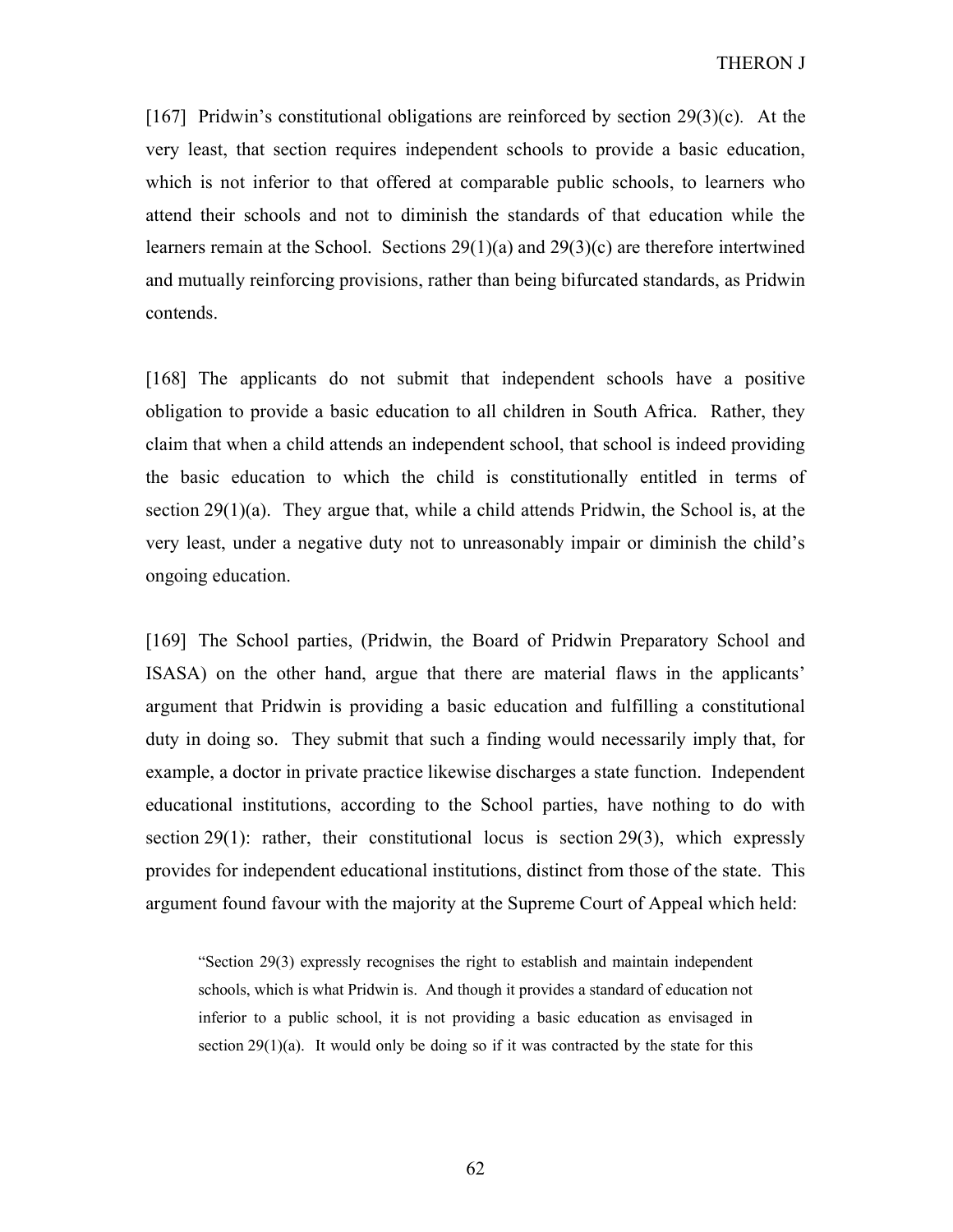[167] Pridwin's constitutional obligations are reinforced by section 29(3)(c). At the very least, that section requires independent schools to provide a basic education, which is not inferior to that offered at comparable public schools, to learners who attend their schools and not to diminish the standards of that education while the learners remain at the School. Sections 29(1)(a) and 29(3)(c) are therefore intertwined and mutually reinforcing provisions, rather than being bifurcated standards, as Pridwin contends.

[168] The applicants do not submit that independent schools have a positive obligation to provide a basic education to all children in South Africa. Rather, they claim that when a child attends an independent school, that school is indeed providing the basic education to which the child is constitutionally entitled in terms of section 29(1)(a). They argue that, while a child attends Pridwin, the School is, at the very least, under a negative duty not to unreasonably impair or diminish the child's ongoing education.

[169] The School parties, (Pridwin, the Board of Pridwin Preparatory School and ISASA) on the other hand, argue that there are material flaws in the applicants' argument that Pridwin is providing a basic education and fulfilling a constitutional duty in doing so. They submit that such a finding would necessarily imply that, for example, a doctor in private practice likewise discharges a state function. Independent educational institutions, according to the School parties, have nothing to do with section 29(1): rather, their constitutional locus is section 29(3), which expressly provides for independent educational institutions, distinct from those of the state. This argument found favour with the majority at the Supreme Court of Appeal which held:

> "Section 29(3) expressly recognises the right to establish and maintain independent schools, which is what Pridwin is. And though it provides a standard of education not inferior to a public school, it is not providing a basic education as envisaged in section 29(1)(a). It would only be doing so if it was contracted by the state for this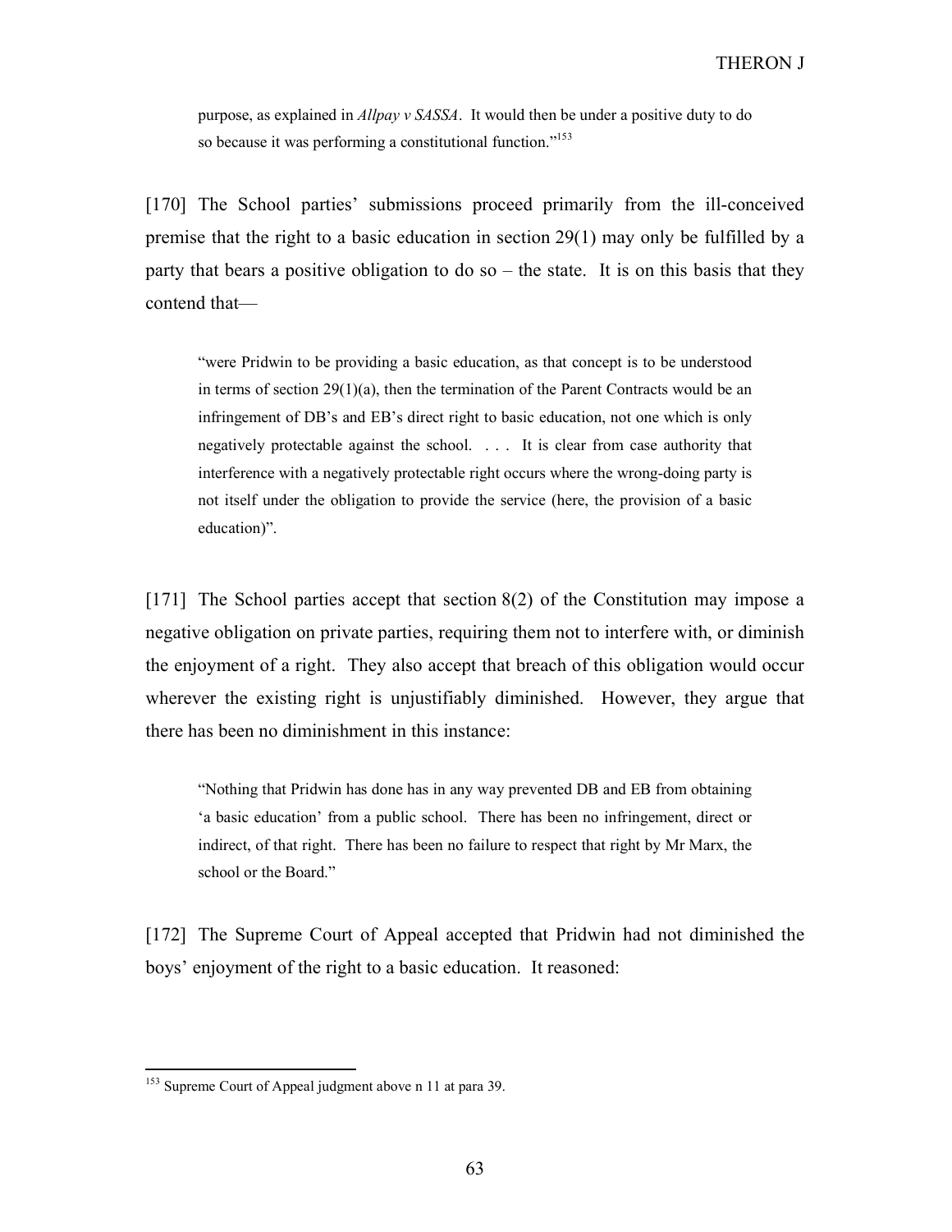> purpose, as explained in *Allpay v SASSA*. It would then be under a positive duty to do so because it was performing a constitutional function."[153]

[170] The School parties' submissions proceed primarily from the ill-conceived premise that the right to a basic education in section 29(1) may only be fulfilled by a party that bears a positive obligation to do so – the state. It is on this basis that they contend that—

> "were Pridwin to be providing a basic education, as that concept is to be understood in terms of section 29(1)(a), then the termination of the Parent Contracts would be an infringement of DB's and EB's direct right to basic education, not one which is only negatively protectable against the school. . . . It is clear from case authority that interference with a negatively protectable right occurs where the wrong-doing party is not itself under the obligation to provide the service (here, the provision of a basic education)".

[171] The School parties accept that section 8(2) of the Constitution may impose a negative obligation on private parties, requiring them not to interfere with, or diminish the enjoyment of a right. They also accept that breach of this obligation would occur wherever the existing right is unjustifiably diminished. However, they argue that there has been no diminishment in this instance:

> "Nothing that Pridwin has done has in any way prevented DB and EB from obtaining 'a basic education' from a public school. There has been no infringement, direct or indirect, of that right. There has been no failure to respect that right by Mr Marx, the school or the Board."

[172] The Supreme Court of Appeal accepted that Pridwin had not diminished the boys' enjoyment of the right to a basic education. It reasoned:

---

[153] Supreme Court of Appeal judgment above n 11 at para 39.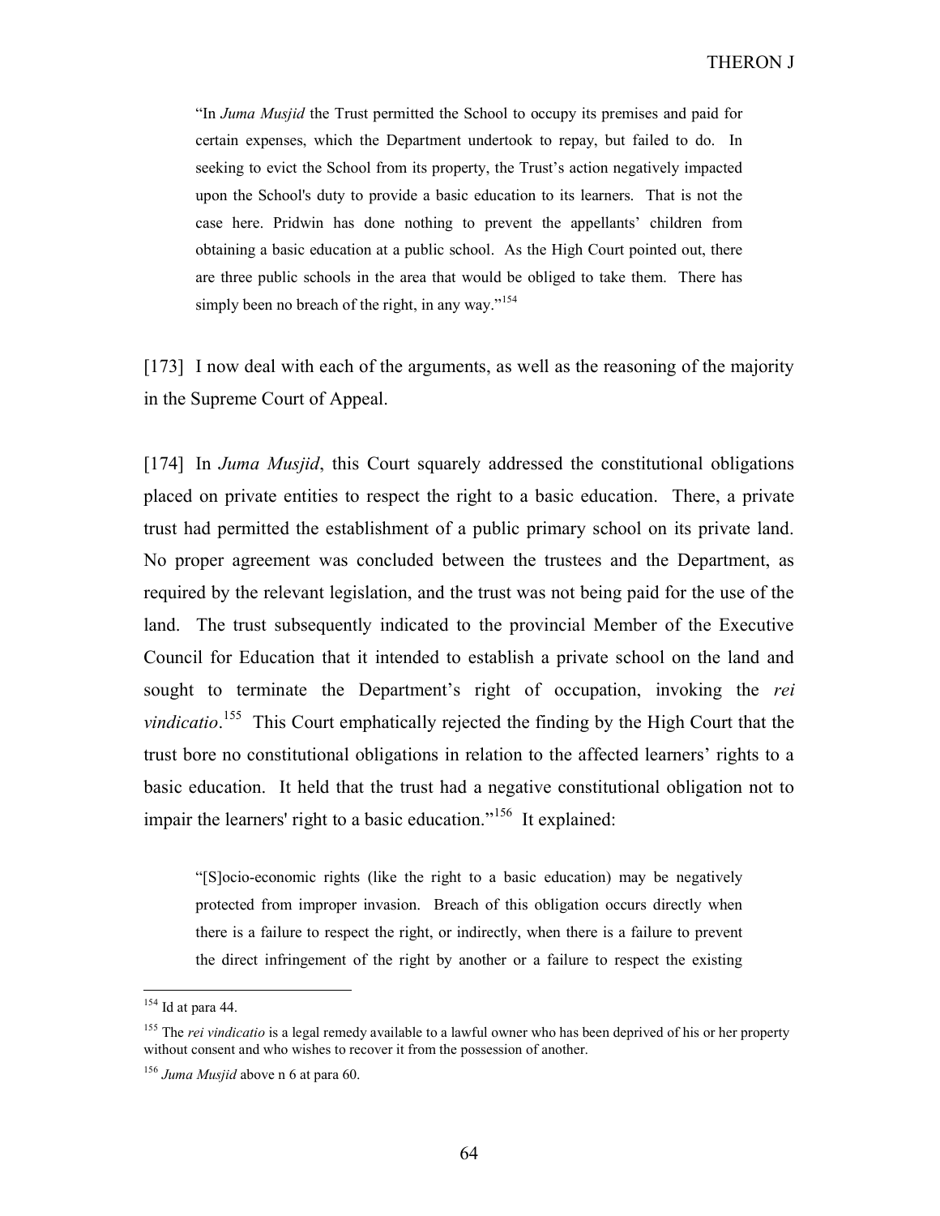> "In *Juma Musjid* the Trust permitted the School to occupy its premises and paid for certain expenses, which the Department undertook to repay, but failed to do. In seeking to evict the School from its property, the Trust's action negatively impacted upon the School's duty to provide a basic education to its learners. That is not the case here. Pridwin has done nothing to prevent the appellants' children from obtaining a basic education at a public school. As the High Court pointed out, there are three public schools in the area that would be obliged to take them. There has simply been no breach of the right, in any way."[154]

[173] I now deal with each of the arguments, as well as the reasoning of the majority in the Supreme Court of Appeal.

[174] In *Juma Musjid*, this Court squarely addressed the constitutional obligations placed on private entities to respect the right to a basic education. There, a private trust had permitted the establishment of a public primary school on its private land. No proper agreement was concluded between the trustees and the Department, as required by the relevant legislation, and the trust was not being paid for the use of the land. The trust subsequently indicated to the provincial Member of the Executive Council for Education that it intended to establish a private school on the land and sought to terminate the Department's right of occupation, invoking the *rei vindicatio*.[155] This Court emphatically rejected the finding by the High Court that the trust bore no constitutional obligations in relation to the affected learners' rights to a basic education. It held that the trust had a negative constitutional obligation not to impair the learners' right to a basic education."[156] It explained:

> "[S]ocio-economic rights (like the right to a basic education) may be negatively protected from improper invasion. Breach of this obligation occurs directly when there is a failure to respect the right, or indirectly, when there is a failure to prevent the direct infringement of the right by another or a failure to respect the existing

---

[154] Id at para 44.

[155] The *rei vindicatio* is a legal remedy available to a lawful owner who has been deprived of his or her property without consent and who wishes to recover it from the possession of another.

[156] *Juma Musjid* above n 6 at para 60.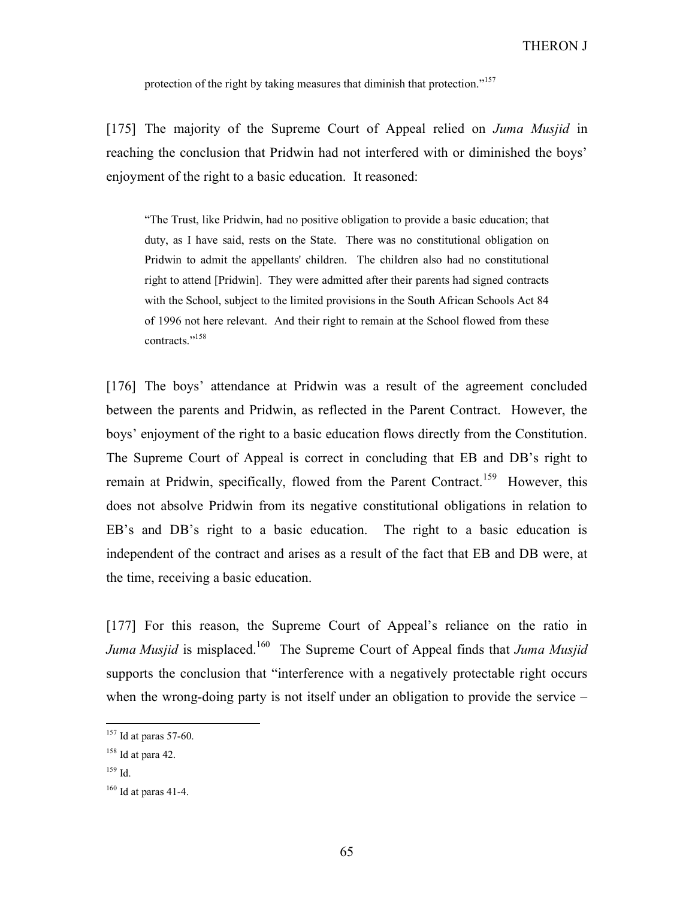protection of the right by taking measures that diminish that protection."[157]

[175] The majority of the Supreme Court of Appeal relied on *Juma Musjid* in reaching the conclusion that Pridwin had not interfered with or diminished the boys' enjoyment of the right to a basic education. It reasoned:

> "The Trust, like Pridwin, had no positive obligation to provide a basic education; that duty, as I have said, rests on the State. There was no constitutional obligation on Pridwin to admit the appellants' children. The children also had no constitutional right to attend [Pridwin]. They were admitted after their parents had signed contracts with the School, subject to the limited provisions in the South African Schools Act 84 of 1996 not here relevant. And their right to remain at the School flowed from these contracts."[158]

[176] The boys' attendance at Pridwin was a result of the agreement concluded between the parents and Pridwin, as reflected in the Parent Contract. However, the boys' enjoyment of the right to a basic education flows directly from the Constitution. The Supreme Court of Appeal is correct in concluding that EB and DB's right to remain at Pridwin, specifically, flowed from the Parent Contract.[159] However, this does not absolve Pridwin from its negative constitutional obligations in relation to EB's and DB's right to a basic education. The right to a basic education is independent of the contract and arises as a result of the fact that EB and DB were, at the time, receiving a basic education.

[177] For this reason, the Supreme Court of Appeal's reliance on the ratio in *Juma Musjid* is misplaced.[160] The Supreme Court of Appeal finds that *Juma Musjid* supports the conclusion that "interference with a negatively protectable right occurs when the wrong-doing party is not itself under an obligation to provide the service –

---

[157] Id at paras 57-60.

[158] Id at para 42.

[159] Id.

[160] Id at paras 41-4.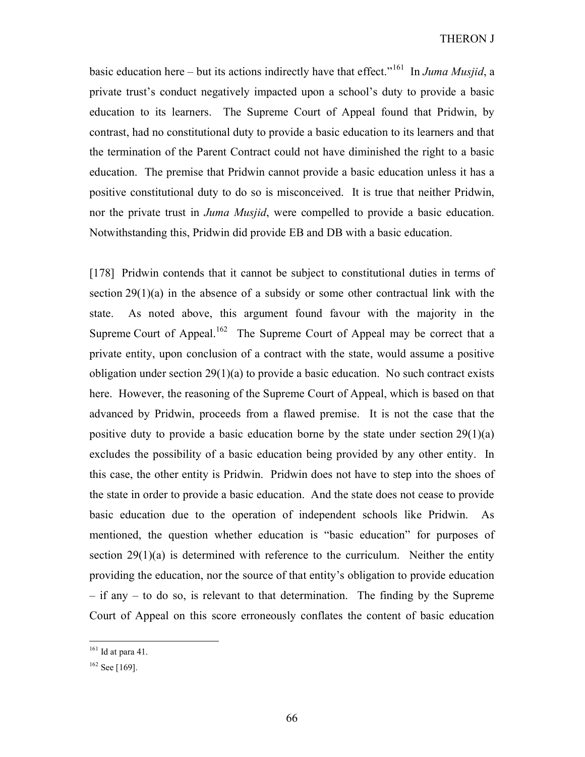basic education here – but its actions indirectly have that effect."[161] In *Juma Musjid*, a private trust's conduct negatively impacted upon a school's duty to provide a basic education to its learners. The Supreme Court of Appeal found that Pridwin, by contrast, had no constitutional duty to provide a basic education to its learners and that the termination of the Parent Contract could not have diminished the right to a basic education. The premise that Pridwin cannot provide a basic education unless it has a positive constitutional duty to do so is misconceived. It is true that neither Pridwin, nor the private trust in *Juma Musjid*, were compelled to provide a basic education. Notwithstanding this, Pridwin did provide EB and DB with a basic education.

[178] Pridwin contends that it cannot be subject to constitutional duties in terms of section 29(1)(a) in the absence of a subsidy or some other contractual link with the state. As noted above, this argument found favour with the majority in the Supreme Court of Appeal.[162] The Supreme Court of Appeal may be correct that a private entity, upon conclusion of a contract with the state, would assume a positive obligation under section 29(1)(a) to provide a basic education. No such contract exists here. However, the reasoning of the Supreme Court of Appeal, which is based on that advanced by Pridwin, proceeds from a flawed premise. It is not the case that the positive duty to provide a basic education borne by the state under section 29(1)(a) excludes the possibility of a basic education being provided by any other entity. In this case, the other entity is Pridwin. Pridwin does not have to step into the shoes of the state in order to provide a basic education. And the state does not cease to provide basic education due to the operation of independent schools like Pridwin. As mentioned, the question whether education is "basic education" for purposes of section 29(1)(a) is determined with reference to the curriculum. Neither the entity providing the education, nor the source of that entity's obligation to provide education – if any – to do so, is relevant to that determination. The finding by the Supreme Court of Appeal on this score erroneously conflates the content of basic education

---

[161] Id at para 41.

[162] See [169].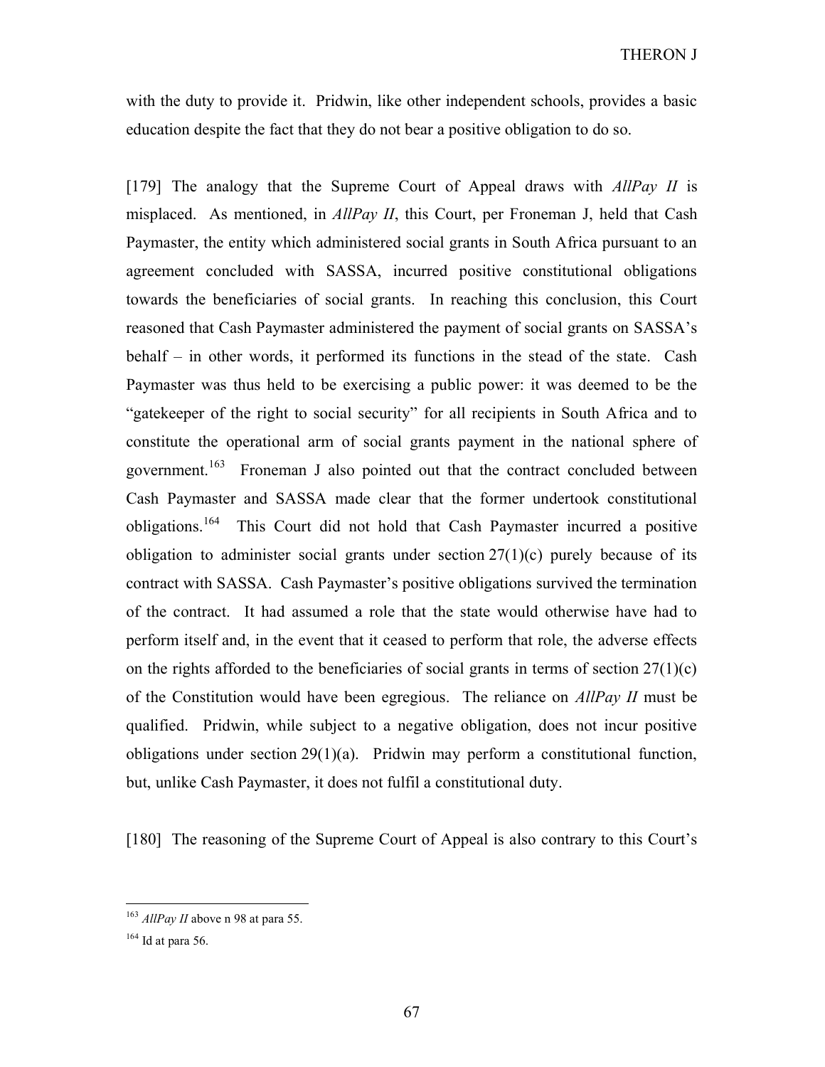with the duty to provide it. Pridwin, like other independent schools, provides a basic education despite the fact that they do not bear a positive obligation to do so.

[179] The analogy that the Supreme Court of Appeal draws with *AllPay II* is misplaced. As mentioned, in *AllPay II*, this Court, per Froneman J, held that Cash Paymaster, the entity which administered social grants in South Africa pursuant to an agreement concluded with SASSA, incurred positive constitutional obligations towards the beneficiaries of social grants. In reaching this conclusion, this Court reasoned that Cash Paymaster administered the payment of social grants on SASSA's behalf – in other words, it performed its functions in the stead of the state. Cash Paymaster was thus held to be exercising a public power: it was deemed to be the "gatekeeper of the right to social security" for all recipients in South Africa and to constitute the operational arm of social grants payment in the national sphere of government.[163] Froneman J also pointed out that the contract concluded between Cash Paymaster and SASSA made clear that the former undertook constitutional obligations.[164] This Court did not hold that Cash Paymaster incurred a positive obligation to administer social grants under section 27(1)(c) purely because of its contract with SASSA. Cash Paymaster's positive obligations survived the termination of the contract. It had assumed a role that the state would otherwise have had to perform itself and, in the event that it ceased to perform that role, the adverse effects on the rights afforded to the beneficiaries of social grants in terms of section 27(1)(c) of the Constitution would have been egregious. The reliance on *AllPay II* must be qualified. Pridwin, while subject to a negative obligation, does not incur positive obligations under section 29(1)(a). Pridwin may perform a constitutional function, but, unlike Cash Paymaster, it does not fulfil a constitutional duty.

[180] The reasoning of the Supreme Court of Appeal is also contrary to this Court's

---

[163] *AllPay II* above n 98 at para 55.

[164] Id at para 56.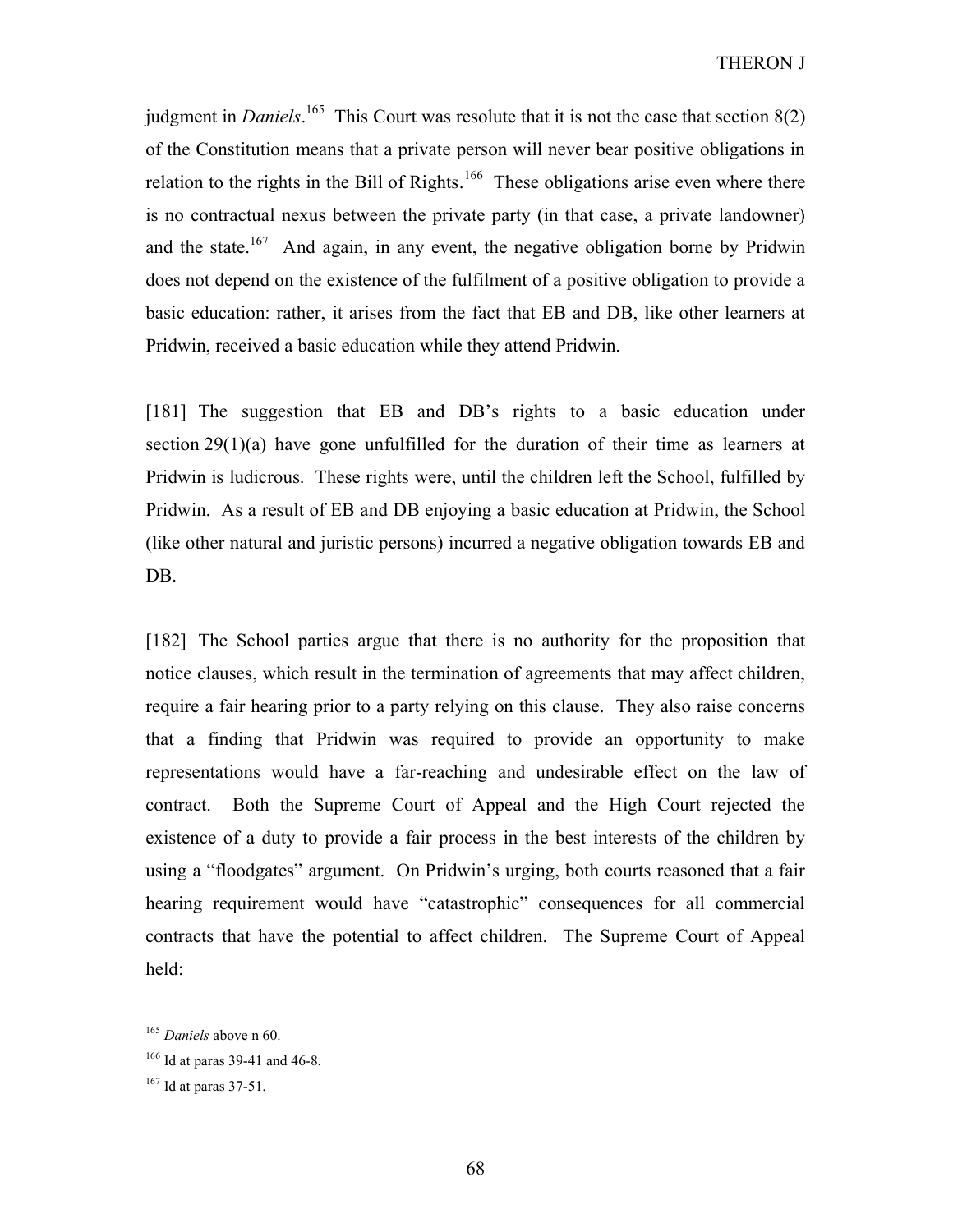judgment in *Daniels*.[165] This Court was resolute that it is not the case that section 8(2) of the Constitution means that a private person will never bear positive obligations in relation to the rights in the Bill of Rights.[166] These obligations arise even where there is no contractual nexus between the private party (in that case, a private landowner) and the state.[167] And again, in any event, the negative obligation borne by Pridwin does not depend on the existence of the fulfilment of a positive obligation to provide a basic education: rather, it arises from the fact that EB and DB, like other learners at Pridwin, received a basic education while they attend Pridwin.

[181] The suggestion that EB and DB's rights to a basic education under section 29(1)(a) have gone unfulfilled for the duration of their time as learners at Pridwin is ludicrous. These rights were, until the children left the School, fulfilled by Pridwin. As a result of EB and DB enjoying a basic education at Pridwin, the School (like other natural and juristic persons) incurred a negative obligation towards EB and DB.

[182] The School parties argue that there is no authority for the proposition that notice clauses, which result in the termination of agreements that may affect children, require a fair hearing prior to a party relying on this clause. They also raise concerns that a finding that Pridwin was required to provide an opportunity to make representations would have a far-reaching and undesirable effect on the law of contract. Both the Supreme Court of Appeal and the High Court rejected the existence of a duty to provide a fair process in the best interests of the children by using a "floodgates" argument. On Pridwin's urging, both courts reasoned that a fair hearing requirement would have "catastrophic" consequences for all commercial contracts that have the potential to affect children. The Supreme Court of Appeal held:

---

[165] *Daniels* above n 60.

[166] Id at paras 39-41 and 46-8.

[167] Id at paras 37-51.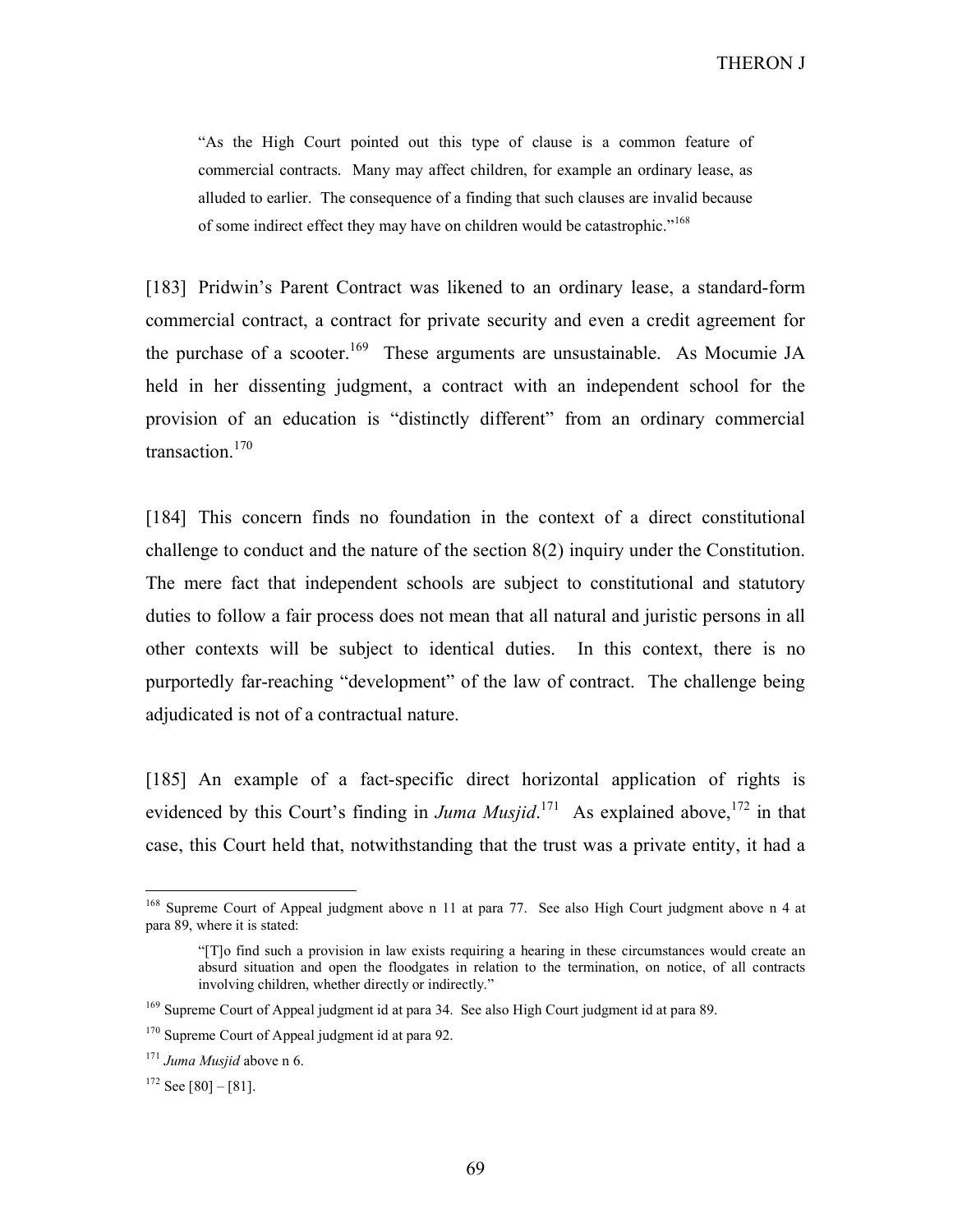> "As the High Court pointed out this type of clause is a common feature of commercial contracts. Many may affect children, for example an ordinary lease, as alluded to earlier. The consequence of a finding that such clauses are invalid because of some indirect effect they may have on children would be catastrophic."[168]

[183] Pridwin's Parent Contract was likened to an ordinary lease, a standard-form commercial contract, a contract for private security and even a credit agreement for the purchase of a scooter.[169] These arguments are unsustainable. As Mocumie JA held in her dissenting judgment, a contract with an independent school for the provision of an education is "distinctly different" from an ordinary commercial transaction.[170]

[184] This concern finds no foundation in the context of a direct constitutional challenge to conduct and the nature of the section 8(2) inquiry under the Constitution. The mere fact that independent schools are subject to constitutional and statutory duties to follow a fair process does not mean that all natural and juristic persons in all other contexts will be subject to identical duties. In this context, there is no purportedly far-reaching "development" of the law of contract. The challenge being adjudicated is not of a contractual nature.

[185] An example of a fact-specific direct horizontal application of rights is evidenced by this Court's finding in *Juma Musjid*.[171] As explained above,[172] in that case, this Court held that, notwithstanding that the trust was a private entity, it had a

---

[168] Supreme Court of Appeal judgment above n 11 at para 77. See also High Court judgment above n 4 at para 89, where it is stated:

> "[T]o find such a provision in law exists requiring a hearing in these circumstances would create an absurd situation and open the floodgates in relation to the termination, on notice, of all contracts involving children, whether directly or indirectly."

[169] Supreme Court of Appeal judgment id at para 34. See also High Court judgment id at para 89.

[170] Supreme Court of Appeal judgment id at para 92.

[171] *Juma Musjid* above n 6.

[172] See [80] – [81].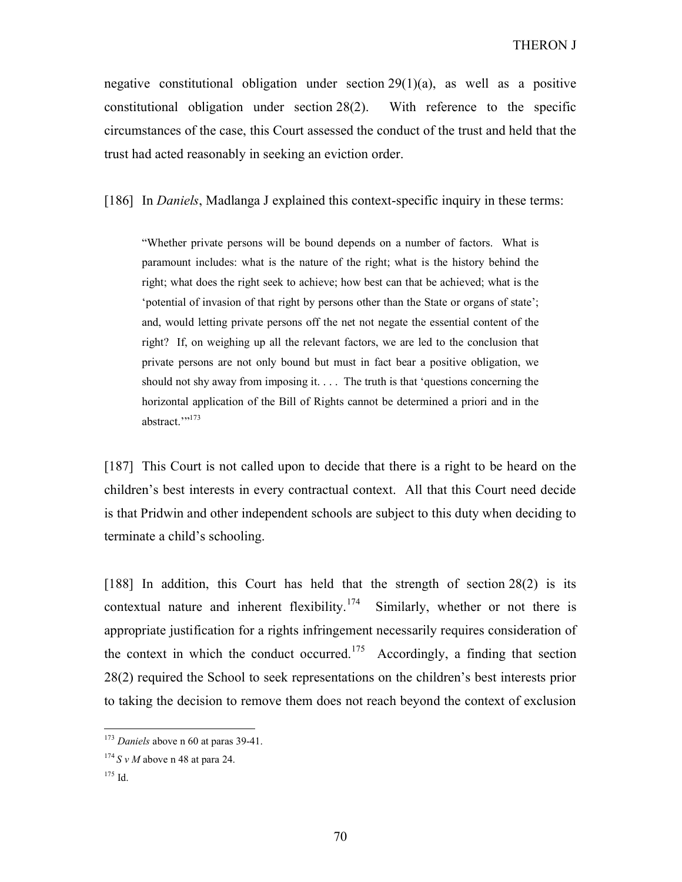negative constitutional obligation under section 29(1)(a), as well as a positive constitutional obligation under section 28(2). With reference to the specific circumstances of the case, this Court assessed the conduct of the trust and held that the trust had acted reasonably in seeking an eviction order.

[186] In *Daniels*, Madlanga J explained this context-specific inquiry in these terms:

> "Whether private persons will be bound depends on a number of factors. What is paramount includes: what is the nature of the right; what is the history behind the right; what does the right seek to achieve; how best can that be achieved; what is the 'potential of invasion of that right by persons other than the State or organs of state'; and, would letting private persons off the net not negate the essential content of the right? If, on weighing up all the relevant factors, we are led to the conclusion that private persons are not only bound but must in fact bear a positive obligation, we should not shy away from imposing it. . . . The truth is that 'questions concerning the horizontal application of the Bill of Rights cannot be determined a priori and in the abstract.'"[173]

[187] This Court is not called upon to decide that there is a right to be heard on the children's best interests in every contractual context. All that this Court need decide is that Pridwin and other independent schools are subject to this duty when deciding to terminate a child's schooling.

[188] In addition, this Court has held that the strength of section 28(2) is its contextual nature and inherent flexibility.[174] Similarly, whether or not there is appropriate justification for a rights infringement necessarily requires consideration of the context in which the conduct occurred.[175] Accordingly, a finding that section 28(2) required the School to seek representations on the children's best interests prior to taking the decision to remove them does not reach beyond the context of exclusion

---

[173] *Daniels* above n 60 at paras 39-41.

[174] *S v M* above n 48 at para 24.

[175] Id.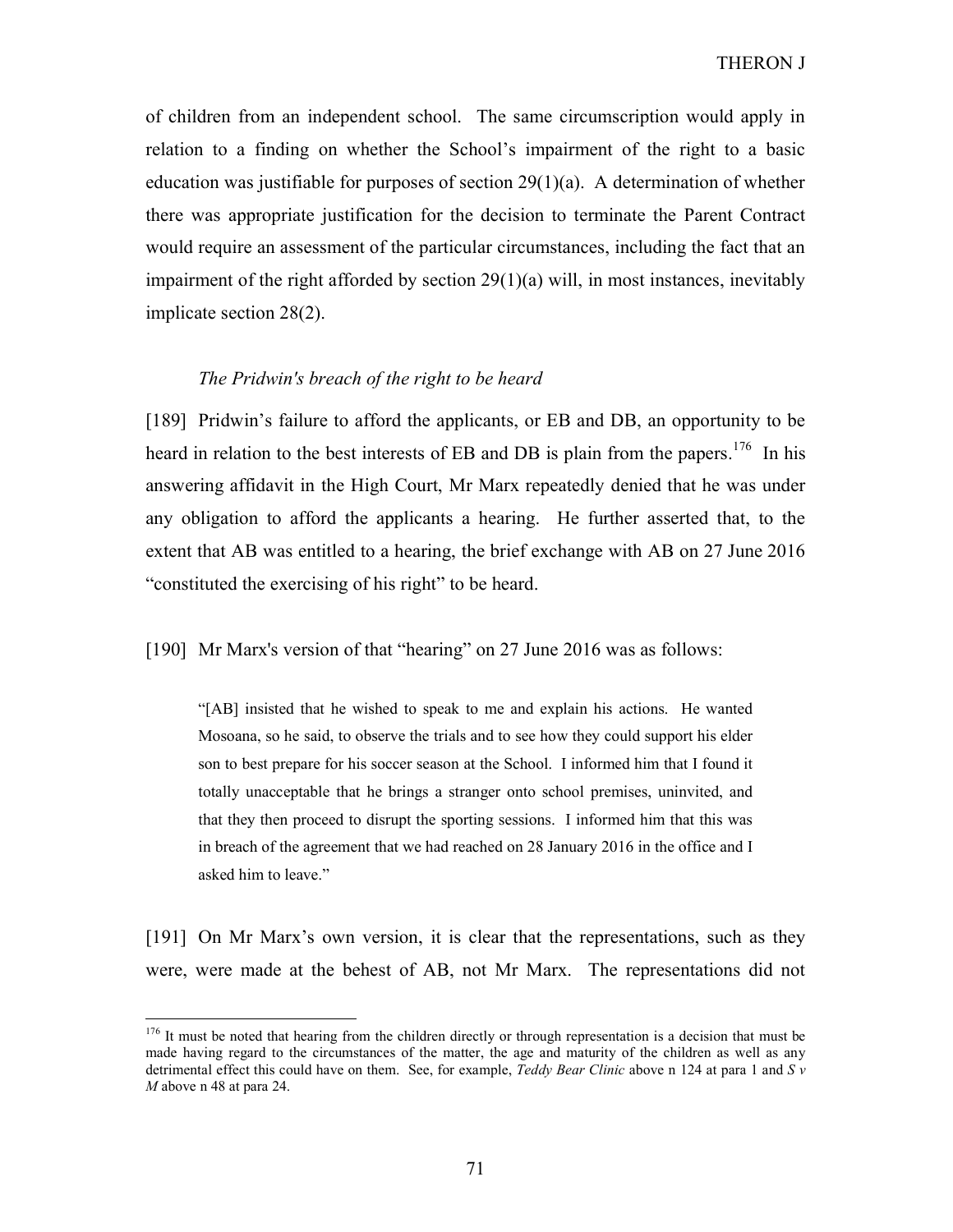of children from an independent school. The same circumscription would apply in relation to a finding on whether the School's impairment of the right to a basic education was justifiable for purposes of section 29(1)(a). A determination of whether there was appropriate justification for the decision to terminate the Parent Contract would require an assessment of the particular circumstances, including the fact that an impairment of the right afforded by section 29(1)(a) will, in most instances, inevitably implicate section 28(2).

### *The Pridwin's breach of the right to be heard*

[189] Pridwin's failure to afford the applicants, or EB and DB, an opportunity to be heard in relation to the best interests of EB and DB is plain from the papers.[176] In his answering affidavit in the High Court, Mr Marx repeatedly denied that he was under any obligation to afford the applicants a hearing. He further asserted that, to the extent that AB was entitled to a hearing, the brief exchange with AB on 27 June 2016 "constituted the exercising of his right" to be heard.

[190] Mr Marx's version of that "hearing" on 27 June 2016 was as follows:

> "[AB] insisted that he wished to speak to me and explain his actions. He wanted Mosoana, so he said, to observe the trials and to see how they could support his elder son to best prepare for his soccer season at the School. I informed him that I found it totally unacceptable that he brings a stranger onto school premises, uninvited, and that they then proceed to disrupt the sporting sessions. I informed him that this was in breach of the agreement that we had reached on 28 January 2016 in the office and I asked him to leave."

[191] On Mr Marx's own version, it is clear that the representations, such as they were, were made at the behest of AB, not Mr Marx. The representations did not

---

[176] It must be noted that hearing from the children directly or through representation is a decision that must be made having regard to the circumstances of the matter, the age and maturity of the children as well as any detrimental effect this could have on them. See, for example, *Teddy Bear Clinic* above n 124 at para 1 and *S v M* above n 48 at para 24.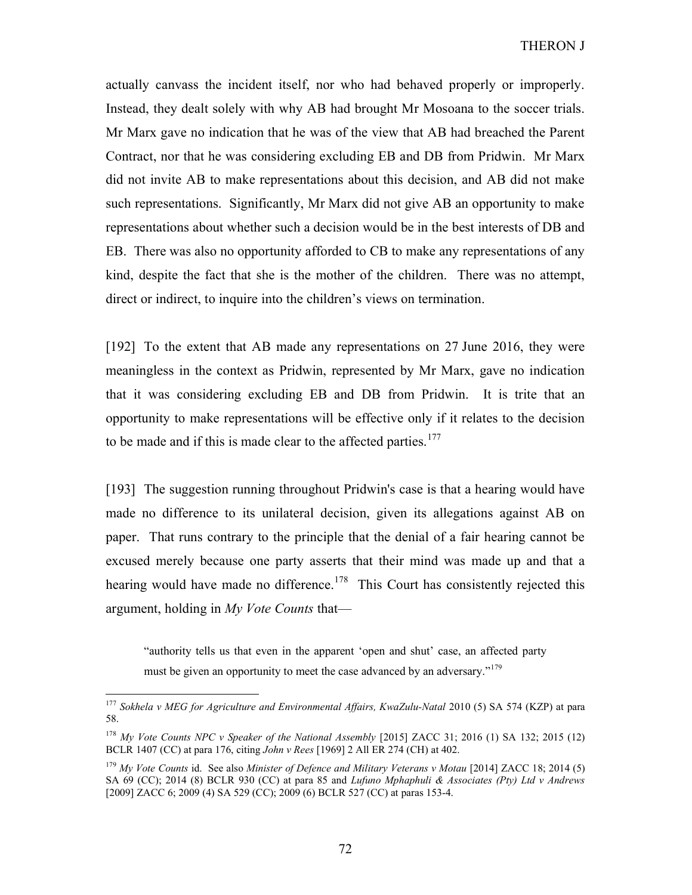actually canvass the incident itself, nor who had behaved properly or improperly. Instead, they dealt solely with why AB had brought Mr Mosoana to the soccer trials. Mr Marx gave no indication that he was of the view that AB had breached the Parent Contract, nor that he was considering excluding EB and DB from Pridwin. Mr Marx did not invite AB to make representations about this decision, and AB did not make such representations. Significantly, Mr Marx did not give AB an opportunity to make representations about whether such a decision would be in the best interests of DB and EB. There was also no opportunity afforded to CB to make any representations of any kind, despite the fact that she is the mother of the children. There was no attempt, direct or indirect, to inquire into the children's views on termination.

[192] To the extent that AB made any representations on 27 June 2016, they were meaningless in the context as Pridwin, represented by Mr Marx, gave no indication that it was considering excluding EB and DB from Pridwin. It is trite that an opportunity to make representations will be effective only if it relates to the decision to be made and if this is made clear to the affected parties.[177]

[193] The suggestion running throughout Pridwin's case is that a hearing would have made no difference to its unilateral decision, given its allegations against AB on paper. That runs contrary to the principle that the denial of a fair hearing cannot be excused merely because one party asserts that their mind was made up and that a hearing would have made no difference.[178] This Court has consistently rejected this argument, holding in *My Vote Counts* that—

> "authority tells us that even in the apparent 'open and shut' case, an affected party must be given an opportunity to meet the case advanced by an adversary."[179]

---

[177] *Sokhela v MEG for Agriculture and Environmental Affairs, KwaZulu-Natal* 2010 (5) SA 574 (KZP) at para 58.

[178] *My Vote Counts NPC v Speaker of the National Assembly* [2015] ZACC 31; 2016 (1) SA 132; 2015 (12) BCLR 1407 (CC) at para 176, citing *John v Rees* [1969] 2 All ER 274 (CH) at 402.

[179] *My Vote Counts* id. See also *Minister of Defence and Military Veterans v Motau* [2014] ZACC 18; 2014 (5) SA 69 (CC); 2014 (8) BCLR 930 (CC) at para 85 and *Lufuno Mphaphuli & Associates (Pty) Ltd v Andrews* [2009] ZACC 6; 2009 (4) SA 529 (CC); 2009 (6) BCLR 527 (CC) at paras 153-4.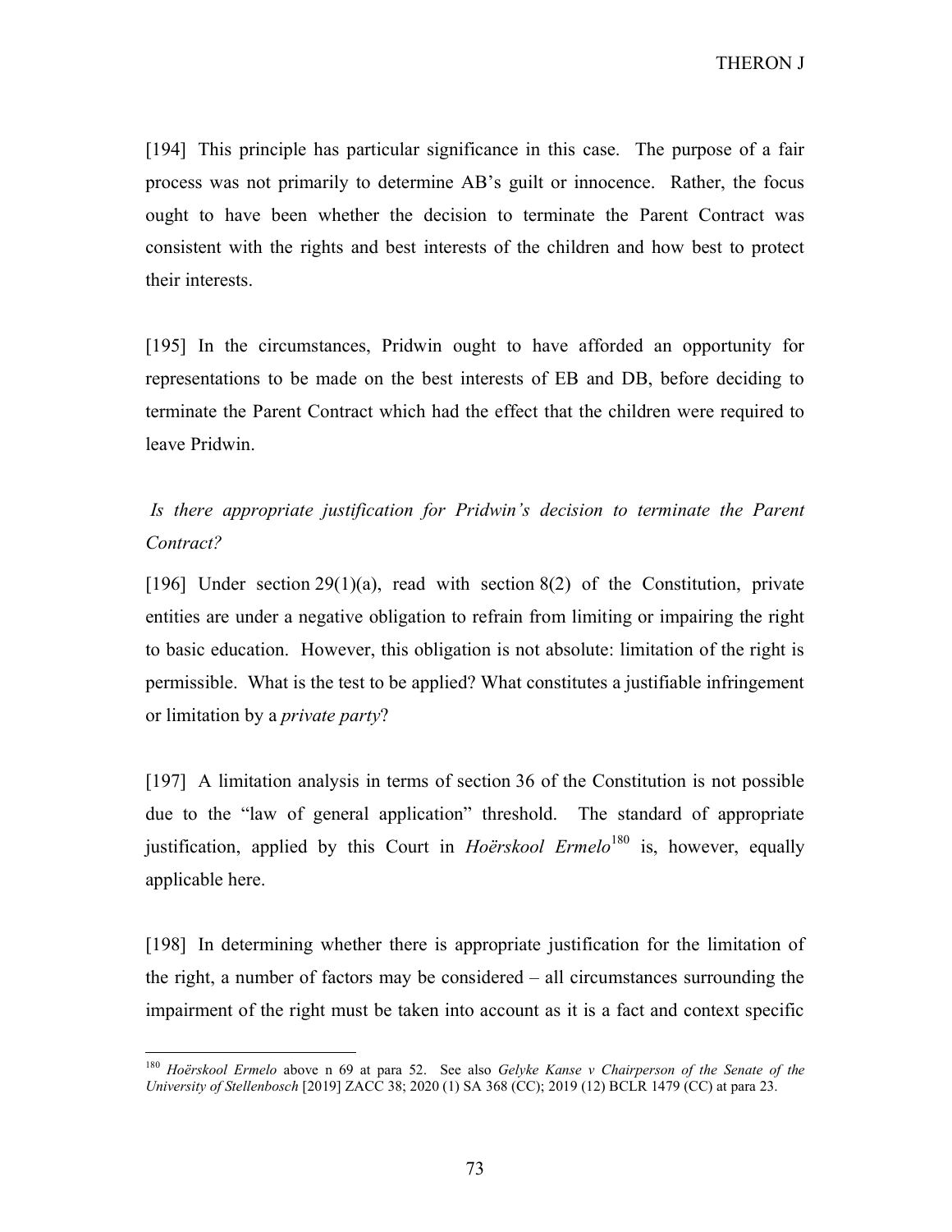[194] This principle has particular significance in this case. The purpose of a fair process was not primarily to determine AB's guilt or innocence. Rather, the focus ought to have been whether the decision to terminate the Parent Contract was consistent with the rights and best interests of the children and how best to protect their interests.

[195] In the circumstances, Pridwin ought to have afforded an opportunity for representations to be made on the best interests of EB and DB, before deciding to terminate the Parent Contract which had the effect that the children were required to leave Pridwin.

*Is there appropriate justification for Pridwin's decision to terminate the Parent Contract?*

[196] Under section 29(1)(a), read with section 8(2) of the Constitution, private entities are under a negative obligation to refrain from limiting or impairing the right to basic education. However, this obligation is not absolute: limitation of the right is permissible. What is the test to be applied? What constitutes a justifiable infringement or limitation by a *private party*?

[197] A limitation analysis in terms of section 36 of the Constitution is not possible due to the "law of general application" threshold. The standard of appropriate justification, applied by this Court in *Hoërskool Ermelo*[180] is, however, equally applicable here.

[198] In determining whether there is appropriate justification for the limitation of the right, a number of factors may be considered – all circumstances surrounding the impairment of the right must be taken into account as it is a fact and context specific

---

[180] *Hoërskool Ermelo* above n 69 at para 52. See also *Gelyke Kanse v Chairperson of the Senate of the University of Stellenbosch* [2019] ZACC 38; 2020 (1) SA 368 (CC); 2019 (12) BCLR 1479 (CC) at para 23.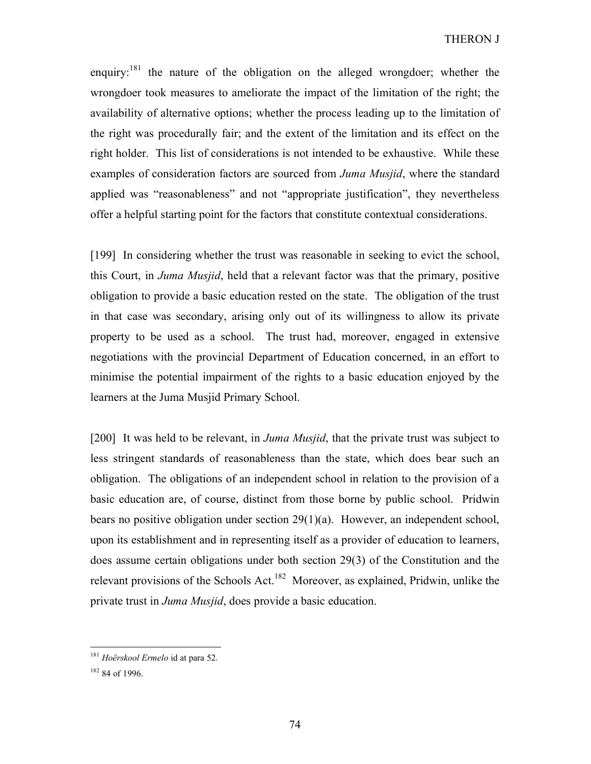enquiry:[181] the nature of the obligation on the alleged wrongdoer; whether the wrongdoer took measures to ameliorate the impact of the limitation of the right; the availability of alternative options; whether the process leading up to the limitation of the right was procedurally fair; and the extent of the limitation and its effect on the right holder. This list of considerations is not intended to be exhaustive. While these examples of consideration factors are sourced from *Juma Musjid*, where the standard applied was "reasonableness" and not "appropriate justification", they nevertheless offer a helpful starting point for the factors that constitute contextual considerations.

[199] In considering whether the trust was reasonable in seeking to evict the school, this Court, in *Juma Musjid*, held that a relevant factor was that the primary, positive obligation to provide a basic education rested on the state. The obligation of the trust in that case was secondary, arising only out of its willingness to allow its private property to be used as a school. The trust had, moreover, engaged in extensive negotiations with the provincial Department of Education concerned, in an effort to minimise the potential impairment of the rights to a basic education enjoyed by the learners at the Juma Musjid Primary School.

[200] It was held to be relevant, in *Juma Musjid*, that the private trust was subject to less stringent standards of reasonableness than the state, which does bear such an obligation. The obligations of an independent school in relation to the provision of a basic education are, of course, distinct from those borne by public school. Pridwin bears no positive obligation under section 29(1)(a). However, an independent school, upon its establishment and in representing itself as a provider of education to learners, does assume certain obligations under both section 29(3) of the Constitution and the relevant provisions of the Schools Act.[182] Moreover, as explained, Pridwin, unlike the private trust in *Juma Musjid*, does provide a basic education.

---

[181] *Hoërskool Ermelo* id at para 52.

[182] 84 of 1996.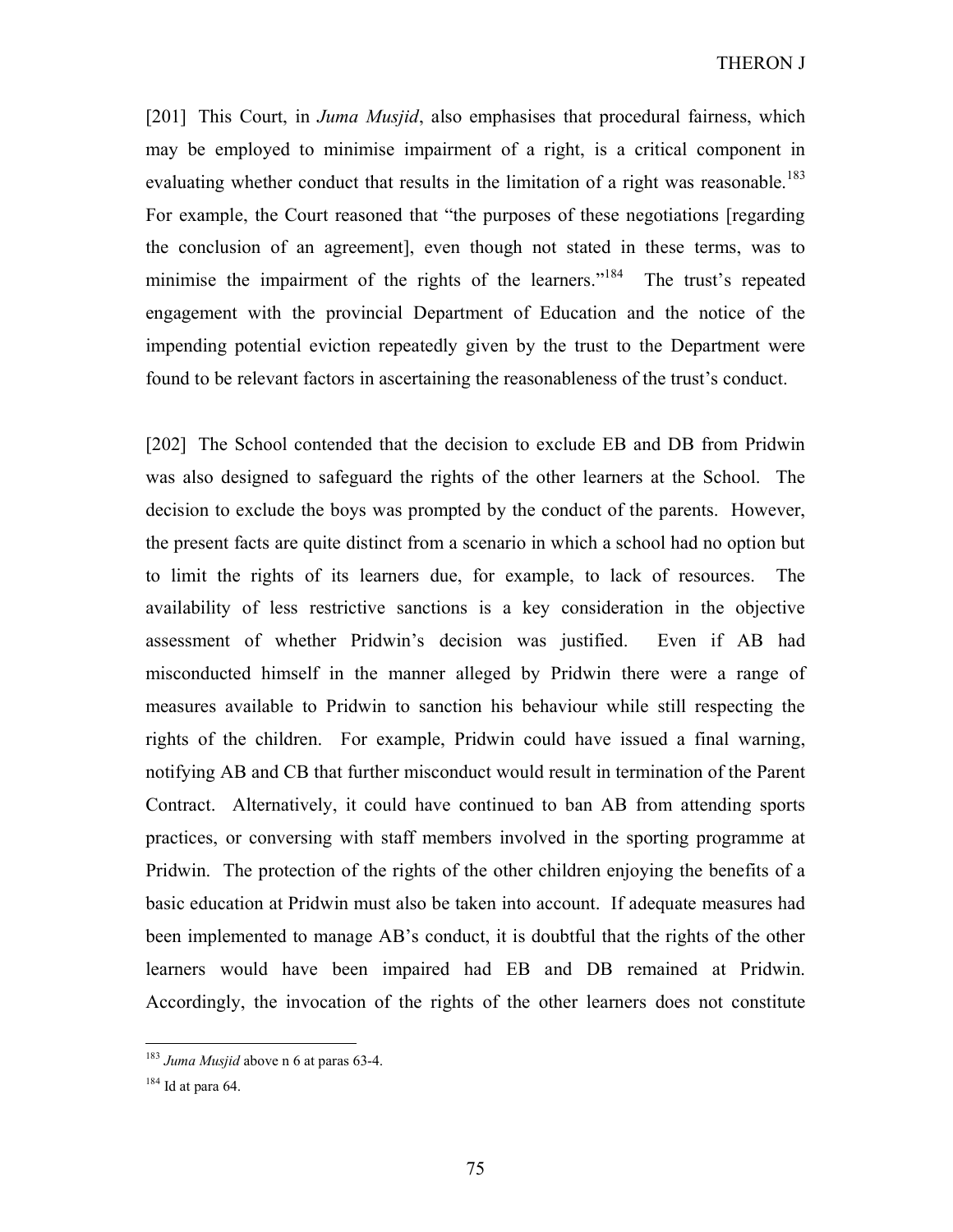[201] This Court, in *Juma Musjid*, also emphasises that procedural fairness, which may be employed to minimise impairment of a right, is a critical component in evaluating whether conduct that results in the limitation of a right was reasonable.[183] For example, the Court reasoned that "the purposes of these negotiations [regarding the conclusion of an agreement], even though not stated in these terms, was to minimise the impairment of the rights of the learners."[184] The trust's repeated engagement with the provincial Department of Education and the notice of the impending potential eviction repeatedly given by the trust to the Department were found to be relevant factors in ascertaining the reasonableness of the trust's conduct.

[202] The School contended that the decision to exclude EB and DB from Pridwin was also designed to safeguard the rights of the other learners at the School. The decision to exclude the boys was prompted by the conduct of the parents. However, the present facts are quite distinct from a scenario in which a school had no option but to limit the rights of its learners due, for example, to lack of resources. The availability of less restrictive sanctions is a key consideration in the objective assessment of whether Pridwin's decision was justified. Even if AB had misconducted himself in the manner alleged by Pridwin there were a range of measures available to Pridwin to sanction his behaviour while still respecting the rights of the children. For example, Pridwin could have issued a final warning, notifying AB and CB that further misconduct would result in termination of the Parent Contract. Alternatively, it could have continued to ban AB from attending sports practices, or conversing with staff members involved in the sporting programme at Pridwin. The protection of the rights of the other children enjoying the benefits of a basic education at Pridwin must also be taken into account. If adequate measures had been implemented to manage AB's conduct, it is doubtful that the rights of the other learners would have been impaired had EB and DB remained at Pridwin. Accordingly, the invocation of the rights of the other learners does not constitute

---

[183] *Juma Musjid* above n 6 at paras 63-4.

[184] Id at para 64.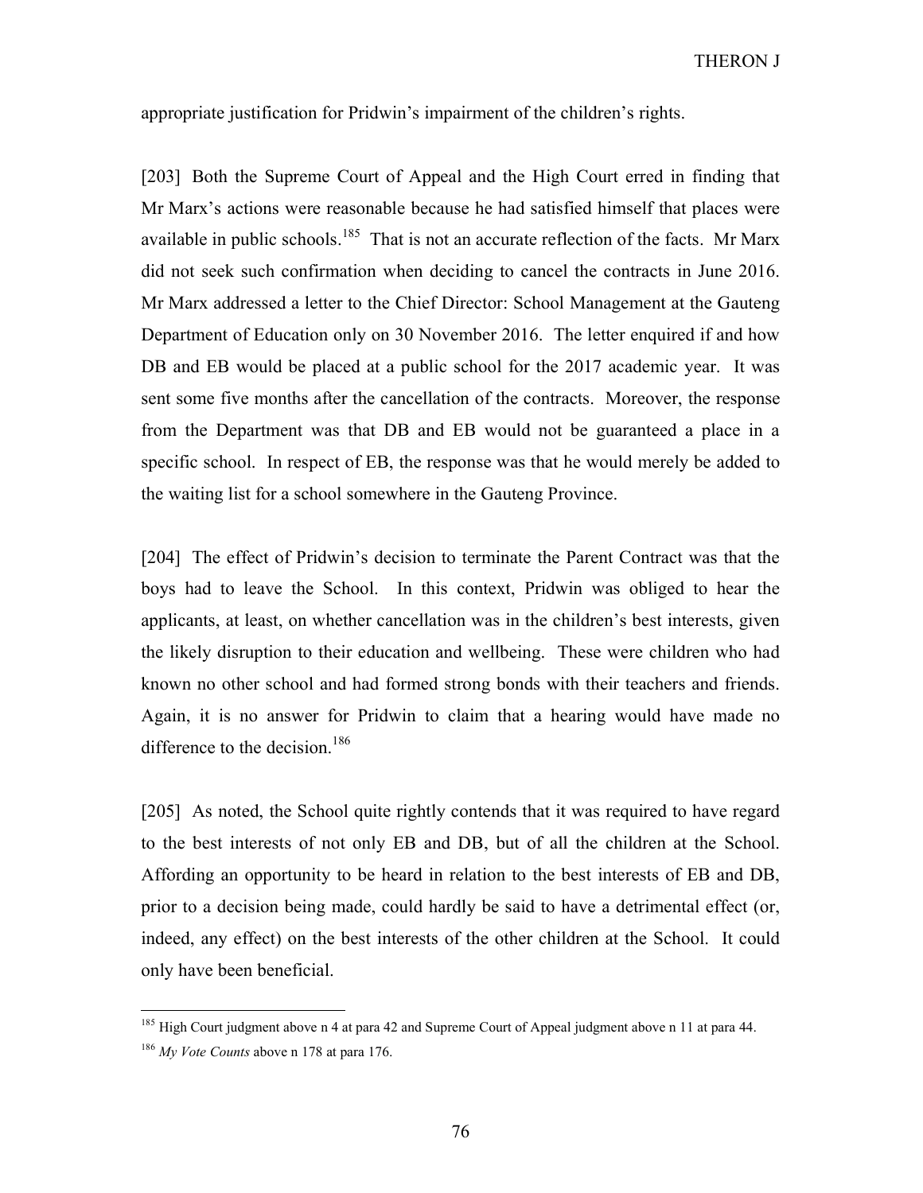appropriate justification for Pridwin's impairment of the children's rights.

[203] Both the Supreme Court of Appeal and the High Court erred in finding that Mr Marx's actions were reasonable because he had satisfied himself that places were available in public schools.[185] That is not an accurate reflection of the facts. Mr Marx did not seek such confirmation when deciding to cancel the contracts in June 2016. Mr Marx addressed a letter to the Chief Director: School Management at the Gauteng Department of Education only on 30 November 2016. The letter enquired if and how DB and EB would be placed at a public school for the 2017 academic year. It was sent some five months after the cancellation of the contracts. Moreover, the response from the Department was that DB and EB would not be guaranteed a place in a specific school. In respect of EB, the response was that he would merely be added to the waiting list for a school somewhere in the Gauteng Province.

[204] The effect of Pridwin's decision to terminate the Parent Contract was that the boys had to leave the School. In this context, Pridwin was obliged to hear the applicants, at least, on whether cancellation was in the children's best interests, given the likely disruption to their education and wellbeing. These were children who had known no other school and had formed strong bonds with their teachers and friends. Again, it is no answer for Pridwin to claim that a hearing would have made no difference to the decision.[186]

[205] As noted, the School quite rightly contends that it was required to have regard to the best interests of not only EB and DB, but of all the children at the School. Affording an opportunity to be heard in relation to the best interests of EB and DB, prior to a decision being made, could hardly be said to have a detrimental effect (or, indeed, any effect) on the best interests of the other children at the School. It could only have been beneficial.

---

[185] High Court judgment above n 4 at para 42 and Supreme Court of Appeal judgment above n 11 at para 44.

[186] *My Vote Counts* above n 178 at para 176.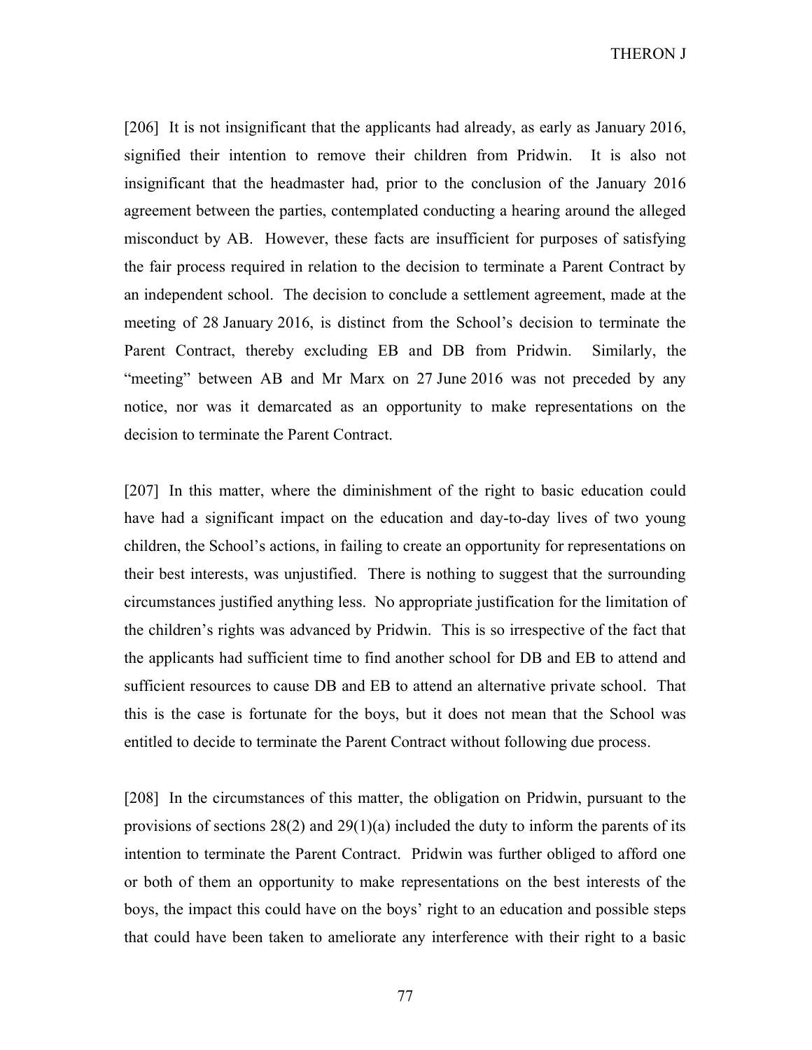[206] It is not insignificant that the applicants had already, as early as January 2016, signified their intention to remove their children from Pridwin. It is also not insignificant that the headmaster had, prior to the conclusion of the January 2016 agreement between the parties, contemplated conducting a hearing around the alleged misconduct by AB. However, these facts are insufficient for purposes of satisfying the fair process required in relation to the decision to terminate a Parent Contract by an independent school. The decision to conclude a settlement agreement, made at the meeting of 28 January 2016, is distinct from the School's decision to terminate the Parent Contract, thereby excluding EB and DB from Pridwin. Similarly, the "meeting" between AB and Mr Marx on 27 June 2016 was not preceded by any notice, nor was it demarcated as an opportunity to make representations on the decision to terminate the Parent Contract.

[207] In this matter, where the diminishment of the right to basic education could have had a significant impact on the education and day-to-day lives of two young children, the School's actions, in failing to create an opportunity for representations on their best interests, was unjustified. There is nothing to suggest that the surrounding circumstances justified anything less. No appropriate justification for the limitation of the children's rights was advanced by Pridwin. This is so irrespective of the fact that the applicants had sufficient time to find another school for DB and EB to attend and sufficient resources to cause DB and EB to attend an alternative private school. That this is the case is fortunate for the boys, but it does not mean that the School was entitled to decide to terminate the Parent Contract without following due process.

[208] In the circumstances of this matter, the obligation on Pridwin, pursuant to the provisions of sections 28(2) and 29(1)(a) included the duty to inform the parents of its intention to terminate the Parent Contract. Pridwin was further obliged to afford one or both of them an opportunity to make representations on the best interests of the boys, the impact this could have on the boys' right to an education and possible steps that could have been taken to ameliorate any interference with their right to a basic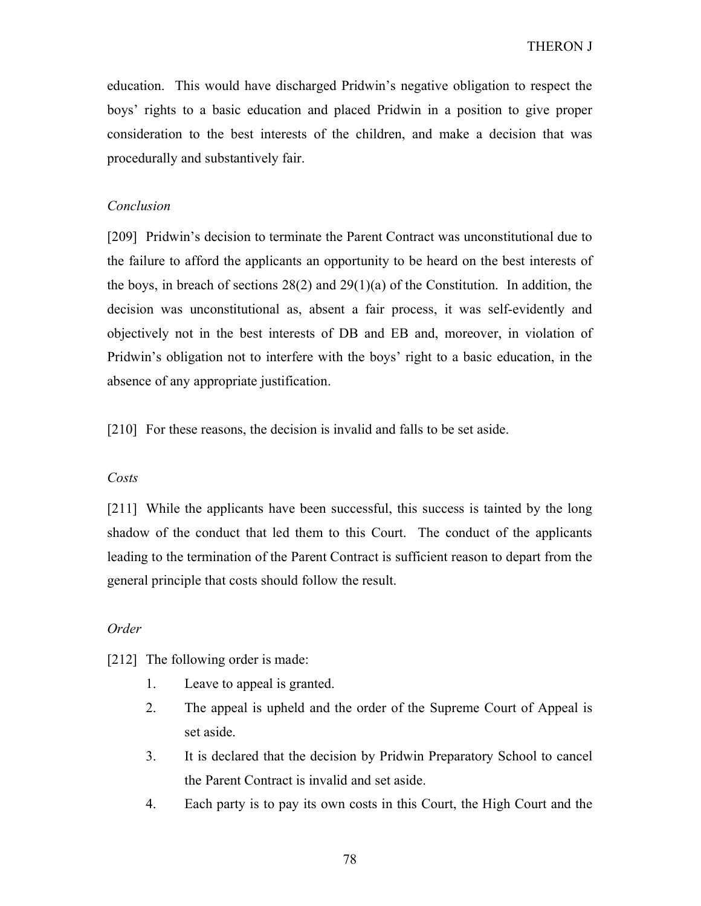education. This would have discharged Pridwin's negative obligation to respect the boys' rights to a basic education and placed Pridwin in a position to give proper consideration to the best interests of the children, and make a decision that was procedurally and substantively fair.

*Conclusion*

[209] Pridwin's decision to terminate the Parent Contract was unconstitutional due to the failure to afford the applicants an opportunity to be heard on the best interests of the boys, in breach of sections 28(2) and 29(1)(a) of the Constitution. In addition, the decision was unconstitutional as, absent a fair process, it was self-evidently and objectively not in the best interests of DB and EB and, moreover, in violation of Pridwin's obligation not to interfere with the boys' right to a basic education, in the absence of any appropriate justification.

[210] For these reasons, the decision is invalid and falls to be set aside.

*Costs*

[211] While the applicants have been successful, this success is tainted by the long shadow of the conduct that led them to this Court. The conduct of the applicants leading to the termination of the Parent Contract is sufficient reason to depart from the general principle that costs should follow the result.

*Order*

[212] The following order is made:

1. Leave to appeal is granted.
2. The appeal is upheld and the order of the Supreme Court of Appeal is set aside.
3. It is declared that the decision by Pridwin Preparatory School to cancel the Parent Contract is invalid and set aside.
4. Each party is to pay its own costs in this Court, the High Court and the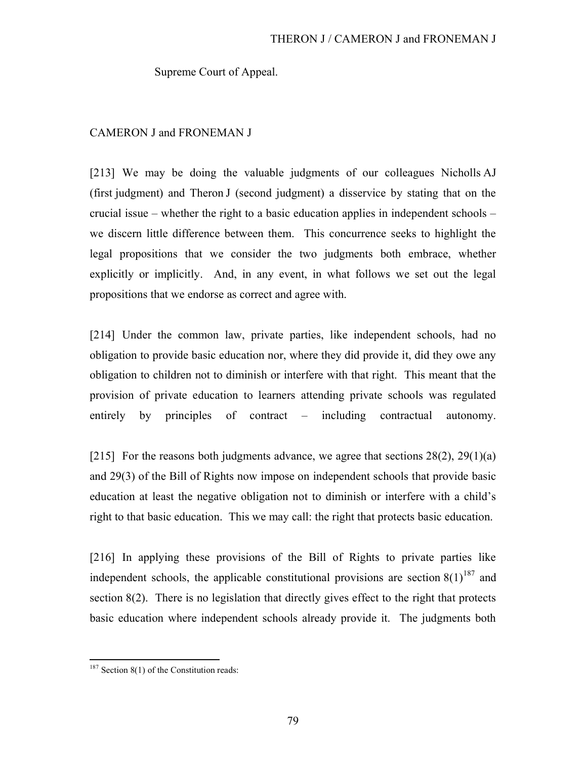Supreme Court of Appeal.

CAMERON J and FRONEMAN J

[213] We may be doing the valuable judgments of our colleagues Nicholls AJ (first judgment) and Theron J (second judgment) a disservice by stating that on the crucial issue – whether the right to a basic education applies in independent schools – we discern little difference between them. This concurrence seeks to highlight the legal propositions that we consider the two judgments both embrace, whether explicitly or implicitly. And, in any event, in what follows we set out the legal propositions that we endorse as correct and agree with.

[214] Under the common law, private parties, like independent schools, had no obligation to provide basic education nor, where they did provide it, did they owe any obligation to children not to diminish or interfere with that right. This meant that the provision of private education to learners attending private schools was regulated entirely by principles of contract – including contractual autonomy.

[215] For the reasons both judgments advance, we agree that sections 28(2), 29(1)(a) and 29(3) of the Bill of Rights now impose on independent schools that provide basic education at least the negative obligation not to diminish or interfere with a child's right to that basic education. This we may call: the right that protects basic education.

[216] In applying these provisions of the Bill of Rights to private parties like independent schools, the applicable constitutional provisions are section 8(1)[187] and section 8(2). There is no legislation that directly gives effect to the right that protects basic education where independent schools already provide it. The judgments both

[187] Section 8(1) of the Constitution reads: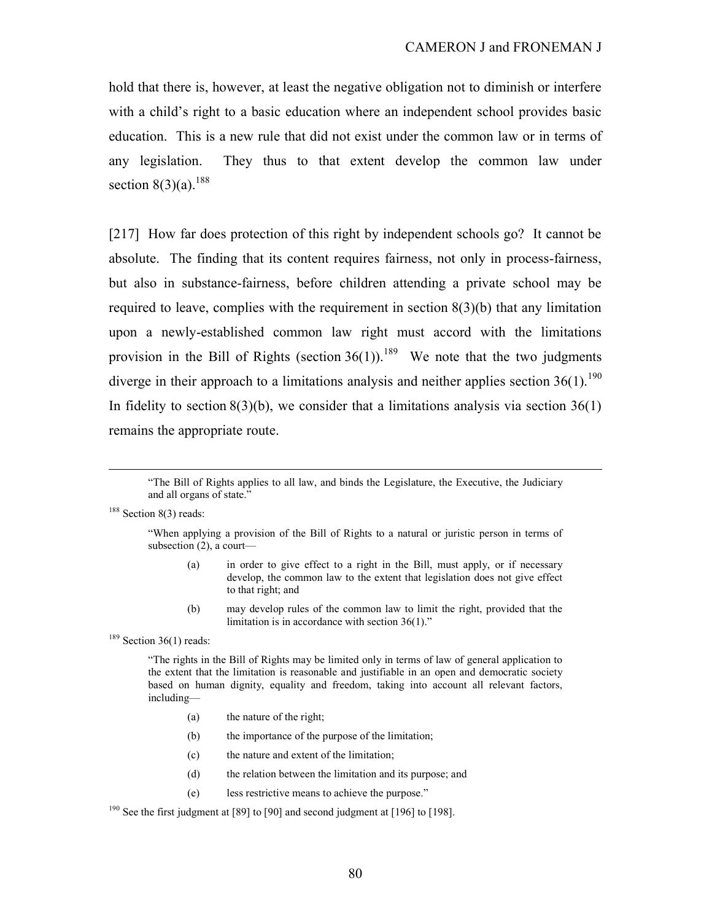hold that there is, however, at least the negative obligation not to diminish or interfere with a child's right to a basic education where an independent school provides basic education. This is a new rule that did not exist under the common law or in terms of any legislation. They thus to that extent develop the common law under section 8(3)(a).[188]

[217] How far does protection of this right by independent schools go? It cannot be absolute. The finding that its content requires fairness, not only in process-fairness, but also in substance-fairness, before children attending a private school may be required to leave, complies with the requirement in section 8(3)(b) that any limitation upon a newly-established common law right must accord with the limitations provision in the Bill of Rights (section 36(1)).[189] We note that the two judgments diverge in their approach to a limitations analysis and neither applies section 36(1).[190] In fidelity to section 8(3)(b), we consider that a limitations analysis via section 36(1) remains the appropriate route.

---

> "The Bill of Rights applies to all law, and binds the Legislature, the Executive, the Judiciary and all organs of state."

[188] Section 8(3) reads:

> "When applying a provision of the Bill of Rights to a natural or juristic person in terms of subsection (2), a court—
>
> (a) in order to give effect to a right in the Bill, must apply, or if necessary develop, the common law to the extent that legislation does not give effect to that right; and
>
> (b) may develop rules of the common law to limit the right, provided that the limitation is in accordance with section 36(1)."

[189] Section 36(1) reads:

> "The rights in the Bill of Rights may be limited only in terms of law of general application to the extent that the limitation is reasonable and justifiable in an open and democratic society based on human dignity, equality and freedom, taking into account all relevant factors, including—
>
> (a) the nature of the right;
>
> (b) the importance of the purpose of the limitation;
>
> (c) the nature and extent of the limitation;
>
> (d) the relation between the limitation and its purpose; and
>
> (e) less restrictive means to achieve the purpose."

[190] See the first judgment at [89] to [90] and second judgment at [196] to [198].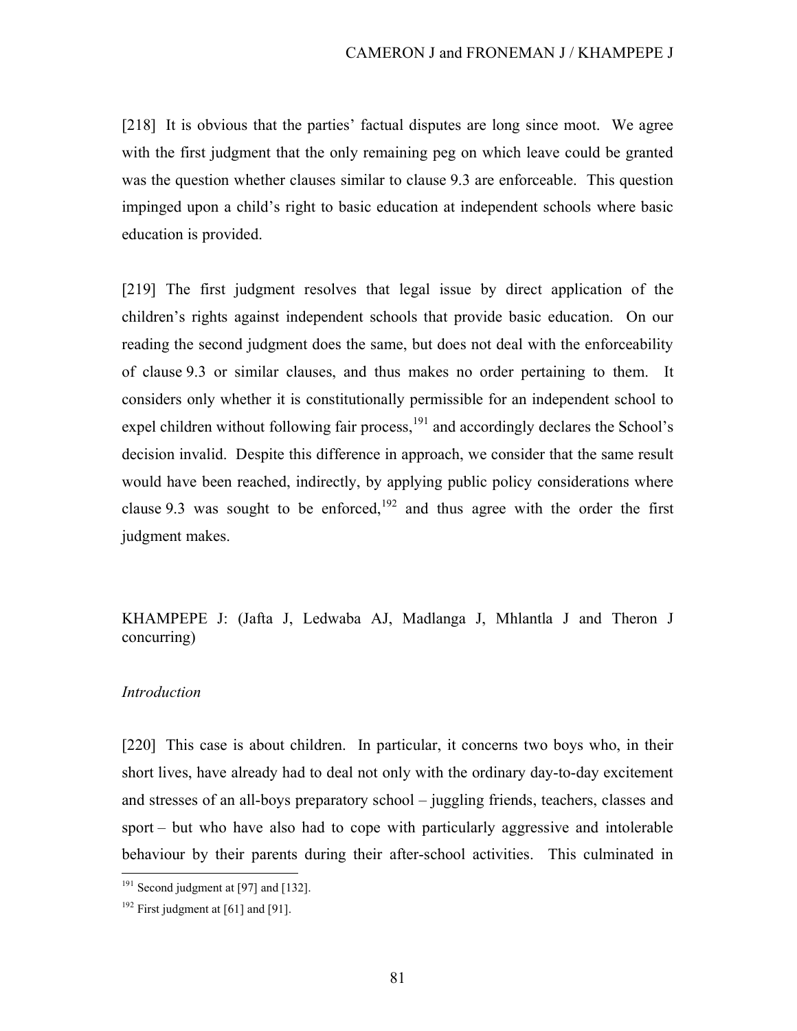[218] It is obvious that the parties' factual disputes are long since moot. We agree with the first judgment that the only remaining peg on which leave could be granted was the question whether clauses similar to clause 9.3 are enforceable. This question impinged upon a child's right to basic education at independent schools where basic education is provided.

[219] The first judgment resolves that legal issue by direct application of the children's rights against independent schools that provide basic education. On our reading the second judgment does the same, but does not deal with the enforceability of clause 9.3 or similar clauses, and thus makes no order pertaining to them. It considers only whether it is constitutionally permissible for an independent school to expel children without following fair process,[191] and accordingly declares the School's decision invalid. Despite this difference in approach, we consider that the same result would have been reached, indirectly, by applying public policy considerations where clause 9.3 was sought to be enforced,[192] and thus agree with the order the first judgment makes.

KHAMPEPE J: (Jafta J, Ledwaba AJ, Madlanga J, Mhlantla J and Theron J concurring)

*Introduction*

[220] This case is about children. In particular, it concerns two boys who, in their short lives, have already had to deal not only with the ordinary day-to-day excitement and stresses of an all-boys preparatory school – juggling friends, teachers, classes and sport – but who have also had to cope with particularly aggressive and intolerable behaviour by their parents during their after-school activities. This culminated in

[191] Second judgment at [97] and [132].

[192] First judgment at [61] and [91].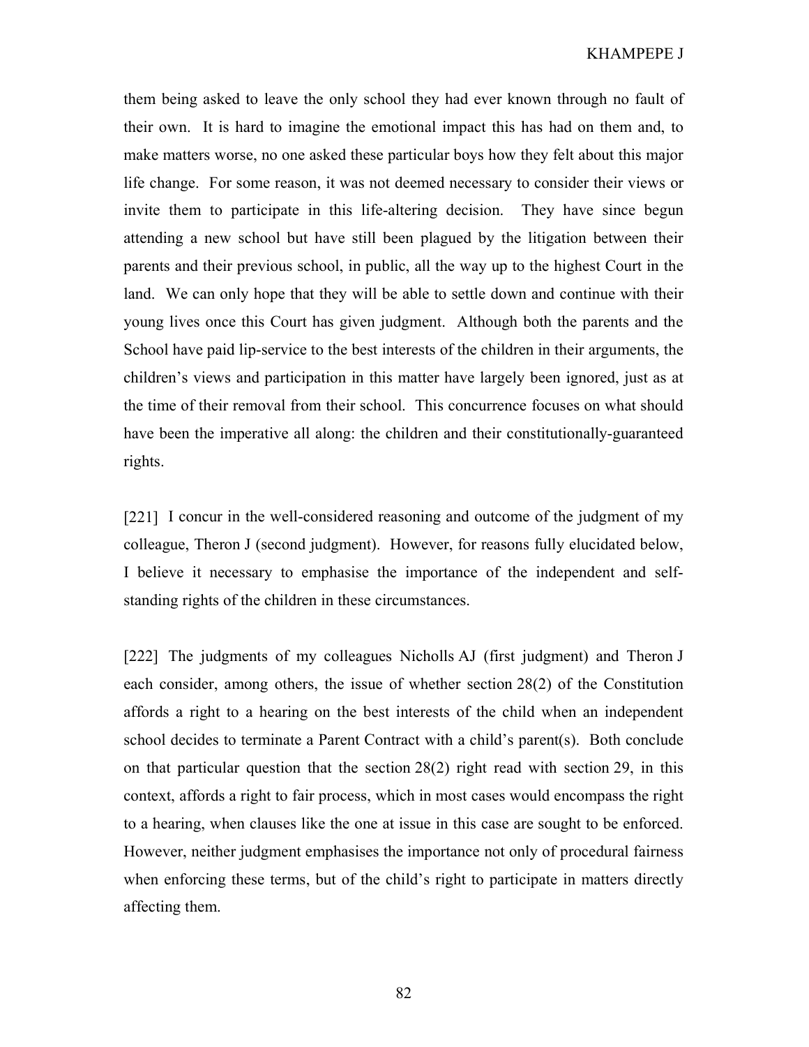them being asked to leave the only school they had ever known through no fault of their own. It is hard to imagine the emotional impact this has had on them and, to make matters worse, no one asked these particular boys how they felt about this major life change. For some reason, it was not deemed necessary to consider their views or invite them to participate in this life-altering decision. They have since begun attending a new school but have still been plagued by the litigation between their parents and their previous school, in public, all the way up to the highest Court in the land. We can only hope that they will be able to settle down and continue with their young lives once this Court has given judgment. Although both the parents and the School have paid lip-service to the best interests of the children in their arguments, the children's views and participation in this matter have largely been ignored, just as at the time of their removal from their school. This concurrence focuses on what should have been the imperative all along: the children and their constitutionally-guaranteed rights.

[221] I concur in the well-considered reasoning and outcome of the judgment of my colleague, Theron J (second judgment). However, for reasons fully elucidated below, I believe it necessary to emphasise the importance of the independent and self-standing rights of the children in these circumstances.

[222] The judgments of my colleagues Nicholls AJ (first judgment) and Theron J each consider, among others, the issue of whether section 28(2) of the Constitution affords a right to a hearing on the best interests of the child when an independent school decides to terminate a Parent Contract with a child's parent(s). Both conclude on that particular question that the section 28(2) right read with section 29, in this context, affords a right to fair process, which in most cases would encompass the right to a hearing, when clauses like the one at issue in this case are sought to be enforced. However, neither judgment emphasises the importance not only of procedural fairness when enforcing these terms, but of the child's right to participate in matters directly affecting them.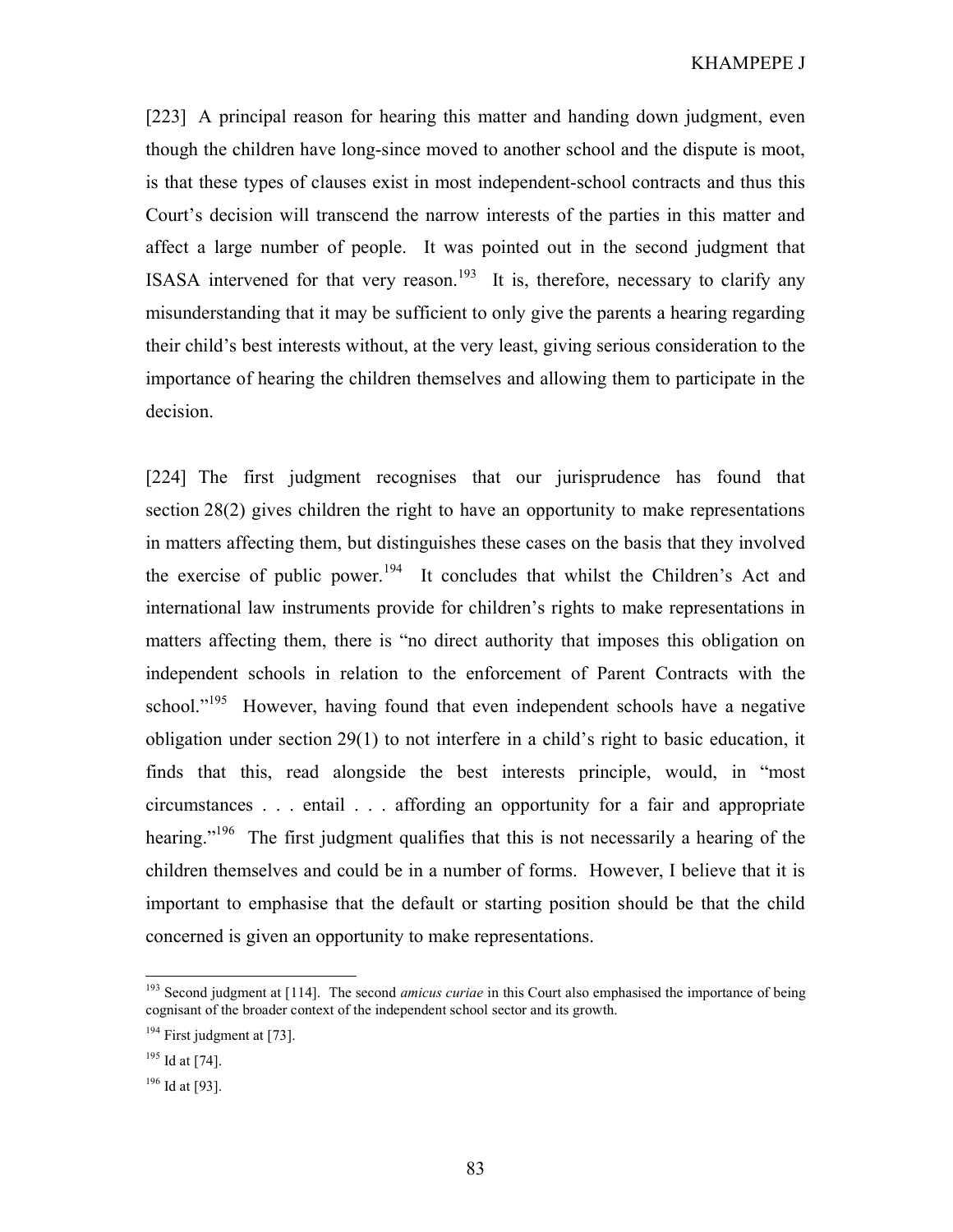[223] A principal reason for hearing this matter and handing down judgment, even though the children have long-since moved to another school and the dispute is moot, is that these types of clauses exist in most independent-school contracts and thus this Court's decision will transcend the narrow interests of the parties in this matter and affect a large number of people. It was pointed out in the second judgment that ISASA intervened for that very reason.[193] It is, therefore, necessary to clarify any misunderstanding that it may be sufficient to only give the parents a hearing regarding their child's best interests without, at the very least, giving serious consideration to the importance of hearing the children themselves and allowing them to participate in the decision.

[224] The first judgment recognises that our jurisprudence has found that section 28(2) gives children the right to have an opportunity to make representations in matters affecting them, but distinguishes these cases on the basis that they involved the exercise of public power.[194] It concludes that whilst the Children's Act and international law instruments provide for children's rights to make representations in matters affecting them, there is "no direct authority that imposes this obligation on independent schools in relation to the enforcement of Parent Contracts with the school."[195] However, having found that even independent schools have a negative obligation under section 29(1) to not interfere in a child's right to basic education, it finds that this, read alongside the best interests principle, would, in "most circumstances . . . entail . . . affording an opportunity for a fair and appropriate hearing."[196] The first judgment qualifies that this is not necessarily a hearing of the children themselves and could be in a number of forms. However, I believe that it is important to emphasise that the default or starting position should be that the child concerned is given an opportunity to make representations.

---

[193] Second judgment at [114]. The second *amicus curiae* in this Court also emphasised the importance of being cognisant of the broader context of the independent school sector and its growth.

[194] First judgment at [73].

[195] Id at [74].

[196] Id at [93].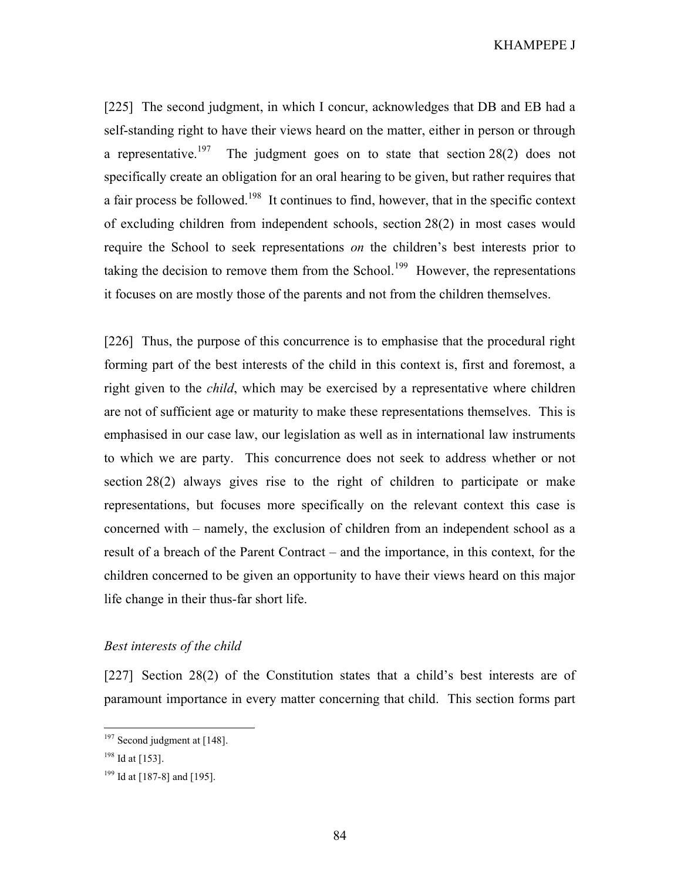[225] The second judgment, in which I concur, acknowledges that DB and EB had a self-standing right to have their views heard on the matter, either in person or through a representative.[197] The judgment goes on to state that section 28(2) does not specifically create an obligation for an oral hearing to be given, but rather requires that a fair process be followed.[198] It continues to find, however, that in the specific context of excluding children from independent schools, section 28(2) in most cases would require the School to seek representations *on* the children's best interests prior to taking the decision to remove them from the School.[199] However, the representations it focuses on are mostly those of the parents and not from the children themselves.

[226] Thus, the purpose of this concurrence is to emphasise that the procedural right forming part of the best interests of the child in this context is, first and foremost, a right given to the *child*, which may be exercised by a representative where children are not of sufficient age or maturity to make these representations themselves. This is emphasised in our case law, our legislation as well as in international law instruments to which we are party. This concurrence does not seek to address whether or not section 28(2) always gives rise to the right of children to participate or make representations, but focuses more specifically on the relevant context this case is concerned with – namely, the exclusion of children from an independent school as a result of a breach of the Parent Contract – and the importance, in this context, for the children concerned to be given an opportunity to have their views heard on this major life change in their thus-far short life.

*Best interests of the child*

[227] Section 28(2) of the Constitution states that a child's best interests are of paramount importance in every matter concerning that child. This section forms part

---

[197] Second judgment at [148].

[198] Id at [153].

[199] Id at [187-8] and [195].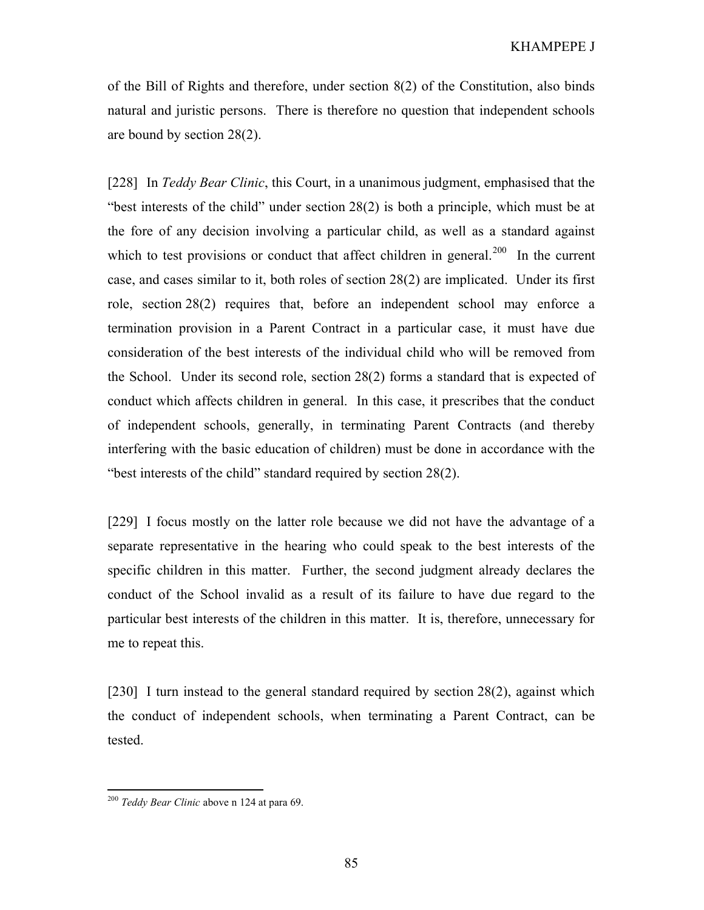of the Bill of Rights and therefore, under section 8(2) of the Constitution, also binds natural and juristic persons. There is therefore no question that independent schools are bound by section 28(2).

[228] In *Teddy Bear Clinic*, this Court, in a unanimous judgment, emphasised that the "best interests of the child" under section 28(2) is both a principle, which must be at the fore of any decision involving a particular child, as well as a standard against which to test provisions or conduct that affect children in general.[200] In the current case, and cases similar to it, both roles of section 28(2) are implicated. Under its first role, section 28(2) requires that, before an independent school may enforce a termination provision in a Parent Contract in a particular case, it must have due consideration of the best interests of the individual child who will be removed from the School. Under its second role, section 28(2) forms a standard that is expected of conduct which affects children in general. In this case, it prescribes that the conduct of independent schools, generally, in terminating Parent Contracts (and thereby interfering with the basic education of children) must be done in accordance with the "best interests of the child" standard required by section 28(2).

[229] I focus mostly on the latter role because we did not have the advantage of a separate representative in the hearing who could speak to the best interests of the specific children in this matter. Further, the second judgment already declares the conduct of the School invalid as a result of its failure to have due regard to the particular best interests of the children in this matter. It is, therefore, unnecessary for me to repeat this.

[230] I turn instead to the general standard required by section 28(2), against which the conduct of independent schools, when terminating a Parent Contract, can be tested.

---

[200] *Teddy Bear Clinic* above n 124 at para 69.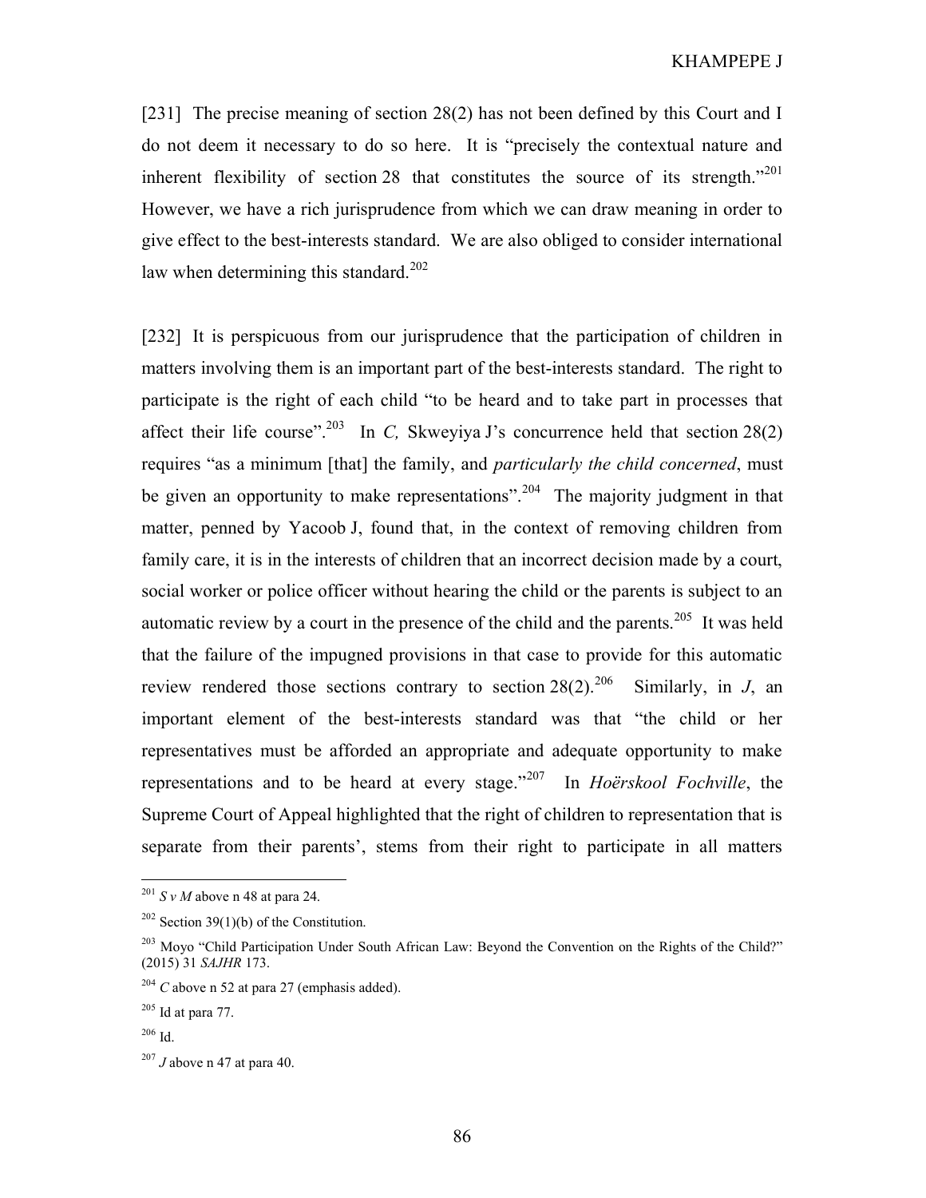[231] The precise meaning of section 28(2) has not been defined by this Court and I do not deem it necessary to do so here. It is "precisely the contextual nature and inherent flexibility of section 28 that constitutes the source of its strength."[201] However, we have a rich jurisprudence from which we can draw meaning in order to give effect to the best-interests standard. We are also obliged to consider international law when determining this standard.[202]

[232] It is perspicuous from our jurisprudence that the participation of children in matters involving them is an important part of the best-interests standard. The right to participate is the right of each child "to be heard and to take part in processes that affect their life course".[203] In *C,* Skweyiya J's concurrence held that section 28(2) requires "as a minimum [that] the family, and *particularly the child concerned*, must be given an opportunity to make representations".[204] The majority judgment in that matter, penned by Yacoob J, found that, in the context of removing children from family care, it is in the interests of children that an incorrect decision made by a court, social worker or police officer without hearing the child or the parents is subject to an automatic review by a court in the presence of the child and the parents.[205] It was held that the failure of the impugned provisions in that case to provide for this automatic review rendered those sections contrary to section 28(2).[206] Similarly, in *J*, an important element of the best-interests standard was that "the child or her representatives must be afforded an appropriate and adequate opportunity to make representations and to be heard at every stage."[207] In *Hoërskool Fochville*, the Supreme Court of Appeal highlighted that the right of children to representation that is separate from their parents', stems from their right to participate in all matters

---

[201] *S v M* above n 48 at para 24.

[202] Section 39(1)(b) of the Constitution.

[203] Moyo "Child Participation Under South African Law: Beyond the Convention on the Rights of the Child?" (2015) 31 *SAJHR* 173.

[204] *C* above n 52 at para 27 (emphasis added).

[205] Id at para 77.

[206] Id.

[207] *J* above n 47 at para 40.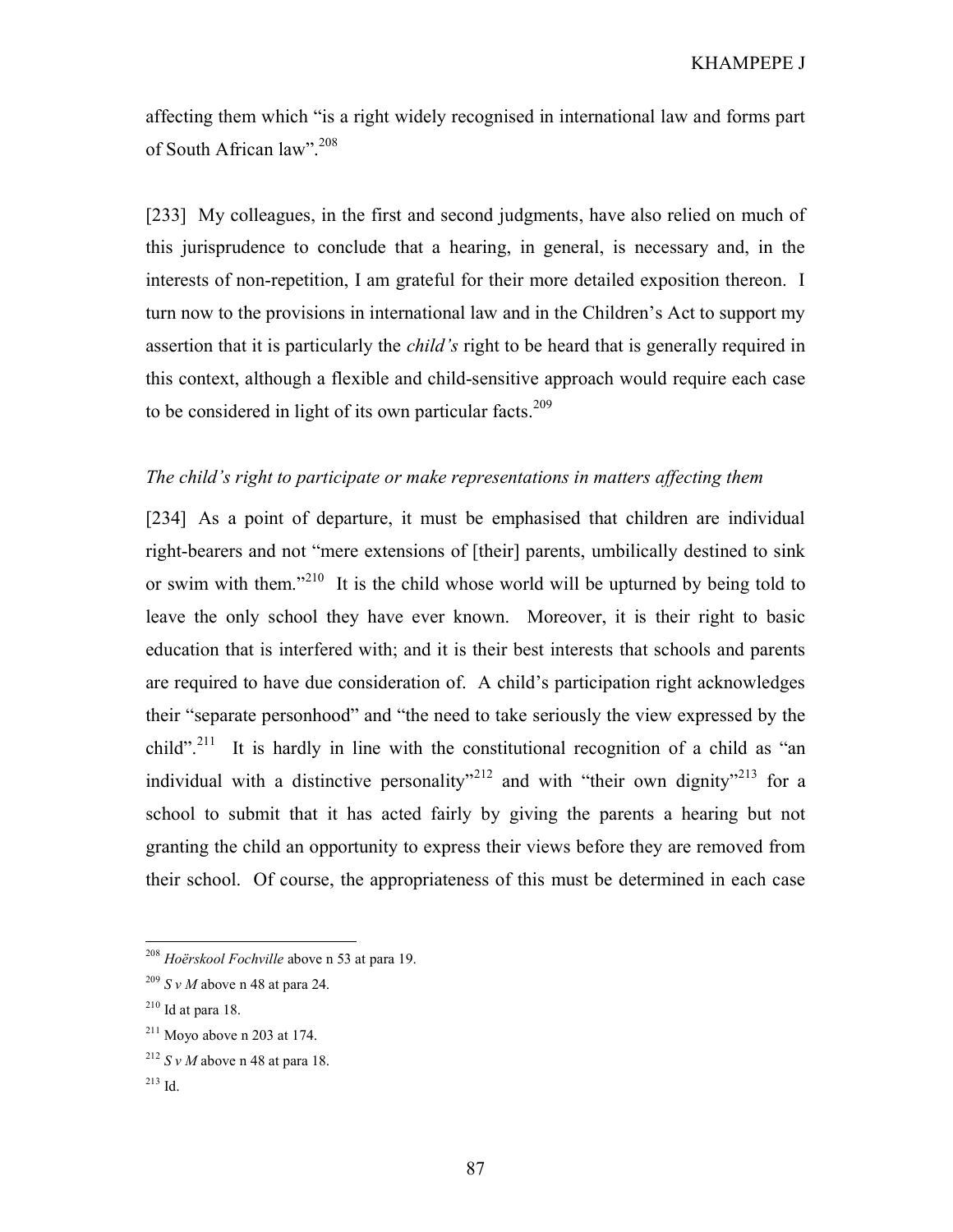affecting them which "is a right widely recognised in international law and forms part of South African law".[208]

[233] My colleagues, in the first and second judgments, have also relied on much of this jurisprudence to conclude that a hearing, in general, is necessary and, in the interests of non-repetition, I am grateful for their more detailed exposition thereon. I turn now to the provisions in international law and in the Children's Act to support my assertion that it is particularly the *child's* right to be heard that is generally required in this context, although a flexible and child-sensitive approach would require each case to be considered in light of its own particular facts.[209]

*The child's right to participate or make representations in matters affecting them*

[234] As a point of departure, it must be emphasised that children are individual right-bearers and not "mere extensions of [their] parents, umbilically destined to sink or swim with them."[210] It is the child whose world will be upturned by being told to leave the only school they have ever known. Moreover, it is their right to basic education that is interfered with; and it is their best interests that schools and parents are required to have due consideration of. A child's participation right acknowledges their "separate personhood" and "the need to take seriously the view expressed by the child".[211] It is hardly in line with the constitutional recognition of a child as "an individual with a distinctive personality"[212] and with "their own dignity"[213] for a school to submit that it has acted fairly by giving the parents a hearing but not granting the child an opportunity to express their views before they are removed from their school. Of course, the appropriateness of this must be determined in each case

---

[208] *Hoërskool Fochville* above n 53 at para 19.

[209] *S v M* above n 48 at para 24.

[210] Id at para 18.

[211] Moyo above n 203 at 174.

[212] *S v M* above n 48 at para 18.

[213] Id.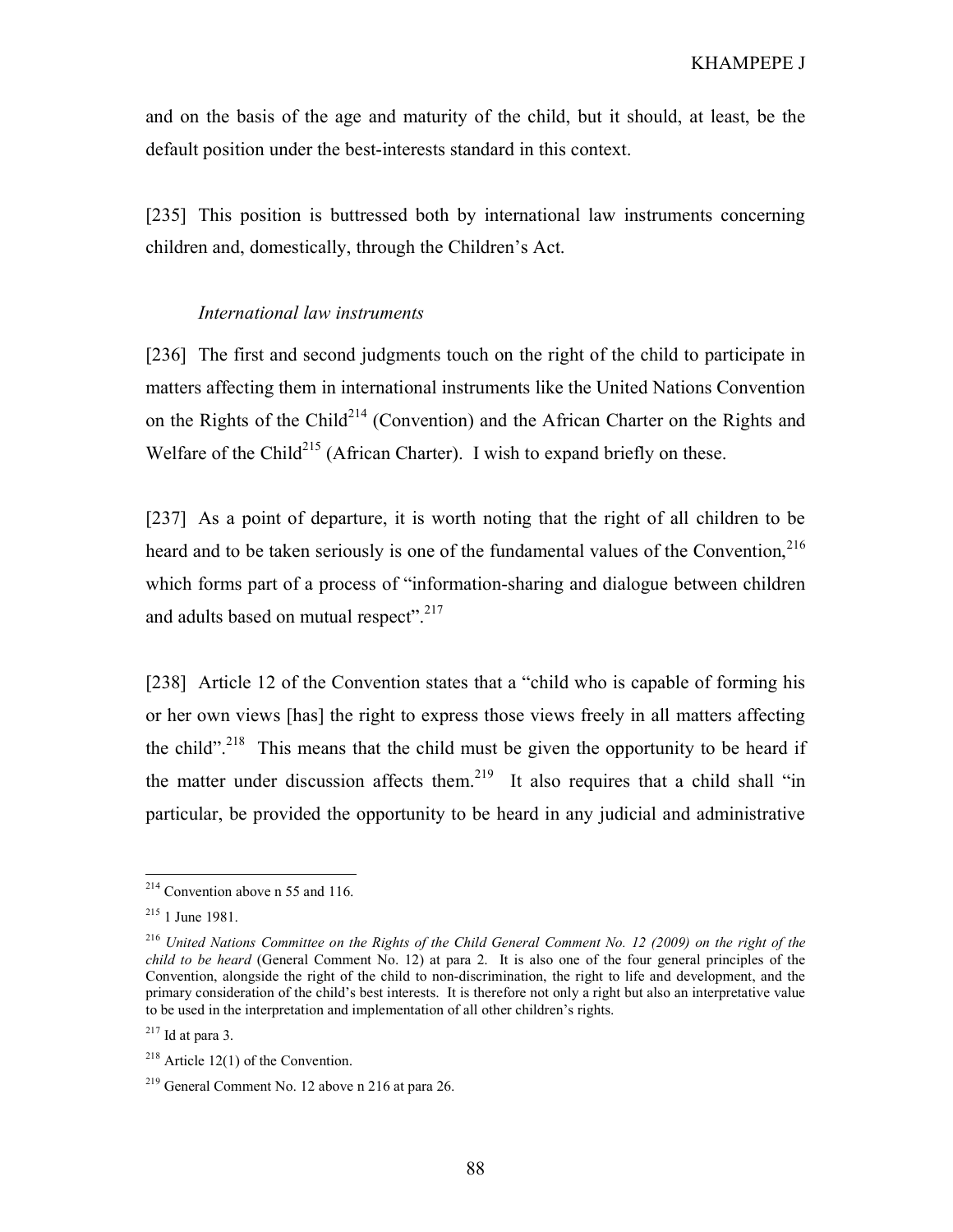and on the basis of the age and maturity of the child, but it should, at least, be the default position under the best-interests standard in this context.

[235] This position is buttressed both by international law instruments concerning children and, domestically, through the Children's Act.

*International law instruments*

[236] The first and second judgments touch on the right of the child to participate in matters affecting them in international instruments like the United Nations Convention on the Rights of the Child[214] (Convention) and the African Charter on the Rights and Welfare of the Child[215] (African Charter). I wish to expand briefly on these.

[237] As a point of departure, it is worth noting that the right of all children to be heard and to be taken seriously is one of the fundamental values of the Convention,[216] which forms part of a process of "information-sharing and dialogue between children and adults based on mutual respect".[217]

[238] Article 12 of the Convention states that a "child who is capable of forming his or her own views [has] the right to express those views freely in all matters affecting the child".[218] This means that the child must be given the opportunity to be heard if the matter under discussion affects them.[219] It also requires that a child shall "in particular, be provided the opportunity to be heard in any judicial and administrative

---

[214] Convention above n 55 and 116.

[215] 1 June 1981.

[216] *United Nations Committee on the Rights of the Child General Comment No. 12 (2009) on the right of the child to be heard* (General Comment No. 12) at para 2. It is also one of the four general principles of the Convention, alongside the right of the child to non-discrimination, the right to life and development, and the primary consideration of the child's best interests. It is therefore not only a right but also an interpretative value to be used in the interpretation and implementation of all other children's rights.

[217] Id at para 3.

[218] Article 12(1) of the Convention.

[219] General Comment No. 12 above n 216 at para 26.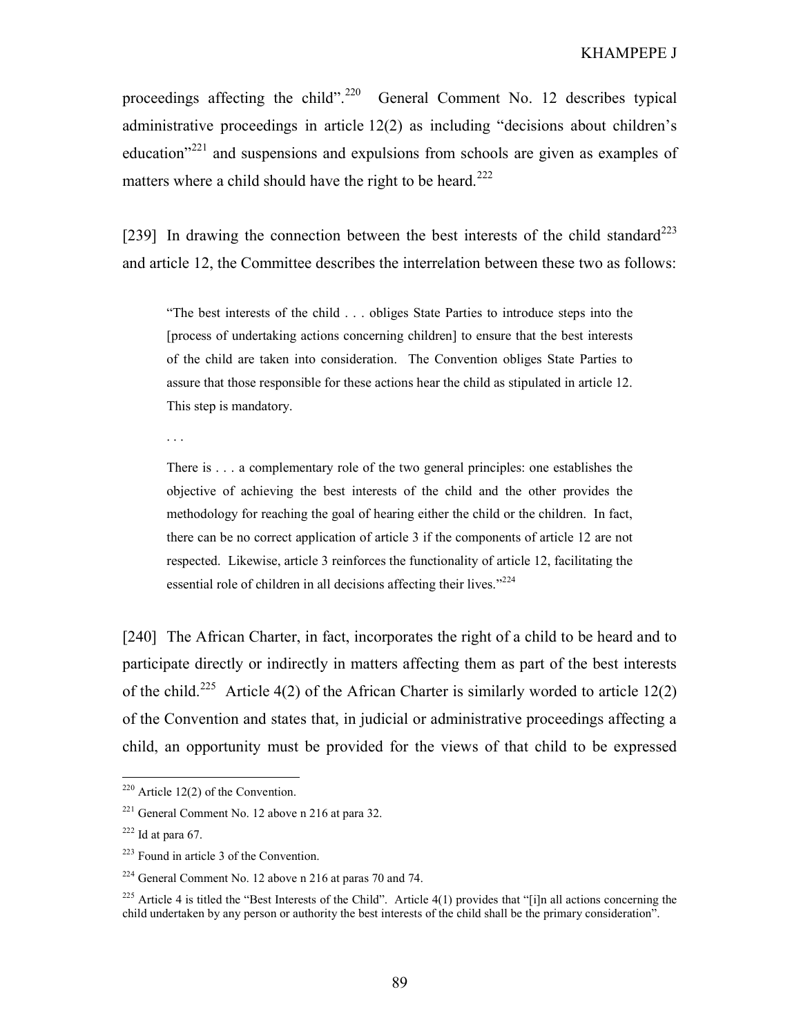proceedings affecting the child".[220] General Comment No. 12 describes typical administrative proceedings in article 12(2) as including "decisions about children's education"[221] and suspensions and expulsions from schools are given as examples of matters where a child should have the right to be heard.[222]

[239] In drawing the connection between the best interests of the child standard[223] and article 12, the Committee describes the interrelation between these two as follows:

> "The best interests of the child . . . obliges State Parties to introduce steps into the [process of undertaking actions concerning children] to ensure that the best interests of the child are taken into consideration. The Convention obliges State Parties to assure that those responsible for these actions hear the child as stipulated in article 12. This step is mandatory.
>
> . . .
>
> There is . . . a complementary role of the two general principles: one establishes the objective of achieving the best interests of the child and the other provides the methodology for reaching the goal of hearing either the child or the children. In fact, there can be no correct application of article 3 if the components of article 12 are not respected. Likewise, article 3 reinforces the functionality of article 12, facilitating the essential role of children in all decisions affecting their lives."[224]

[240] The African Charter, in fact, incorporates the right of a child to be heard and to participate directly or indirectly in matters affecting them as part of the best interests of the child.[225] Article 4(2) of the African Charter is similarly worded to article 12(2) of the Convention and states that, in judicial or administrative proceedings affecting a child, an opportunity must be provided for the views of that child to be expressed

---

[220] Article 12(2) of the Convention.

[221] General Comment No. 12 above n 216 at para 32.

[222] Id at para 67.

[223] Found in article 3 of the Convention.

[224] General Comment No. 12 above n 216 at paras 70 and 74.

[225] Article 4 is titled the "Best Interests of the Child". Article 4(1) provides that "[i]n all actions concerning the child undertaken by any person or authority the best interests of the child shall be the primary consideration".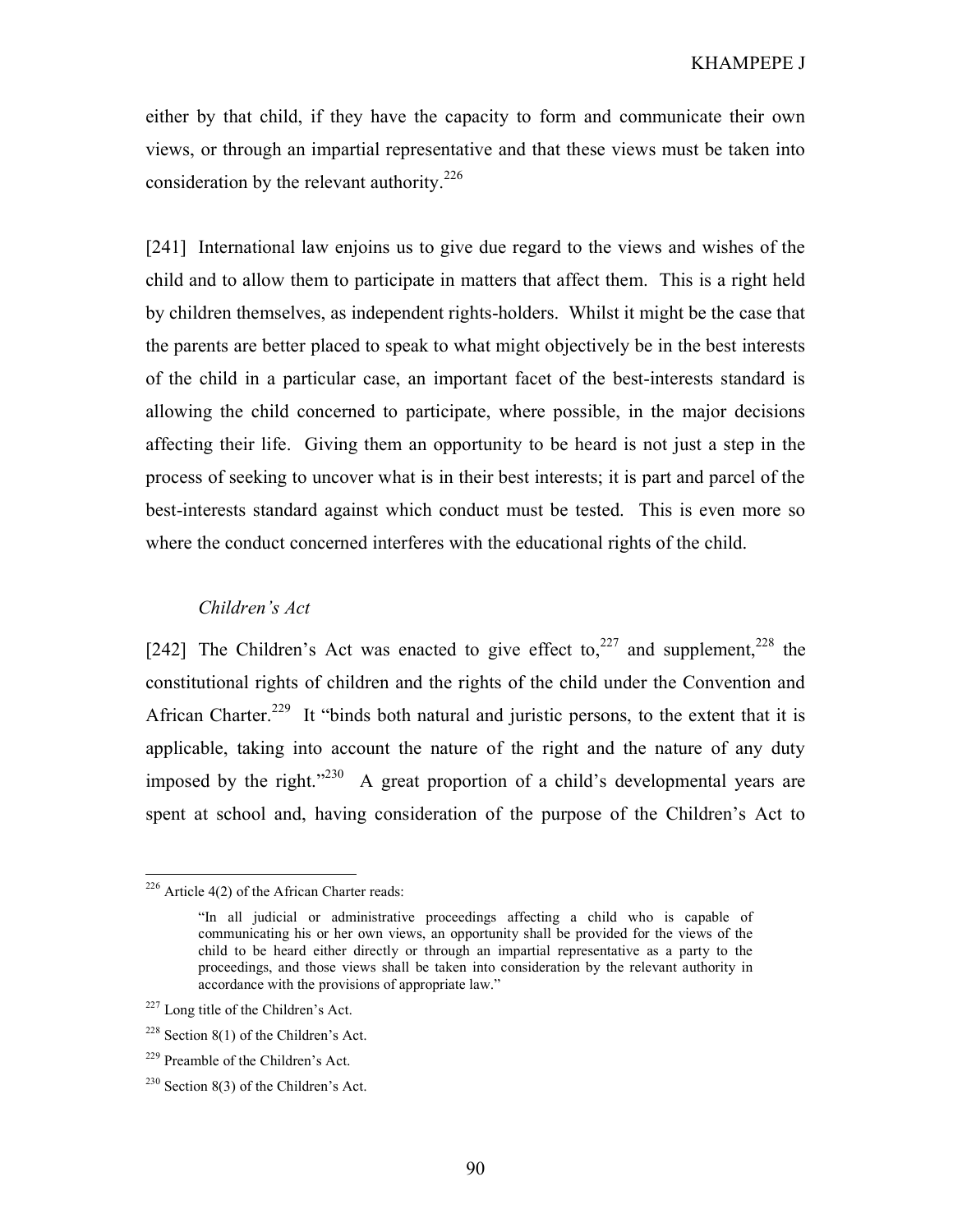either by that child, if they have the capacity to form and communicate their own views, or through an impartial representative and that these views must be taken into consideration by the relevant authority.[226]

[241] International law enjoins us to give due regard to the views and wishes of the child and to allow them to participate in matters that affect them. This is a right held by children themselves, as independent rights-holders. Whilst it might be the case that the parents are better placed to speak to what might objectively be in the best interests of the child in a particular case, an important facet of the best-interests standard is allowing the child concerned to participate, where possible, in the major decisions affecting their life. Giving them an opportunity to be heard is not just a step in the process of seeking to uncover what is in their best interests; it is part and parcel of the best-interests standard against which conduct must be tested. This is even more so where the conduct concerned interferes with the educational rights of the child.

*Children's Act*

[242] The Children's Act was enacted to give effect to,[227] and supplement,[228] the constitutional rights of children and the rights of the child under the Convention and African Charter.[229] It "binds both natural and juristic persons, to the extent that it is applicable, taking into account the nature of the right and the nature of any duty imposed by the right."[230] A great proportion of a child's developmental years are spent at school and, having consideration of the purpose of the Children's Act to

---

[226] Article 4(2) of the African Charter reads:

> "In all judicial or administrative proceedings affecting a child who is capable of communicating his or her own views, an opportunity shall be provided for the views of the child to be heard either directly or through an impartial representative as a party to the proceedings, and those views shall be taken into consideration by the relevant authority in accordance with the provisions of appropriate law."

[227] Long title of the Children's Act.

[228] Section 8(1) of the Children's Act.

[229] Preamble of the Children's Act.

[230] Section 8(3) of the Children's Act.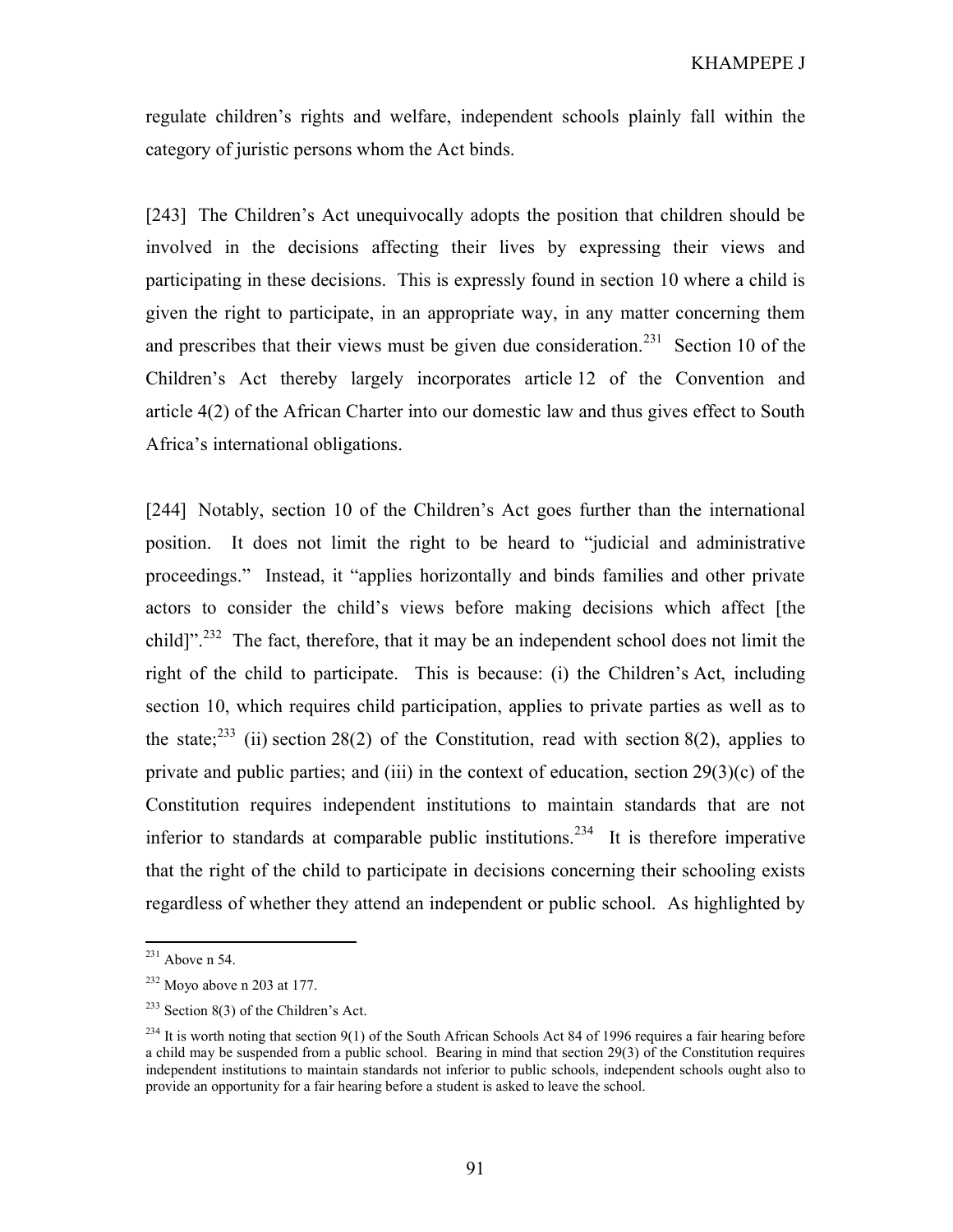regulate children's rights and welfare, independent schools plainly fall within the category of juristic persons whom the Act binds.

[243] The Children's Act unequivocally adopts the position that children should be involved in the decisions affecting their lives by expressing their views and participating in these decisions. This is expressly found in section 10 where a child is given the right to participate, in an appropriate way, in any matter concerning them and prescribes that their views must be given due consideration.[231] Section 10 of the Children's Act thereby largely incorporates article 12 of the Convention and article 4(2) of the African Charter into our domestic law and thus gives effect to South Africa's international obligations.

[244] Notably, section 10 of the Children's Act goes further than the international position. It does not limit the right to be heard to "judicial and administrative proceedings." Instead, it "applies horizontally and binds families and other private actors to consider the child's views before making decisions which affect [the child]".[232] The fact, therefore, that it may be an independent school does not limit the right of the child to participate. This is because: (i) the Children's Act, including section 10, which requires child participation, applies to private parties as well as to the state;[233] (ii) section 28(2) of the Constitution, read with section 8(2), applies to private and public parties; and (iii) in the context of education, section 29(3)(c) of the Constitution requires independent institutions to maintain standards that are not inferior to standards at comparable public institutions.[234] It is therefore imperative that the right of the child to participate in decisions concerning their schooling exists regardless of whether they attend an independent or public school. As highlighted by

---

[231] Above n 54.

[232] Moyo above n 203 at 177.

[233] Section 8(3) of the Children's Act.

[234] It is worth noting that section 9(1) of the South African Schools Act 84 of 1996 requires a fair hearing before a child may be suspended from a public school. Bearing in mind that section 29(3) of the Constitution requires independent institutions to maintain standards not inferior to public schools, independent schools ought also to provide an opportunity for a fair hearing before a student is asked to leave the school.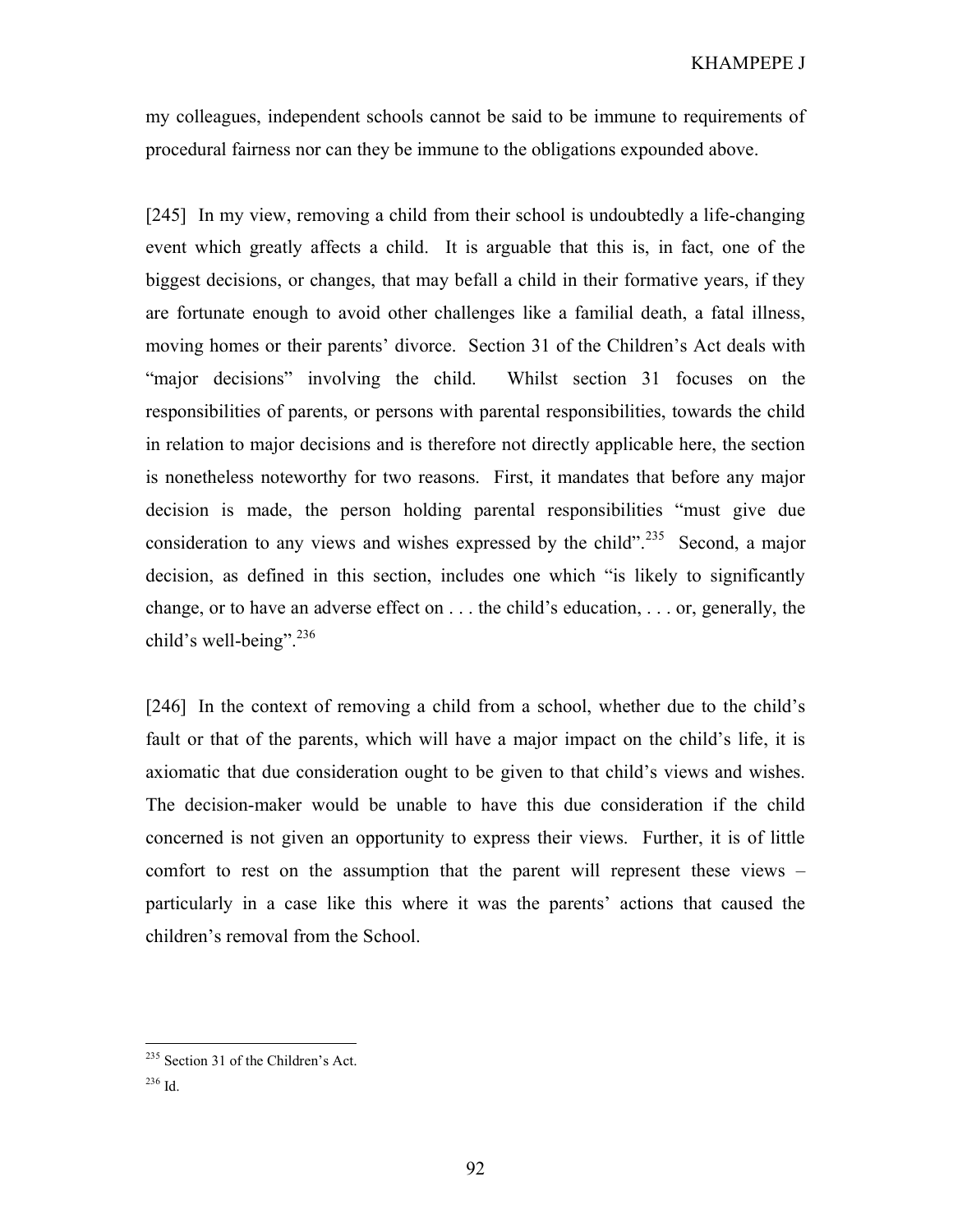my colleagues, independent schools cannot be said to be immune to requirements of procedural fairness nor can they be immune to the obligations expounded above.

[245] In my view, removing a child from their school is undoubtedly a life-changing event which greatly affects a child. It is arguable that this is, in fact, one of the biggest decisions, or changes, that may befall a child in their formative years, if they are fortunate enough to avoid other challenges like a familial death, a fatal illness, moving homes or their parents' divorce. Section 31 of the Children's Act deals with "major decisions" involving the child. Whilst section 31 focuses on the responsibilities of parents, or persons with parental responsibilities, towards the child in relation to major decisions and is therefore not directly applicable here, the section is nonetheless noteworthy for two reasons. First, it mandates that before any major decision is made, the person holding parental responsibilities "must give due consideration to any views and wishes expressed by the child".[235] Second, a major decision, as defined in this section, includes one which "is likely to significantly change, or to have an adverse effect on . . . the child's education, . . . or, generally, the child's well-being".[236]

[246] In the context of removing a child from a school, whether due to the child's fault or that of the parents, which will have a major impact on the child's life, it is axiomatic that due consideration ought to be given to that child's views and wishes. The decision-maker would be unable to have this due consideration if the child concerned is not given an opportunity to express their views. Further, it is of little comfort to rest on the assumption that the parent will represent these views – particularly in a case like this where it was the parents' actions that caused the children's removal from the School.

---

[235] Section 31 of the Children's Act.

[236] Id.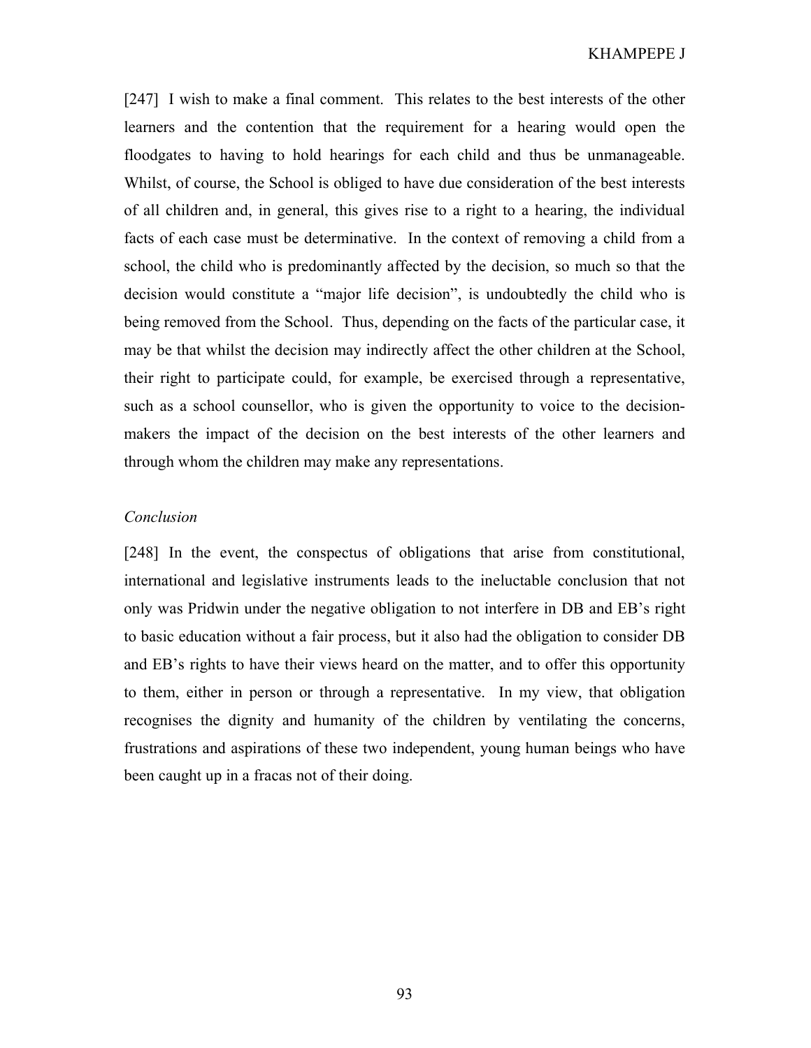[247] I wish to make a final comment. This relates to the best interests of the other learners and the contention that the requirement for a hearing would open the floodgates to having to hold hearings for each child and thus be unmanageable. Whilst, of course, the School is obliged to have due consideration of the best interests of all children and, in general, this gives rise to a right to a hearing, the individual facts of each case must be determinative. In the context of removing a child from a school, the child who is predominantly affected by the decision, so much so that the decision would constitute a "major life decision", is undoubtedly the child who is being removed from the School. Thus, depending on the facts of the particular case, it may be that whilst the decision may indirectly affect the other children at the School, their right to participate could, for example, be exercised through a representative, such as a school counsellor, who is given the opportunity to voice to the decision-makers the impact of the decision on the best interests of the other learners and through whom the children may make any representations.

*Conclusion*

[248] In the event, the conspectus of obligations that arise from constitutional, international and legislative instruments leads to the ineluctable conclusion that not only was Pridwin under the negative obligation to not interfere in DB and EB's right to basic education without a fair process, but it also had the obligation to consider DB and EB's rights to have their views heard on the matter, and to offer this opportunity to them, either in person or through a representative. In my view, that obligation recognises the dignity and humanity of the children by ventilating the concerns, frustrations and aspirations of these two independent, young human beings who have been caught up in a fracas not of their doing.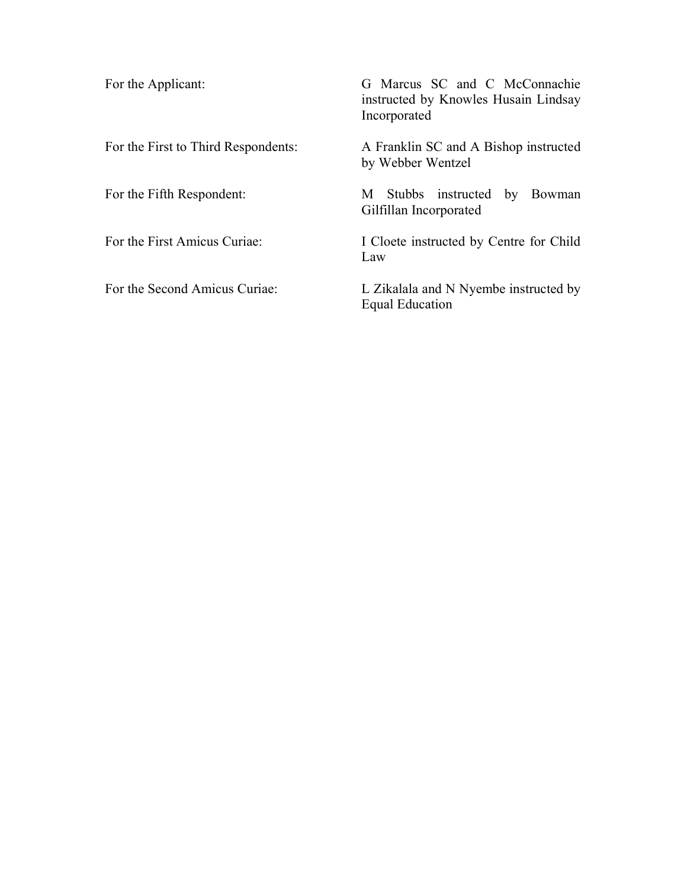| | |
|---|---|
| For the Applicant: | G Marcus SC and C McConnachie instructed by Knowles Husain Lindsay Incorporated |
| For the First to Third Respondents: | A Franklin SC and A Bishop instructed by Webber Wentzel |
| For the Fifth Respondent: | M Stubbs instructed by Bowman Gilfillan Incorporated |
| For the First Amicus Curiae: | I Cloete instructed by Centre for Child Law |
| For the Second Amicus Curiae: | L Zikalala and N Nyembe instructed by Equal Education |